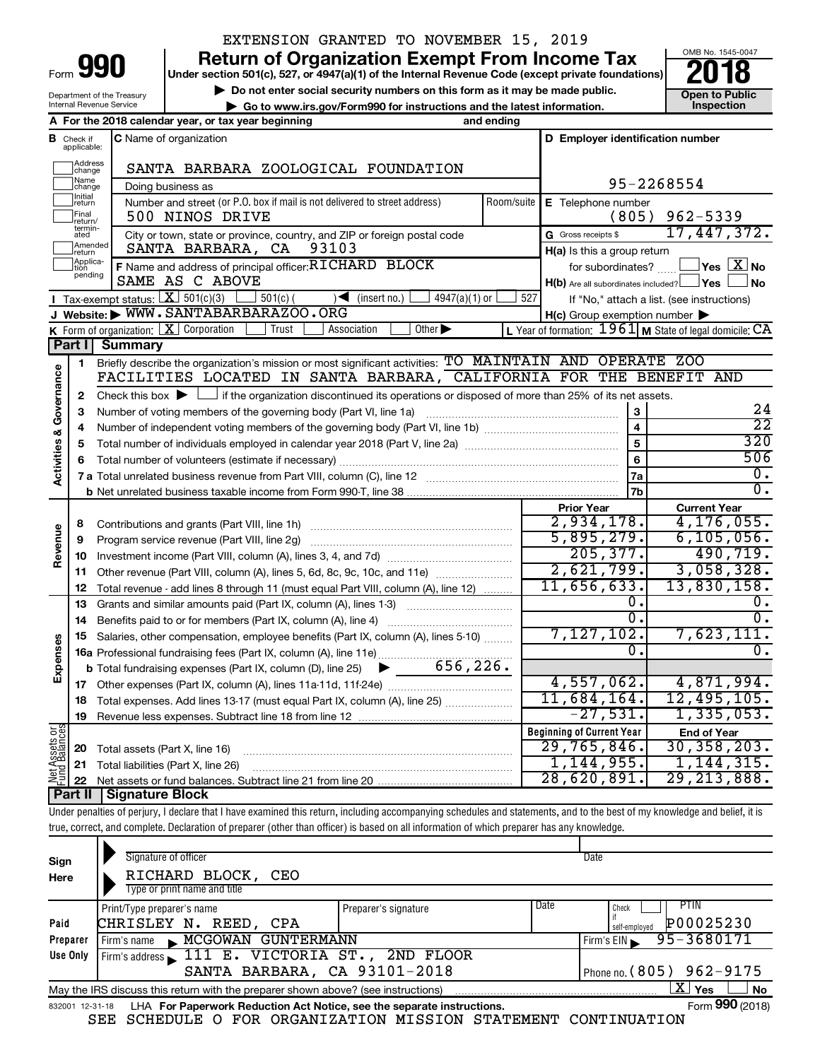EXTENSION GRANTED TO NOVEMBER 15, 2019

# Form 990 Return of Organization Exempt From Income Tax 2018

Under section 501(c), 527, or 4947(a)(1) of the Internal Revenue Code (except private foundations)

▶ Do not enter social security numbers on this form as it may be made public.

▶ Go to www.irs.gov/Form990 for instructions and the latest information.

OMB No. 1545-0047

Open to Public Inspection

Department of the Treasury Internal Revenue Service

**A** For the 2018 calendar year, or tax year beginning and ending

**B** Check if applicable: Address change, Name change, Initial return, Final return/terminated, Amended return, Application pending

**C** Name of organization: SANTA BARBARA ZOOLOGICAL FOUNDATION

Doing business as

Number and street (or P.O. box if mail is not delivered to street address): 500 NINOS DRIVE Room/suite

City or town, state or province, country, and ZIP or foreign postal code: SANTA BARBARA, CA 93103

**D** Employer identification number: 95-2268554

**E** Telephone number: (805) 962-5339

**G** Gross receipts $ 17,447,372.

**F** Name and address of principal officer: RICHARD BLOCK SAME AS C ABOVE

**H(a)** Is this a group return for subordinates? Yes [ ] No [X]

**H(b)** Are all subordinates included? Yes [ ] No [ ]
If "No," attach a list. (see instructions)

**H(c)** Group exemption number ▶

**I** Tax-exempt status: [X] 501(c)(3) [ ] 501(c) ( ) ◀ (insert no.) [ ] 4947(a)(1) or [ ] 527

**J** Website: ▶ WWW.SANTABARBARAZOO.ORG

**K** Form of organization: [X] Corporation [ ] Trust [ ] Association [ ] Other ▶

**L** Year of formation: 1961 **M** State of legal domicile: CA

## Part I Summary

**Activities & Governance**

1 Briefly describe the organization's mission or most significant activities: TO MAINTAIN AND OPERATE ZOO FACILITIES LOCATED IN SANTA BARBARA, CALIFORNIA FOR THE BENEFIT AND

2 Check this box ▶ [ ] if the organization discontinued its operations or disposed of more than 25% of its net assets.

| | | | |
|---|---|---|---|
| 3 | Number of voting members of the governing body (Part VI, line 1a) | 3 | 24 |
| 4 | Number of independent voting members of the governing body (Part VI, line 1b) | 4 | 22 |
| 5 | Total number of individuals employed in calendar year 2018 (Part V, line 2a) | 5 | 320 |
| 6 | Total number of volunteers (estimate if necessary) | 6 | 506 |
| 7a | Total unrelated business revenue from Part VIII, column (C), line 12 | 7a | 0. |
| b | Net unrelated business taxable income from Form 990-T, line 38 | 7b | 0. |

| | | | Prior Year | Current Year |
|---|---|---|---|---|
| Revenue | 8 | Contributions and grants (Part VIII, line 1h) | 2,934,178. | 4,176,055. |
| | 9 | Program service revenue (Part VIII, line 2g) | 5,895,279. | 6,105,056. |
| | 10 | Investment income (Part VIII, column (A), lines 3, 4, and 7d) | 205,377. | 490,719. |
| | 11 | Other revenue (Part VIII, column (A), lines 5, 6d, 8c, 9c, 10c, and 11e) | 2,621,799. | 3,058,328. |
| | 12 | Total revenue - add lines 8 through 11 (must equal Part VIII, column (A), line 12) | 11,656,633. | 13,830,158. |
| Expenses | 13 | Grants and similar amounts paid (Part IX, column (A), lines 1-3) | 0. | 0. |
| | 14 | Benefits paid to or for members (Part IX, column (A), line 4) | 0. | 0. |
| | 15 | Salaries, other compensation, employee benefits (Part IX, column (A), lines 5-10) | 7,127,102. | 7,623,111. |
| | 16a | Professional fundraising fees (Part IX, column (A), line 11e) | 0. | 0. |
| | b | Total fundraising expenses (Part IX, column (D), line 25) ▶ 656,226. | | |
| | 17 | Other expenses (Part IX, column (A), lines 11a-11d, 11f-24e) | 4,557,062. | 4,871,994. |
| | 18 | Total expenses. Add lines 13-17 (must equal Part IX, column (A), line 25) | 11,684,164. | 12,495,105. |
| | 19 | Revenue less expenses. Subtract line 18 from line 12 | -27,531. | 1,335,053. |

| | | | Beginning of Current Year | End of Year |
|---|---|---|---|---|
| Net Assets or Fund Balances | 20 | Total assets (Part X, line 16) | 29,765,846. | 30,358,203. |
| | 21 | Total liabilities (Part X, line 26) | 1,144,955. | 1,144,315. |
| | 22 | Net assets or fund balances. Subtract line 21 from line 20 | 28,620,891. | 29,213,888. |

## Part II Signature Block

Under penalties of perjury, I declare that I have examined this return, including accompanying schedules and statements, and to the best of my knowledge and belief, it is true, correct, and complete. Declaration of preparer (other than officer) is based on all information of which preparer has any knowledge.

**Sign Here**

Signature of officer | Date

RICHARD BLOCK, CEO
Type or print name and title

**Paid Preparer Use Only**

| Print/Type preparer's name | Preparer's signature | Date | Check if self-employed | PTIN |
|---|---|---|---|---|
| CHRISLEY N. REED, CPA | | | [ ] | P00025230 |

Firm's name ▶ MCGOWAN GUNTERMANN — Firm's EIN ▶ 95-3680171

Firm's address ▶ 111 E. VICTORIA ST., 2ND FLOOR SANTA BARBARA, CA 93101-2018 — Phone no. (805) 962-9175

May the IRS discuss this return with the preparer shown above? (see instructions) [X] Yes [ ] No

832001 12-31-18 LHA For Paperwork Reduction Act Notice, see the separate instructions. Form 990 (2018)

SEE SCHEDULE O FOR ORGANIZATION MISSION STATEMENT CONTINUATION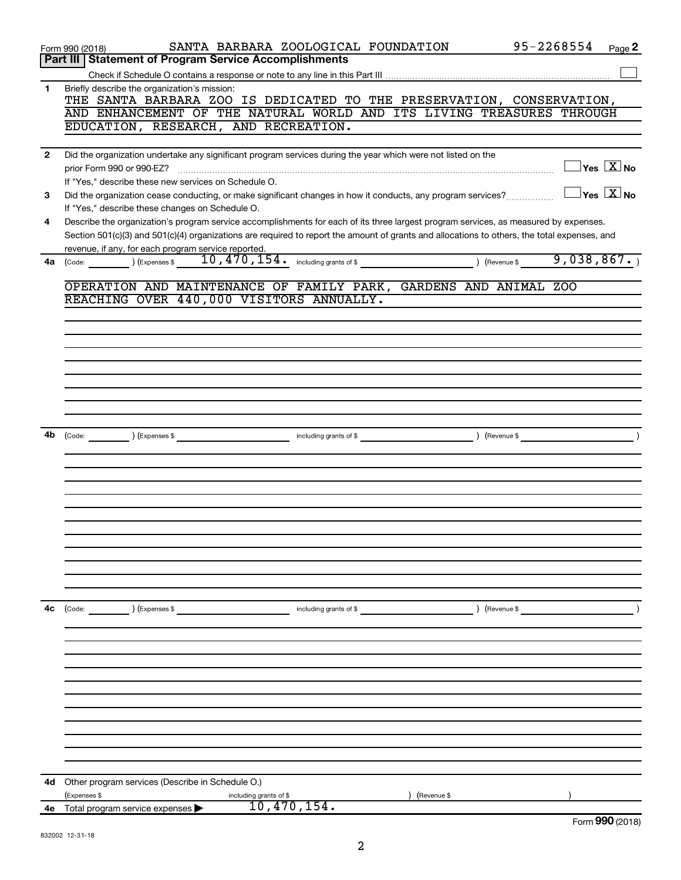Form 990 (2018) SANTA BARBARA ZOOLOGICAL FOUNDATION 95-2268554 Page 2

## Part III | Statement of Program Service Accomplishments

Check if Schedule O contains a response or note to any line in this Part III ☐

**1** Briefly describe the organization's mission:

THE SANTA BARBARA ZOO IS DEDICATED TO THE PRESERVATION, CONSERVATION, AND ENHANCEMENT OF THE NATURAL WORLD AND ITS LIVING TREASURES THROUGH EDUCATION, RESEARCH, AND RECREATION.

**2** Did the organization undertake any significant program services during the year which were not listed on the prior Form 990 or 990-EZ? ☐ Yes ☒ No

If "Yes," describe these new services on Schedule O.

**3** Did the organization cease conducting, or make significant changes in how it conducts, any program services? ☐ Yes ☒ No

If "Yes," describe these changes on Schedule O.

**4** Describe the organization's program service accomplishments for each of its three largest program services, as measured by expenses. Section 501(c)(3) and 501(c)(4) organizations are required to report the amount of grants and allocations to others, the total expenses, and revenue, if any, for each program service reported.

**4a** (Code: ) (Expenses $ 10,470,154. including grants of $ ) (Revenue $ 9,038,867. )

OPERATION AND MAINTENANCE OF FAMILY PARK, GARDENS AND ANIMAL ZOO REACHING OVER 440,000 VISITORS ANNUALLY.

**4b** (Code: ) (Expenses $ including grants of $ ) (Revenue $ )

**4c** (Code: ) (Expenses $ including grants of $ ) (Revenue $ )

**4d** Other program services (Describe in Schedule O.)

(Expenses $ including grants of $ ) (Revenue $ )

**4e** Total program service expenses ▶ 10,470,154.

Form **990** (2018)

832002 12-31-18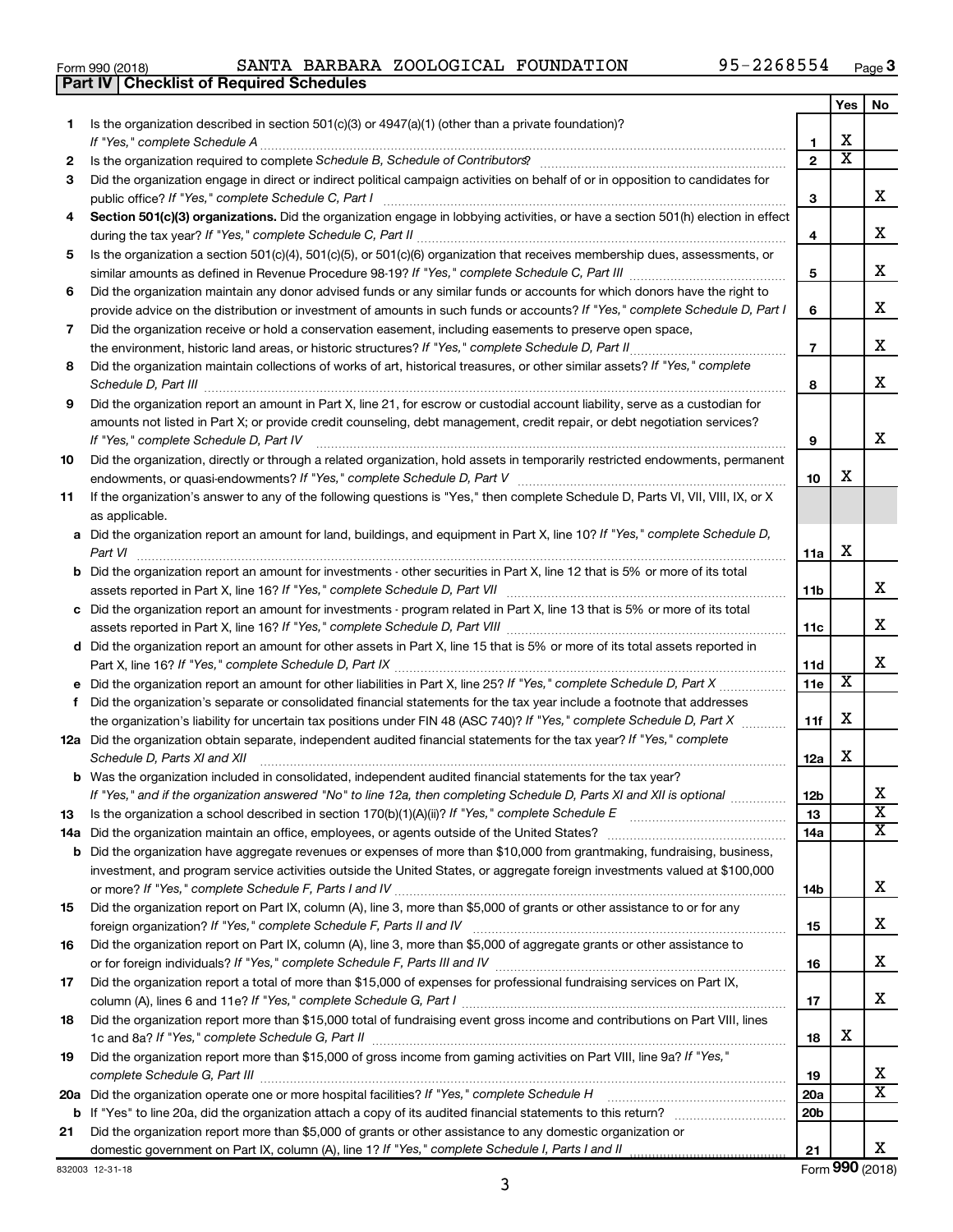Form 990 (2018) SANTA BARBARA ZOOLOGICAL FOUNDATION 95-2268554 Page 3

**Part IV Checklist of Required Schedules**

| | | | Yes | No |
|---|---|---|---|---|
| 1 | Is the organization described in section 501(c)(3) or 4947(a)(1) (other than a private foundation)? *If "Yes," complete Schedule A* | 1 | X | |
| 2 | Is the organization required to complete *Schedule B, Schedule of Contributors*? | 2 | X | |
| 3 | Did the organization engage in direct or indirect political campaign activities on behalf of or in opposition to candidates for public office? *If "Yes," complete Schedule C, Part I* | 3 | | X |
| 4 | **Section 501(c)(3) organizations.** Did the organization engage in lobbying activities, or have a section 501(h) election in effect during the tax year? *If "Yes," complete Schedule C, Part II* | 4 | | X |
| 5 | Is the organization a section 501(c)(4), 501(c)(5), or 501(c)(6) organization that receives membership dues, assessments, or similar amounts as defined in Revenue Procedure 98-19? *If "Yes," complete Schedule C, Part III* | 5 | | X |
| 6 | Did the organization maintain any donor advised funds or any similar funds or accounts for which donors have the right to provide advice on the distribution or investment of amounts in such funds or accounts? *If "Yes," complete Schedule D, Part I* | 6 | | X |
| 7 | Did the organization receive or hold a conservation easement, including easements to preserve open space, the environment, historic land areas, or historic structures? *If "Yes," complete Schedule D, Part II* | 7 | | X |
| 8 | Did the organization maintain collections of works of art, historical treasures, or other similar assets? *If "Yes," complete Schedule D, Part III* | 8 | | X |
| 9 | Did the organization report an amount in Part X, line 21, for escrow or custodial account liability, serve as a custodian for amounts not listed in Part X; or provide credit counseling, debt management, credit repair, or debt negotiation services? *If "Yes," complete Schedule D, Part IV* | 9 | | X |
| 10 | Did the organization, directly or through a related organization, hold assets in temporarily restricted endowments, permanent endowments, or quasi-endowments? *If "Yes," complete Schedule D, Part V* | 10 | X | |
| 11 | If the organization's answer to any of the following questions is "Yes," then complete Schedule D, Parts VI, VII, VIII, IX, or X as applicable. | | | |
| a | Did the organization report an amount for land, buildings, and equipment in Part X, line 10? *If "Yes," complete Schedule D, Part VI* | 11a | X | |
| b | Did the organization report an amount for investments - other securities in Part X, line 12 that is 5% or more of its total assets reported in Part X, line 16? *If "Yes," complete Schedule D, Part VII* | 11b | | X |
| c | Did the organization report an amount for investments - program related in Part X, line 13 that is 5% or more of its total assets reported in Part X, line 16? *If "Yes," complete Schedule D, Part VIII* | 11c | | X |
| d | Did the organization report an amount for other assets in Part X, line 15 that is 5% or more of its total assets reported in Part X, line 16? *If "Yes," complete Schedule D, Part IX* | 11d | | X |
| e | Did the organization report an amount for other liabilities in Part X, line 25? *If "Yes," complete Schedule D, Part X* | 11e | X | |
| f | Did the organization's separate or consolidated financial statements for the tax year include a footnote that addresses the organization's liability for uncertain tax positions under FIN 48 (ASC 740)? *If "Yes," complete Schedule D, Part X* | 11f | X | |
| 12a | Did the organization obtain separate, independent audited financial statements for the tax year? *If "Yes," complete Schedule D, Parts XI and XII* | 12a | X | |
| b | Was the organization included in consolidated, independent audited financial statements for the tax year? *If "Yes," and if the organization answered "No" to line 12a, then completing Schedule D, Parts XI and XII is optional* | 12b | | X |
| 13 | Is the organization a school described in section 170(b)(1)(A)(ii)? *If "Yes," complete Schedule E* | 13 | | X |
| 14a | Did the organization maintain an office, employees, or agents outside of the United States? | 14a | | X |
| b | Did the organization have aggregate revenues or expenses of more than $10,000 from grantmaking, fundraising, business, investment, and program service activities outside the United States, or aggregate foreign investments valued at $100,000 or more? *If "Yes," complete Schedule F, Parts I and IV* | 14b | | X |
| 15 | Did the organization report on Part IX, column (A), line 3, more than $5,000 of grants or other assistance to or for any foreign organization? *If "Yes," complete Schedule F, Parts II and IV* | 15 | | X |
| 16 | Did the organization report on Part IX, column (A), line 3, more than $5,000 of aggregate grants or other assistance to or for foreign individuals? *If "Yes," complete Schedule F, Parts III and IV* | 16 | | X |
| 17 | Did the organization report a total of more than $15,000 of expenses for professional fundraising services on Part IX, column (A), lines 6 and 11e? *If "Yes," complete Schedule G, Part I* | 17 | | X |
| 18 | Did the organization report more than $15,000 total of fundraising event gross income and contributions on Part VIII, lines 1c and 8a? *If "Yes," complete Schedule G, Part II* | 18 | X | |
| 19 | Did the organization report more than $15,000 of gross income from gaming activities on Part VIII, line 9a? *If "Yes," complete Schedule G, Part III* | 19 | | X |
| 20a | Did the organization operate one or more hospital facilities? *If "Yes," complete Schedule H* | 20a | | X |
| b | If "Yes" to line 20a, did the organization attach a copy of its audited financial statements to this return? | 20b | | |
| 21 | Did the organization report more than $5,000 of grants or other assistance to any domestic organization or domestic government on Part IX, column (A), line 1? *If "Yes," complete Schedule I, Parts I and II* | 21 | | X |

832003 12-31-18 Form **990** (2018)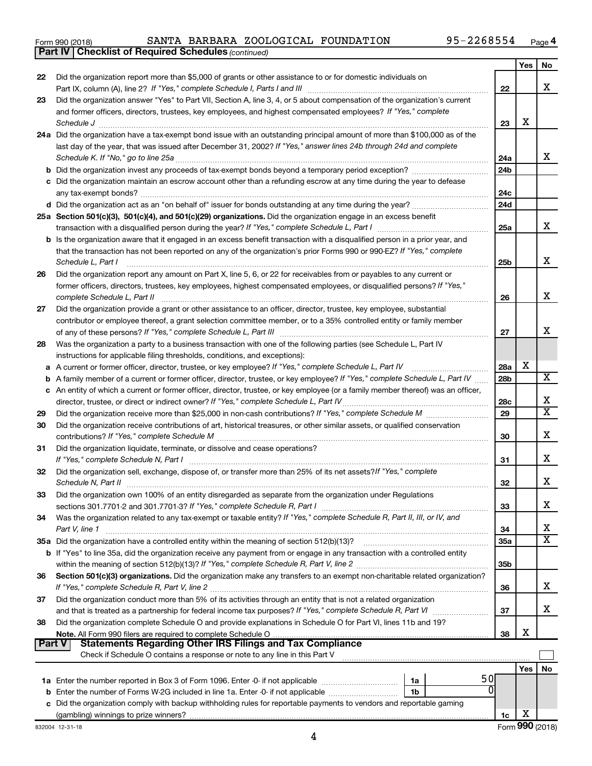Form 990 (2018) SANTA BARBARA ZOOLOGICAL FOUNDATION 95-2268554 Page 4

**Part IV | Checklist of Required Schedules** *(continued)*

| | | | Yes | No |
|---|---|---|---|---|
| 22 | Did the organization report more than $5,000 of grants or other assistance to or for domestic individuals on Part IX, column (A), line 2? *If "Yes," complete Schedule I, Parts I and III* | 22 | | X |
| 23 | Did the organization answer "Yes" to Part VII, Section A, line 3, 4, or 5 about compensation of the organization's current and former officers, directors, trustees, key employees, and highest compensated employees? *If "Yes," complete Schedule J* | 23 | X | |
| 24a | Did the organization have a tax-exempt bond issue with an outstanding principal amount of more than $100,000 as of the last day of the year, that was issued after December 31, 2002? *If "Yes," answer lines 24b through 24d and complete Schedule K. If "No," go to line 25a* | 24a | | X |
| b | Did the organization invest any proceeds of tax-exempt bonds beyond a temporary period exception? | 24b | | |
| c | Did the organization maintain an escrow account other than a refunding escrow at any time during the year to defease any tax-exempt bonds? | 24c | | |
| d | Did the organization act as an "on behalf of" issuer for bonds outstanding at any time during the year? | 24d | | |
| 25a | **Section 501(c)(3), 501(c)(4), and 501(c)(29) organizations.** Did the organization engage in an excess benefit transaction with a disqualified person during the year? *If "Yes," complete Schedule L, Part I* | 25a | | X |
| b | Is the organization aware that it engaged in an excess benefit transaction with a disqualified person in a prior year, and that the transaction has not been reported on any of the organization's prior Forms 990 or 990-EZ? *If "Yes," complete Schedule L, Part I* | 25b | | X |
| 26 | Did the organization report any amount on Part X, line 5, 6, or 22 for receivables from or payables to any current or former officers, directors, trustees, key employees, highest compensated employees, or disqualified persons? *If "Yes," complete Schedule L, Part II* | 26 | | X |
| 27 | Did the organization provide a grant or other assistance to an officer, director, trustee, key employee, substantial contributor or employee thereof, a grant selection committee member, or to a 35% controlled entity or family member of any of these persons? *If "Yes," complete Schedule L, Part III* | 27 | | X |
| 28 | Was the organization a party to a business transaction with one of the following parties (see Schedule L, Part IV instructions for applicable filing thresholds, conditions, and exceptions): | | | |
| a | A current or former officer, director, trustee, or key employee? *If "Yes," complete Schedule L, Part IV* | 28a | X | |
| b | A family member of a current or former officer, director, trustee, or key employee? *If "Yes," complete Schedule L, Part IV* | 28b | | X |
| c | An entity of which a current or former officer, director, trustee, or key employee (or a family member thereof) was an officer, director, trustee, or direct or indirect owner? *If "Yes," complete Schedule L, Part IV* | 28c | | X |
| 29 | Did the organization receive more than $25,000 in non-cash contributions? *If "Yes," complete Schedule M* | 29 | | X |
| 30 | Did the organization receive contributions of art, historical treasures, or other similar assets, or qualified conservation contributions? *If "Yes," complete Schedule M* | 30 | | X |
| 31 | Did the organization liquidate, terminate, or dissolve and cease operations? *If "Yes," complete Schedule N, Part I* | 31 | | X |
| 32 | Did the organization sell, exchange, dispose of, or transfer more than 25% of its net assets? *If "Yes," complete Schedule N, Part II* | 32 | | X |
| 33 | Did the organization own 100% of an entity disregarded as separate from the organization under Regulations sections 301.7701-2 and 301.7701-3? *If "Yes," complete Schedule R, Part I* | 33 | | X |
| 34 | Was the organization related to any tax-exempt or taxable entity? *If "Yes," complete Schedule R, Part II, III, or IV, and Part V, line 1* | 34 | | X |
| 35a | Did the organization have a controlled entity within the meaning of section 512(b)(13)? | 35a | | X |
| b | If "Yes" to line 35a, did the organization receive any payment from or engage in any transaction with a controlled entity within the meaning of section 512(b)(13)? *If "Yes," complete Schedule R, Part V, line 2* | 35b | | |
| 36 | **Section 501(c)(3) organizations.** Did the organization make any transfers to an exempt non-charitable related organization? *If "Yes," complete Schedule R, Part V, line 2* | 36 | | X |
| 37 | Did the organization conduct more than 5% of its activities through an entity that is not a related organization and that is treated as a partnership for federal income tax purposes? *If "Yes," complete Schedule R, Part VI* | 37 | | X |
| 38 | Did the organization complete Schedule O and provide explanations in Schedule O for Part VI, lines 11b and 19? **Note.** All Form 990 filers are required to complete Schedule O | 38 | X | |

**Part V | Statements Regarding Other IRS Filings and Tax Compliance**

Check if Schedule O contains a response or note to any line in this Part V ☐

| | | | | Yes | No |
|---|---|---|---|---|---|
| 1a | Enter the number reported in Box 3 of Form 1096. Enter -0- if not applicable | 1a | 50 | | |
| b | Enter the number of Forms W-2G included in line 1a. Enter -0- if not applicable | 1b | 0 | | |
| c | Did the organization comply with backup withholding rules for reportable payments to vendors and reportable gaming (gambling) winnings to prize winners? | 1c | | X | |

832004 12-31-18 Form **990** (2018)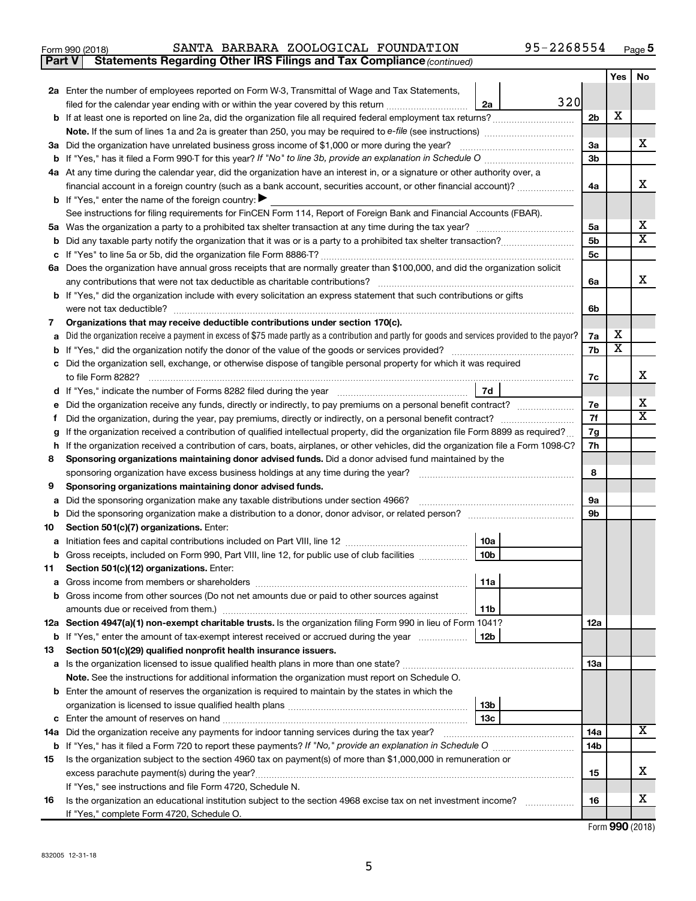Form 990 (2018) SANTA BARBARA ZOOLOGICAL FOUNDATION 95-2268554 Page 5

**Part V Statements Regarding Other IRS Filings and Tax Compliance** *(continued)*

| | | | | | Yes | No |
|---|---|---|---|---|---|---|
| **2a** | Enter the number of employees reported on Form W-3, Transmittal of Wage and Tax Statements, filed for the calendar year ending with or within the year covered by this return | 2a | 320 | | | |
| **b** | If at least one is reported on line 2a, did the organization file all required federal employment tax returns? | | | 2b | X | |
| | **Note.** If the sum of lines 1a and 2a is greater than 250, you may be required to *e-file* (see instructions) | | | | | |
| **3a** | Did the organization have unrelated business gross income of $1,000 or more during the year? | | | 3a | | X |
| **b** | If "Yes," has it filed a Form 990-T for this year? *If "No" to line 3b, provide an explanation in Schedule O* | | | 3b | | |
| **4a** | At any time during the calendar year, did the organization have an interest in, or a signature or other authority over, a financial account in a foreign country (such as a bank account, securities account, or other financial account)? | | | 4a | | X |
| **b** | If "Yes," enter the name of the foreign country: ▶ | | | | | |
| | See instructions for filing requirements for FinCEN Form 114, Report of Foreign Bank and Financial Accounts (FBAR). | | | | | |
| **5a** | Was the organization a party to a prohibited tax shelter transaction at any time during the tax year? | | | 5a | | X |
| **b** | Did any taxable party notify the organization that it was or is a party to a prohibited tax shelter transaction? | | | 5b | | X |
| **c** | If "Yes" to line 5a or 5b, did the organization file Form 8886-T? | | | 5c | | |
| **6a** | Does the organization have annual gross receipts that are normally greater than $100,000, and did the organization solicit any contributions that were not tax deductible as charitable contributions? | | | 6a | | X |
| **b** | If "Yes," did the organization include with every solicitation an express statement that such contributions or gifts were not tax deductible? | | | 6b | | |
| **7** | **Organizations that may receive deductible contributions under section 170(c).** | | | | | |
| **a** | Did the organization receive a payment in excess of $75 made partly as a contribution and partly for goods and services provided to the payor? | | | 7a | X | |
| **b** | If "Yes," did the organization notify the donor of the value of the goods or services provided? | | | 7b | X | |
| **c** | Did the organization sell, exchange, or otherwise dispose of tangible personal property for which it was required to file Form 8282? | | | 7c | | X |
| **d** | If "Yes," indicate the number of Forms 8282 filed during the year | 7d | | | | |
| **e** | Did the organization receive any funds, directly or indirectly, to pay premiums on a personal benefit contract? | | | 7e | | X |
| **f** | Did the organization, during the year, pay premiums, directly or indirectly, on a personal benefit contract? | | | 7f | | X |
| **g** | If the organization received a contribution of qualified intellectual property, did the organization file Form 8899 as required? | | | 7g | | |
| **h** | If the organization received a contribution of cars, boats, airplanes, or other vehicles, did the organization file a Form 1098-C? | | | 7h | | |
| **8** | **Sponsoring organizations maintaining donor advised funds.** Did a donor advised fund maintained by the sponsoring organization have excess business holdings at any time during the year? | | | 8 | | |
| **9** | **Sponsoring organizations maintaining donor advised funds.** | | | | | |
| **a** | Did the sponsoring organization make any taxable distributions under section 4966? | | | 9a | | |
| **b** | Did the sponsoring organization make a distribution to a donor, donor advisor, or related person? | | | 9b | | |
| **10** | **Section 501(c)(7) organizations.** Enter: | | | | | |
| **a** | Initiation fees and capital contributions included on Part VIII, line 12 | 10a | | | | |
| **b** | Gross receipts, included on Form 990, Part VIII, line 12, for public use of club facilities | 10b | | | | |
| **11** | **Section 501(c)(12) organizations.** Enter: | | | | | |
| **a** | Gross income from members or shareholders | 11a | | | | |
| **b** | Gross income from other sources (Do not net amounts due or paid to other sources against amounts due or received from them.) | 11b | | | | |
| **12a** | **Section 4947(a)(1) non-exempt charitable trusts.** Is the organization filing Form 990 in lieu of Form 1041? | | | 12a | | |
| **b** | If "Yes," enter the amount of tax-exempt interest received or accrued during the year | 12b | | | | |
| **13** | **Section 501(c)(29) qualified nonprofit health insurance issuers.** | | | | | |
| **a** | Is the organization licensed to issue qualified health plans in more than one state? | | | 13a | | |
| | **Note.** See the instructions for additional information the organization must report on Schedule O. | | | | | |
| **b** | Enter the amount of reserves the organization is required to maintain by the states in which the organization is licensed to issue qualified health plans | 13b | | | | |
| **c** | Enter the amount of reserves on hand | 13c | | | | |
| **14a** | Did the organization receive any payments for indoor tanning services during the tax year? | | | 14a | | X |
| **b** | If "Yes," has it filed a Form 720 to report these payments? *If "No," provide an explanation in Schedule O* | | | 14b | | |
| **15** | Is the organization subject to the section 4960 tax on payment(s) of more than $1,000,000 in remuneration or excess parachute payment(s) during the year? | | | 15 | | X |
| | If "Yes," see instructions and file Form 4720, Schedule N. | | | | | |
| **16** | Is the organization an educational institution subject to the section 4968 excise tax on net investment income? | | | 16 | | X |
| | If "Yes," complete Form 4720, Schedule O. | | | | | |

Form **990** (2018)

832005 12-31-18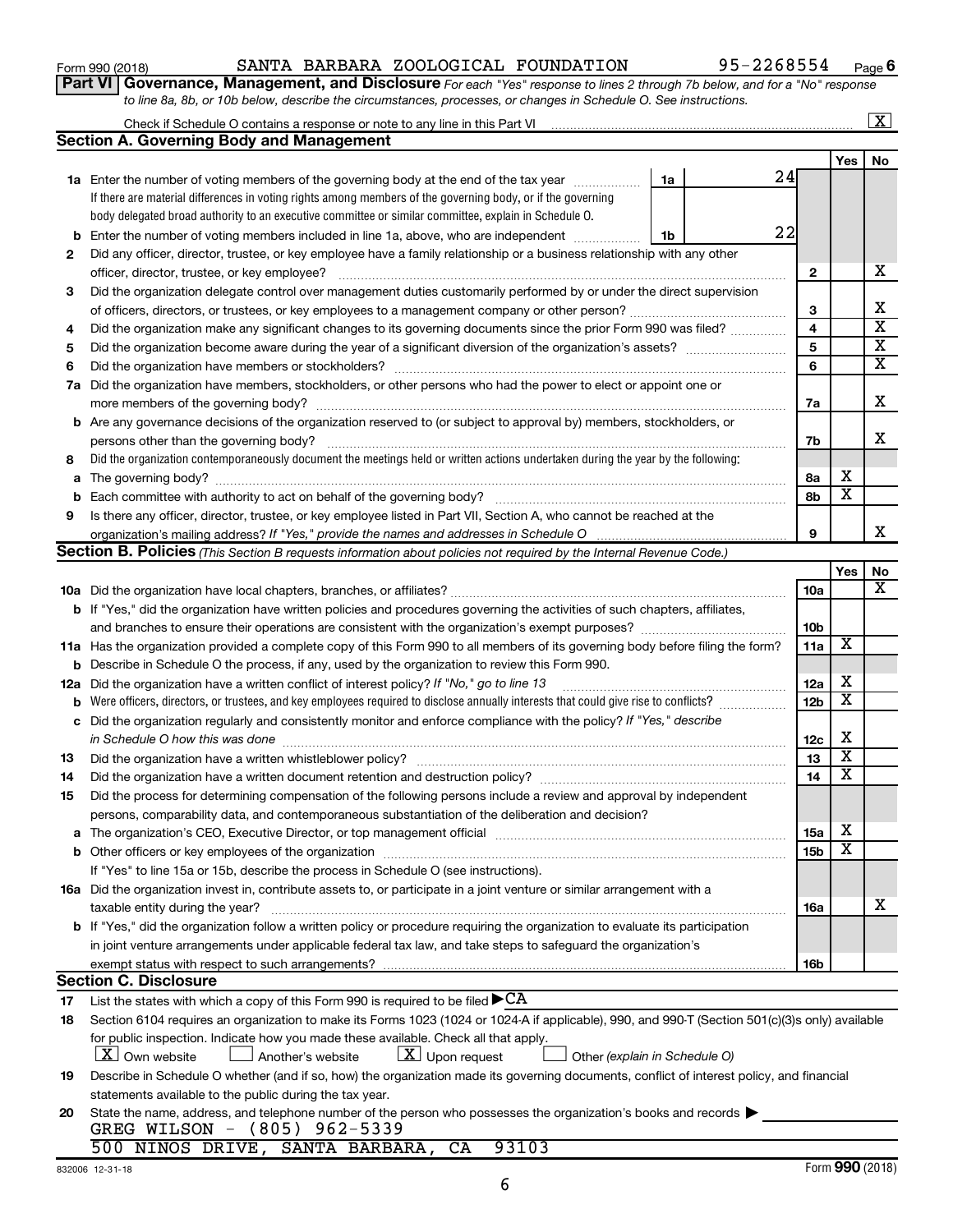Form 990 (2018) SANTA BARBARA ZOOLOGICAL FOUNDATION 95-2268554 Page **6**

**Part VI Governance, Management, and Disclosure** *For each "Yes" response to lines 2 through 7b below, and for a "No" response to line 8a, 8b, or 10b below, describe the circumstances, processes, or changes in Schedule O. See instructions.*

Check if Schedule O contains a response or note to any line in this Part VI [X]

## Section A. Governing Body and Management

| | | | | Yes | No |
|---|---|---|---|---|---|
| **1a** | Enter the number of voting members of the governing body at the end of the tax year | 1a | 24 | | |
| | If there are material differences in voting rights among members of the governing body, or if the governing body delegated broad authority to an executive committee or similar committee, explain in Schedule O. | | | | |
| **b** | Enter the number of voting members included in line 1a, above, who are independent | 1b | 22 | | |
| **2** | Did any officer, director, trustee, or key employee have a family relationship or a business relationship with any other officer, director, trustee, or key employee? | 2 | | | X |
| **3** | Did the organization delegate control over management duties customarily performed by or under the direct supervision of officers, directors, or trustees, or key employees to a management company or other person? | 3 | | | X |
| **4** | Did the organization make any significant changes to its governing documents since the prior Form 990 was filed? | 4 | | | X |
| **5** | Did the organization become aware during the year of a significant diversion of the organization's assets? | 5 | | | X |
| **6** | Did the organization have members or stockholders? | 6 | | | X |
| **7a** | Did the organization have members, stockholders, or other persons who had the power to elect or appoint one or more members of the governing body? | 7a | | | X |
| **b** | Are any governance decisions of the organization reserved to (or subject to approval by) members, stockholders, or persons other than the governing body? | 7b | | | X |
| **8** | Did the organization contemporaneously document the meetings held or written actions undertaken during the year by the following: | | | | |
| **a** | The governing body? | 8a | | X | |
| **b** | Each committee with authority to act on behalf of the governing body? | 8b | | X | |
| **9** | Is there any officer, director, trustee, or key employee listed in Part VII, Section A, who cannot be reached at the organization's mailing address? *If "Yes," provide the names and addresses in Schedule O* | 9 | | | X |

## Section B. Policies *(This Section B requests information about policies not required by the Internal Revenue Code.)*

| | | | Yes | No |
|---|---|---|---|---|
| **10a** | Did the organization have local chapters, branches, or affiliates? | 10a | | X |
| **b** | If "Yes," did the organization have written policies and procedures governing the activities of such chapters, affiliates, and branches to ensure their operations are consistent with the organization's exempt purposes? | 10b | | |
| **11a** | Has the organization provided a complete copy of this Form 990 to all members of its governing body before filing the form? | 11a | X | |
| **b** | Describe in Schedule O the process, if any, used by the organization to review this Form 990. | | | |
| **12a** | Did the organization have a written conflict of interest policy? *If "No," go to line 13* | 12a | X | |
| **b** | Were officers, directors, or trustees, and key employees required to disclose annually interests that could give rise to conflicts? | 12b | X | |
| **c** | Did the organization regularly and consistently monitor and enforce compliance with the policy? *If "Yes," describe in Schedule O how this was done* | 12c | X | |
| **13** | Did the organization have a written whistleblower policy? | 13 | X | |
| **14** | Did the organization have a written document retention and destruction policy? | 14 | X | |
| **15** | Did the process for determining compensation of the following persons include a review and approval by independent persons, comparability data, and contemporaneous substantiation of the deliberation and decision? | | | |
| **a** | The organization's CEO, Executive Director, or top management official | 15a | X | |
| **b** | Other officers or key employees of the organization | 15b | X | |
| | If "Yes" to line 15a or 15b, describe the process in Schedule O (see instructions). | | | |
| **16a** | Did the organization invest in, contribute assets to, or participate in a joint venture or similar arrangement with a taxable entity during the year? | 16a | | X |
| **b** | If "Yes," did the organization follow a written policy or procedure requiring the organization to evaluate its participation in joint venture arrangements under applicable federal tax law, and take steps to safeguard the organization's exempt status with respect to such arrangements? | 16b | | |

## Section C. Disclosure

**17** List the states with which a copy of this Form 990 is required to be filed ▶ CA

**18** Section 6104 requires an organization to make its Forms 1023 (1024 or 1024-A if applicable), 990, and 990-T (Section 501(c)(3)s only) available for public inspection. Indicate how you made these available. Check all that apply.

[X] Own website [ ] Another's website [X] Upon request [ ] Other *(explain in Schedule O)*

**19** Describe in Schedule O whether (and if so, how) the organization made its governing documents, conflict of interest policy, and financial statements available to the public during the tax year.

**20** State the name, address, and telephone number of the person who possesses the organization's books and records ▶
GREG WILSON - (805) 962-5339
500 NINOS DRIVE, SANTA BARBARA, CA 93103

832006 12-31-18 Form **990** (2018)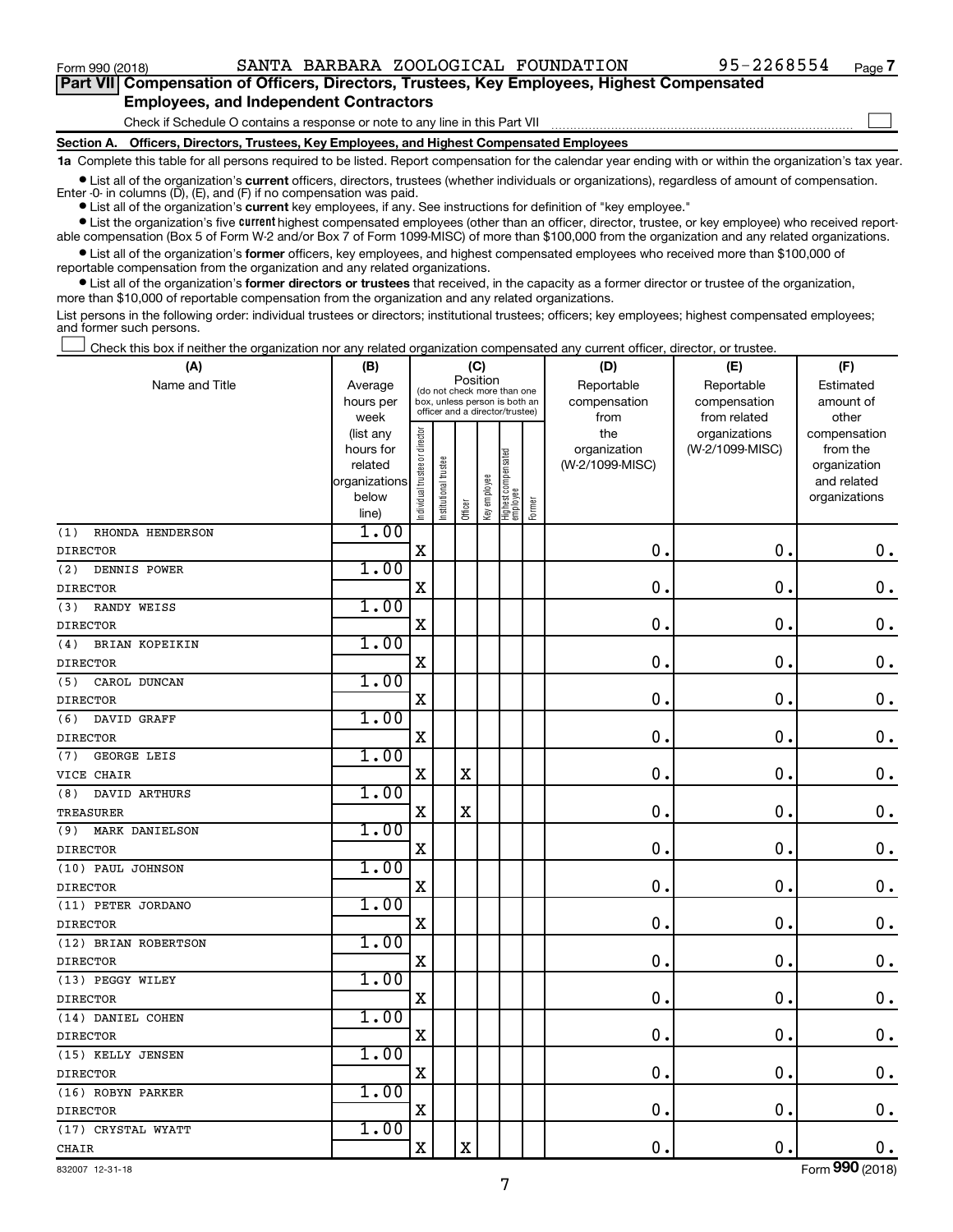Form 990 (2018) SANTA BARBARA ZOOLOGICAL FOUNDATION 95-2268554 Page 7

**Part VII Compensation of Officers, Directors, Trustees, Key Employees, Highest Compensated Employees, and Independent Contractors**

Check if Schedule O contains a response or note to any line in this Part VII ☐

**Section A. Officers, Directors, Trustees, Key Employees, and Highest Compensated Employees**

**1a** Complete this table for all persons required to be listed. Report compensation for the calendar year ending with or within the organization's tax year.

- List all of the organization's **current** officers, directors, trustees (whether individuals or organizations), regardless of amount of compensation. Enter -0- in columns (D), (E), and (F) if no compensation was paid.
- List all of the organization's **current** key employees, if any. See instructions for definition of "key employee."
- List the organization's five **current** highest compensated employees (other than an officer, director, trustee, or key employee) who received reportable compensation (Box 5 of Form W-2 and/or Box 7 of Form 1099-MISC) of more than $100,000 from the organization and any related organizations.
- List all of the organization's **former** officers, key employees, and highest compensated employees who received more than $100,000 of reportable compensation from the organization and any related organizations.
- List all of the organization's **former directors or trustees** that received, in the capacity as a former director or trustee of the organization, more than $10,000 of reportable compensation from the organization and any related organizations.

List persons in the following order: individual trustees or directors; institutional trustees; officers; key employees; highest compensated employees; and former such persons.

☐ Check this box if neither the organization nor any related organization compensated any current officer, director, or trustee.

| (A) Name and Title | (B) Average hours per week (list any hours for related organizations below line) | (C) Position: Individual trustee or director | Institutional trustee | Officer | Key employee | Highest compensated employee | Former | (D) Reportable compensation from the organization (W-2/1099-MISC) | (E) Reportable compensation from related organizations (W-2/1099-MISC) | (F) Estimated amount of other compensation from the organization and related organizations |
|---|---|---|---|---|---|---|---|---|---|---|
| (1) RHONDA HENDERSON<br>DIRECTOR | 1.00 | X | | | | | | 0. | 0. | 0. |
| (2) DENNIS POWER<br>DIRECTOR | 1.00 | X | | | | | | 0. | 0. | 0. |
| (3) RANDY WEISS<br>DIRECTOR | 1.00 | X | | | | | | 0. | 0. | 0. |
| (4) BRIAN KOPEIKIN<br>DIRECTOR | 1.00 | X | | | | | | 0. | 0. | 0. |
| (5) CAROL DUNCAN<br>DIRECTOR | 1.00 | X | | | | | | 0. | 0. | 0. |
| (6) DAVID GRAFF<br>DIRECTOR | 1.00 | X | | | | | | 0. | 0. | 0. |
| (7) GEORGE LEIS<br>VICE CHAIR | 1.00 | X | | X | | | | 0. | 0. | 0. |
| (8) DAVID ARTHURS<br>TREASURER | 1.00 | X | | X | | | | 0. | 0. | 0. |
| (9) MARK DANIELSON<br>DIRECTOR | 1.00 | X | | | | | | 0. | 0. | 0. |
| (10) PAUL JOHNSON<br>DIRECTOR | 1.00 | X | | | | | | 0. | 0. | 0. |
| (11) PETER JORDANO<br>DIRECTOR | 1.00 | X | | | | | | 0. | 0. | 0. |
| (12) BRIAN ROBERTSON<br>DIRECTOR | 1.00 | X | | | | | | 0. | 0. | 0. |
| (13) PEGGY WILEY<br>DIRECTOR | 1.00 | X | | | | | | 0. | 0. | 0. |
| (14) DANIEL COHEN<br>DIRECTOR | 1.00 | X | | | | | | 0. | 0. | 0. |
| (15) KELLY JENSEN<br>DIRECTOR | 1.00 | X | | | | | | 0. | 0. | 0. |
| (16) ROBYN PARKER<br>DIRECTOR | 1.00 | X | | | | | | 0. | 0. | 0. |
| (17) CRYSTAL WYATT<br>CHAIR | 1.00 | X | | X | | | | 0. | 0. | 0. |

832007 12-31-18 Form **990** (2018)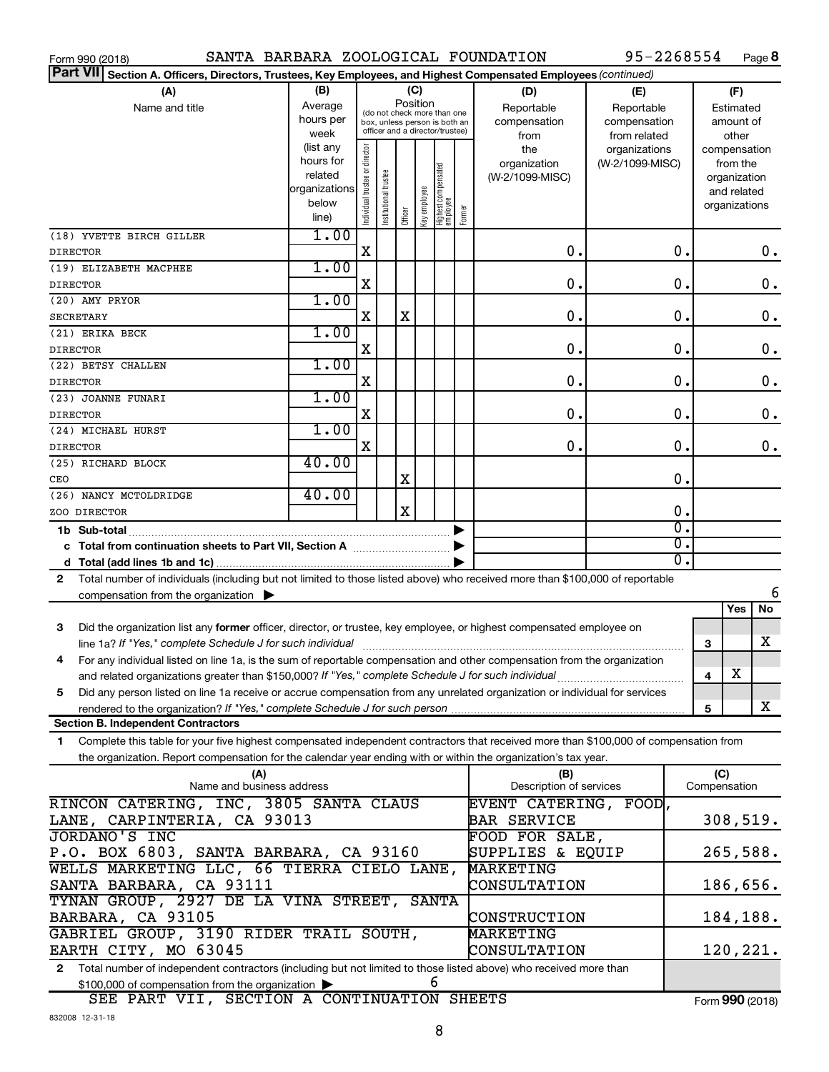Form 990 (2018) SANTA BARBARA ZOOLOGICAL FOUNDATION 95-2268554 Page 8

**Part VII Section A. Officers, Directors, Trustees, Key Employees, and Highest Compensated Employees** *(continued)*

| (A) Name and title | (B) Average hours per week (list any hours for related organizations below line) | (C) Position: Individual trustee or director | Institutional trustee | Officer | Key employee | Highest compensated employee | Former | (D) Reportable compensation from the organization (W-2/1099-MISC) | (E) Reportable compensation from related organizations (W-2/1099-MISC) | (F) Estimated amount of other compensation from the organization and related organizations |
|---|---|---|---|---|---|---|---|---|---|---|
| (18) YVETTE BIRCH GILLER<br>DIRECTOR | 1.00 | X | | | | | | 0. | 0. | 0. |
| (19) ELIZABETH MACPHEE<br>DIRECTOR | 1.00 | X | | | | | | 0. | 0. | 0. |
| (20) AMY PRYOR<br>SECRETARY | 1.00 | X | | X | | | | 0. | 0. | 0. |
| (21) ERIKA BECK<br>DIRECTOR | 1.00 | X | | | | | | 0. | 0. | 0. |
| (22) BETSY CHALLEN<br>DIRECTOR | 1.00 | X | | | | | | 0. | 0. | 0. |
| (23) JOANNE FUNARI<br>DIRECTOR | 1.00 | X | | | | | | 0. | 0. | 0. |
| (24) MICHAEL HURST<br>DIRECTOR | 1.00 | X | | | | | | 0. | 0. | 0. |
| (25) RICHARD BLOCK<br>CEO | 40.00 | | | X | | | | | 0. | |
| (26) NANCY MCTOLDRIDGE<br>ZOO DIRECTOR | 40.00 | | | X | | | | | 0. | |
| 1b Sub-total | | | | | | | | | 0. | |
| c Total from continuation sheets to Part VII, Section A | | | | | | | | | 0. | |
| d Total (add lines 1b and 1c) | | | | | | | | | 0. | |

2 Total number of individuals (including but not limited to those listed above) who received more than $100,000 of reportable compensation from the organization ▶ 6

| | | Yes | No |
|---|---|---|---|
| 3 Did the organization list any **former** officer, director, or trustee, key employee, or highest compensated employee on line 1a? *If "Yes," complete Schedule J for such individual* | 3 | | X |
| 4 For any individual listed on line 1a, is the sum of reportable compensation and other compensation from the organization and related organizations greater than $150,000? *If "Yes," complete Schedule J for such individual* | 4 | X | |
| 5 Did any person listed on line 1a receive or accrue compensation from any unrelated organization or individual for services rendered to the organization? *If "Yes," complete Schedule J for such person* | 5 | | X |

**Section B. Independent Contractors**

1 Complete this table for your five highest compensated independent contractors that received more than $100,000 of compensation from the organization. Report compensation for the calendar year ending with or within the organization's tax year.

| (A) Name and business address | (B) Description of services | (C) Compensation |
|---|---|---|
| RINCON CATERING, INC, 3805 SANTA CLAUS LANE, CARPINTERIA, CA 93013 | EVENT CATERING, FOOD, BAR SERVICE | 308,519. |
| JORDANO'S INC P.O. BOX 6803, SANTA BARBARA, CA 93160 | FOOD FOR SALE, SUPPLIES & EQUIP | 265,588. |
| WELLS MARKETING LLC, 66 TIERRA CIELO LANE, SANTA BARBARA, CA 93111 | MARKETING CONSULTATION | 186,656. |
| TYNAN GROUP, 2927 DE LA VINA STREET, SANTA BARBARA, CA 93105 | CONSTRUCTION | 184,188. |
| GABRIEL GROUP, 3190 RIDER TRAIL SOUTH, EARTH CITY, MO 63045 | MARKETING CONSULTATION | 120,221. |

2 Total number of independent contractors (including but not limited to those listed above) who received more than $100,000 of compensation from the organization ▶ 6

SEE PART VII, SECTION A CONTINUATION SHEETS

Form **990** (2018)

832008 12-31-18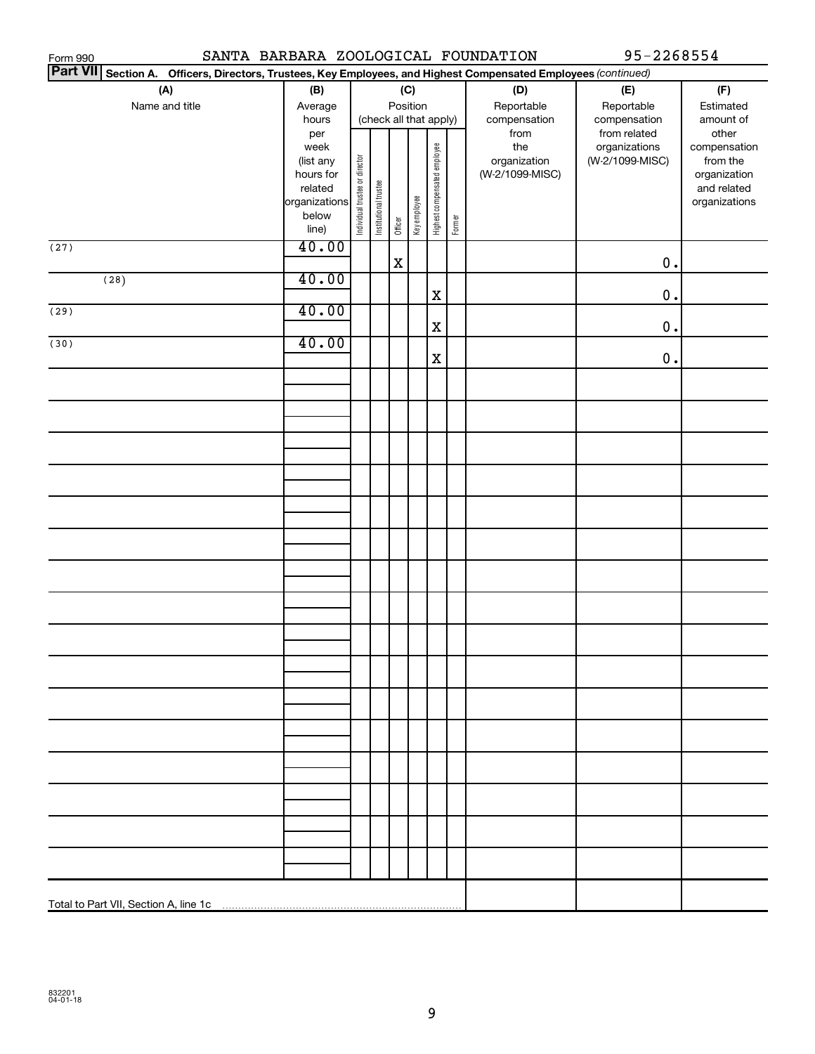Form 990 SANTA BARBARA ZOOLOGICAL FOUNDATION 95-2268554

**Part VII Section A. Officers, Directors, Trustees, Key Employees, and Highest Compensated Employees** *(continued)*

| (A) Name and title | (B) Average hours per week (list any hours for related organizations below line) | (C) Position (check all that apply): Individual trustee or director | Institutional trustee | Officer | Key employee | Highest compensated employee | Former | (D) Reportable compensation from the organization (W-2/1099-MISC) | (E) Reportable compensation from related organizations (W-2/1099-MISC) | (F) Estimated amount of other compensation from the organization and related organizations |
|---|---|---|---|---|---|---|---|---|---|---|
| (27) | 40.00 | | | X | | | | | 0. | |
| (28) | 40.00 | | | | | X | | | 0. | |
| (29) | 40.00 | | | | | X | | | 0. | |
| (30) | 40.00 | | | | | X | | | 0. | |
| | | | | | | | | | | |
| | | | | | | | | | | |
| | | | | | | | | | | |
| | | | | | | | | | | |
| | | | | | | | | | | |
| | | | | | | | | | | |
| | | | | | | | | | | |
| | | | | | | | | | | |
| | | | | | | | | | | |
| | | | | | | | | | | |
| | | | | | | | | | | |
| | | | | | | | | | | |
| | | | | | | | | | | |
| | | | | | | | | | | |
| | | | | | | | | | | |
| Total to Part VII, Section A, line 1c | | | | | | | | | | |

832201
04-01-18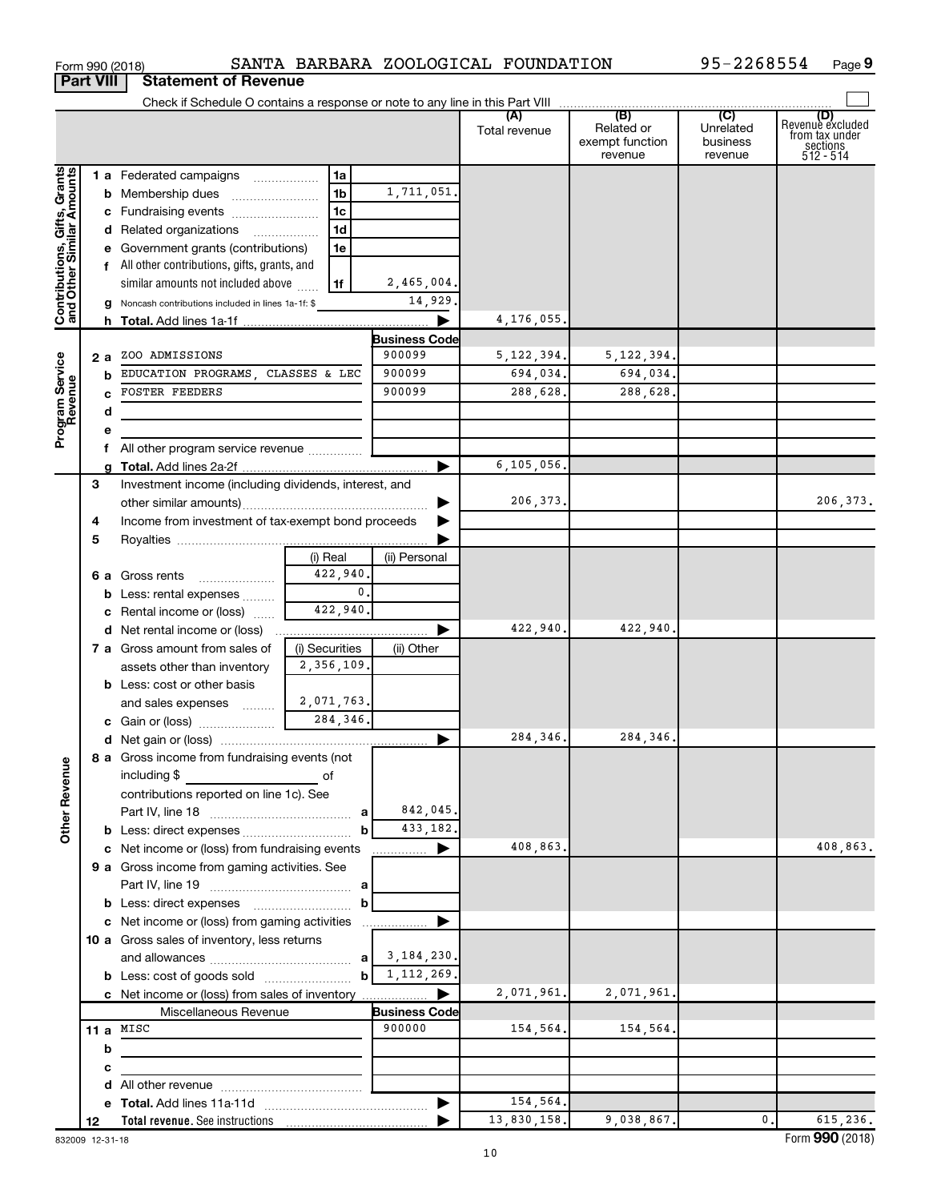Form 990 (2018) SANTA BARBARA ZOOLOGICAL FOUNDATION 95-2268554 Page **9**

**Part VIII** **Statement of Revenue**

Check if Schedule O contains a response or note to any line in this Part VIII ☐

| | | | | (A) Total revenue | (B) Related or exempt function revenue | (C) Unrelated business revenue | (D) Revenue excluded from tax under sections 512 - 514 |
|---|---|---|---|---|---|---|---|
| **Contributions, Gifts, Grants and Other Similar Amounts** | **1 a** Federated campaigns | 1a | | | | | |
| | **b** Membership dues | 1b | 1,711,051. | | | | |
| | **c** Fundraising events | 1c | | | | | |
| | **d** Related organizations | 1d | | | | | |
| | **e** Government grants (contributions) | 1e | | | | | |
| | **f** All other contributions, gifts, grants, and similar amounts not included above | 1f | 2,465,004. | | | | |
| | **g** Noncash contributions included in lines 1a-1f: $ | | 14,929. | | | | |
| | **h Total.** Add lines 1a-1f | | ▶ | 4,176,055. | | | |
| **Program Service Revenue** | | | **Business Code** | | | | |
| | **2 a** ZOO ADMISSIONS | | 900099 | 5,122,394. | 5,122,394. | | |
| | **b** EDUCATION PROGRAMS, CLASSES & LEC | | 900099 | 694,034. | 694,034. | | |
| | **c** FOSTER FEEDERS | | 900099 | 288,628. | 288,628. | | |
| | **d** | | | | | | |
| | **e** | | | | | | |
| | **f** All other program service revenue | | | | | | |
| | **g Total.** Add lines 2a-2f | | ▶ | 6,105,056. | | | |
| **Other Revenue** | **3** Investment income (including dividends, interest, and other similar amounts) | | ▶ | 206,373. | | | 206,373. |
| | **4** Income from investment of tax-exempt bond proceeds | | ▶ | | | | |
| | **5** Royalties | | ▶ | | | | |
| | | (i) Real | (ii) Personal | | | | |
| | **6 a** Gross rents | 422,940. | | | | | |
| | **b** Less: rental expenses | 0. | | | | | |
| | **c** Rental income or (loss) | 422,940. | | | | | |
| | **d** Net rental income or (loss) | | ▶ | 422,940. | 422,940. | | |
| | **7 a** Gross amount from sales of assets other than inventory | (i) Securities 2,356,109. | (ii) Other | | | | |
| | **b** Less: cost or other basis and sales expenses | 2,071,763. | | | | | |
| | **c** Gain or (loss) | 284,346. | | | | | |
| | **d** Net gain or (loss) | | ▶ | 284,346. | 284,346. | | |
| | **8 a** Gross income from fundraising events (not including $ of contributions reported on line 1c). See Part IV, line 18 | a | 842,045. | | | | |
| | **b** Less: direct expenses | b | 433,182. | | | | |
| | **c** Net income or (loss) from fundraising events | | ▶ | 408,863. | | | 408,863. |
| | **9 a** Gross income from gaming activities. See Part IV, line 19 | a | | | | | |
| | **b** Less: direct expenses | b | | | | | |
| | **c** Net income or (loss) from gaming activities | | ▶ | | | | |
| | **10 a** Gross sales of inventory, less returns and allowances | a | 3,184,230. | | | | |
| | **b** Less: cost of goods sold | b | 1,112,269. | | | | |
| | **c** Net income or (loss) from sales of inventory | | ▶ | 2,071,961. | 2,071,961. | | |
| | Miscellaneous Revenue | | **Business Code** | | | | |
| | **11 a** MISC | | 900000 | 154,564. | 154,564. | | |
| | **b** | | | | | | |
| | **c** | | | | | | |
| | **d** All other revenue | | | | | | |
| | **e Total.** Add lines 11a-11d | | ▶ | 154,564. | | | |
| | **12 Total revenue.** See instructions | | ▶ | 13,830,158. | 9,038,867. | 0. | 615,236. |

832009 12-31-18

Form **990** (2018)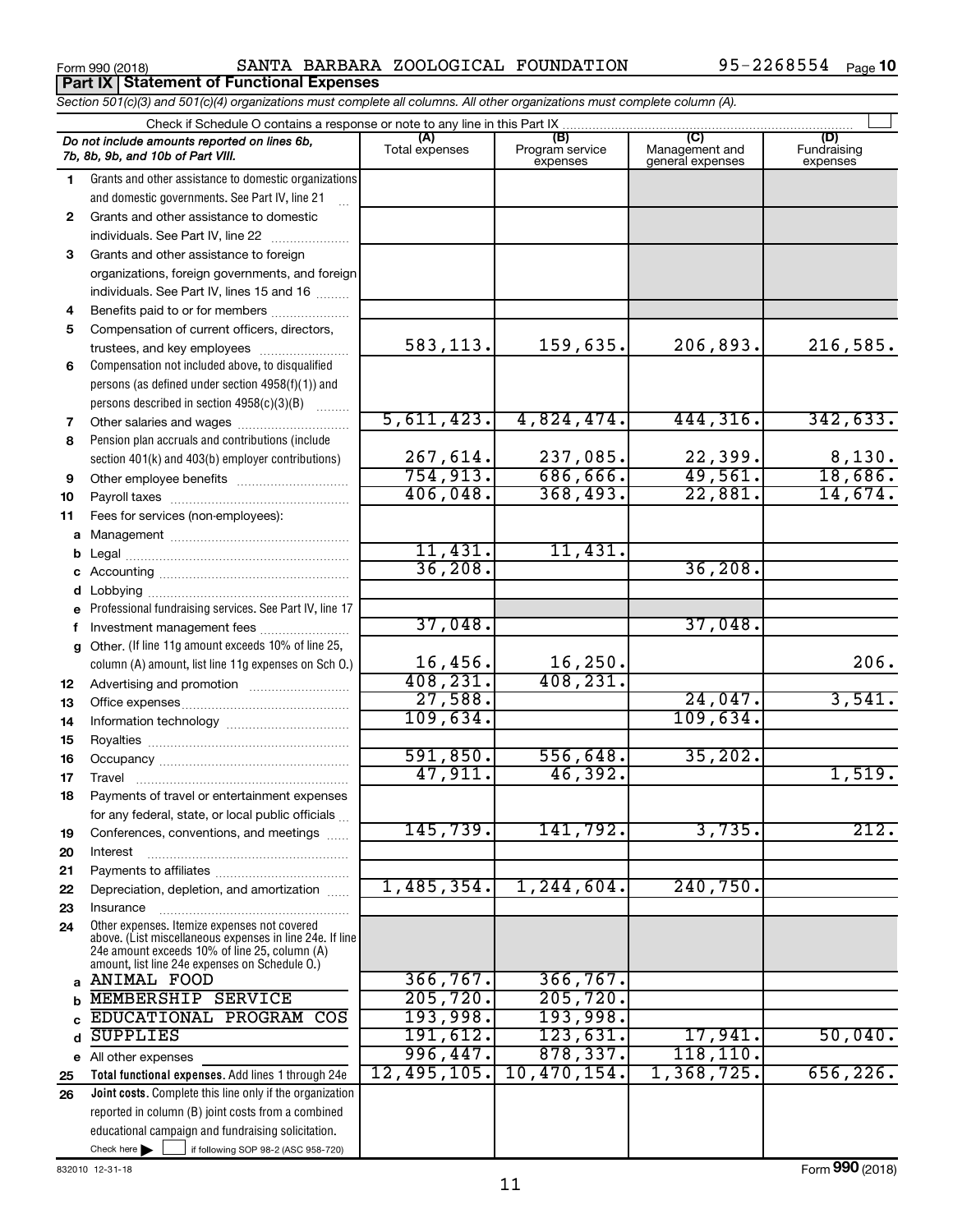Form 990 (2018) SANTA BARBARA ZOOLOGICAL FOUNDATION 95-2268554 Page 10

**Part IX Statement of Functional Expenses**

*Section 501(c)(3) and 501(c)(4) organizations must complete all columns. All other organizations must complete column (A).*

Check if Schedule O contains a response or note to any line in this Part IX ☐

| | *Do not include amounts reported on lines 6b, 7b, 8b, 9b, and 10b of Part VIII.* | (A) Total expenses | (B) Program service expenses | (C) Management and general expenses | (D) Fundraising expenses |
|---|---|---|---|---|---|
| 1 | Grants and other assistance to domestic organizations and domestic governments. See Part IV, line 21 | | | | |
| 2 | Grants and other assistance to domestic individuals. See Part IV, line 22 | | | | |
| 3 | Grants and other assistance to foreign organizations, foreign governments, and foreign individuals. See Part IV, lines 15 and 16 | | | | |
| 4 | Benefits paid to or for members | | | | |
| 5 | Compensation of current officers, directors, trustees, and key employees | 583,113. | 159,635. | 206,893. | 216,585. |
| 6 | Compensation not included above, to disqualified persons (as defined under section 4958(f)(1)) and persons described in section 4958(c)(3)(B) | | | | |
| 7 | Other salaries and wages | 5,611,423. | 4,824,474. | 444,316. | 342,633. |
| 8 | Pension plan accruals and contributions (include section 401(k) and 403(b) employer contributions) | 267,614. | 237,085. | 22,399. | 8,130. |
| 9 | Other employee benefits | 754,913. | 686,666. | 49,561. | 18,686. |
| 10 | Payroll taxes | 406,048. | 368,493. | 22,881. | 14,674. |
| 11 | Fees for services (non-employees): | | | | |
| a | Management | | | | |
| b | Legal | 11,431. | 11,431. | | |
| c | Accounting | 36,208. | | 36,208. | |
| d | Lobbying | | | | |
| e | Professional fundraising services. See Part IV, line 17 | | | | |
| f | Investment management fees | 37,048. | | 37,048. | |
| g | Other. (If line 11g amount exceeds 10% of line 25, column (A) amount, list line 11g expenses on Sch O.) | 16,456. | 16,250. | | 206. |
| 12 | Advertising and promotion | 408,231. | 408,231. | | |
| 13 | Office expenses | 27,588. | | 24,047. | 3,541. |
| 14 | Information technology | 109,634. | | 109,634. | |
| 15 | Royalties | | | | |
| 16 | Occupancy | 591,850. | 556,648. | 35,202. | |
| 17 | Travel | 47,911. | 46,392. | | 1,519. |
| 18 | Payments of travel or entertainment expenses for any federal, state, or local public officials | | | | |
| 19 | Conferences, conventions, and meetings | 145,739. | 141,792. | 3,735. | 212. |
| 20 | Interest | | | | |
| 21 | Payments to affiliates | | | | |
| 22 | Depreciation, depletion, and amortization | 1,485,354. | 1,244,604. | 240,750. | |
| 23 | Insurance | | | | |
| 24 | Other expenses. Itemize expenses not covered above. (List miscellaneous expenses in line 24e. If line 24e amount exceeds 10% of line 25, column (A) amount, list line 24e expenses on Schedule O.) | | | | |
| a | ANIMAL FOOD | 366,767. | 366,767. | | |
| b | MEMBERSHIP SERVICE | 205,720. | 205,720. | | |
| c | EDUCATIONAL PROGRAM COS | 193,998. | 193,998. | | |
| d | SUPPLIES | 191,612. | 123,631. | 17,941. | 50,040. |
| e | All other expenses | 996,447. | 878,337. | 118,110. | |
| 25 | **Total functional expenses.** Add lines 1 through 24e | 12,495,105. | 10,470,154. | 1,368,725. | 656,226. |
| 26 | **Joint costs.** Complete this line only if the organization reported in column (B) joint costs from a combined educational campaign and fundraising solicitation. Check here ☐ if following SOP 98-2 (ASC 958-720) | | | | |

832010 12-31-18 Form **990** (2018)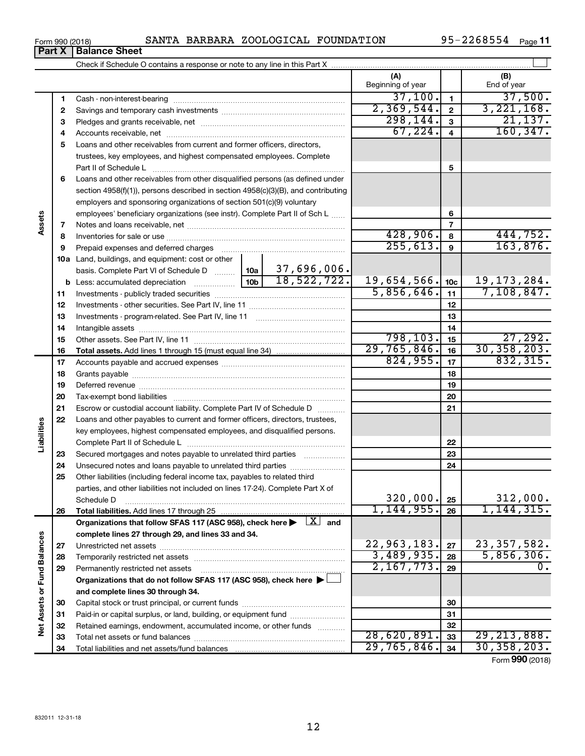Form 990 (2018) SANTA BARBARA ZOOLOGICAL FOUNDATION 95-2268554 Page **11**

## Part X | Balance Sheet

Check if Schedule O contains a response or note to any line in this Part X ☐

| Section | Line | Description | | (A) Beginning of year | Line | (B) End of year |
|---|---|---|---|---|---|---|
| Assets | 1 | Cash - non-interest-bearing | | 37,100. | 1 | 37,500. |
| | 2 | Savings and temporary cash investments | | 2,369,544. | 2 | 3,221,168. |
| | 3 | Pledges and grants receivable, net | | 298,144. | 3 | 21,137. |
| | 4 | Accounts receivable, net | | 67,224. | 4 | 160,347. |
| | 5 | Loans and other receivables from current and former officers, directors, trustees, key employees, and highest compensated employees. Complete Part II of Schedule L | | | 5 | |
| | 6 | Loans and other receivables from other disqualified persons (as defined under section 4958(f)(1)), persons described in section 4958(c)(3)(B), and contributing employers and sponsoring organizations of section 501(c)(9) voluntary employees' beneficiary organizations (see instr). Complete Part II of Sch L | | | 6 | |
| | 7 | Notes and loans receivable, net | | | 7 | |
| | 8 | Inventories for sale or use | | 428,906. | 8 | 444,752. |
| | 9 | Prepaid expenses and deferred charges | | 255,613. | 9 | 163,876. |
| | 10a | Land, buildings, and equipment: cost or other basis. Complete Part VI of Schedule D | 10a: 37,696,006. | | | |
| | b | Less: accumulated depreciation | 10b: 18,522,722. | 19,654,566. | 10c | 19,173,284. |
| | 11 | Investments - publicly traded securities | | 5,856,646. | 11 | 7,108,847. |
| | 12 | Investments - other securities. See Part IV, line 11 | | | 12 | |
| | 13 | Investments - program-related. See Part IV, line 11 | | | 13 | |
| | 14 | Intangible assets | | | 14 | |
| | 15 | Other assets. See Part IV, line 11 | | 798,103. | 15 | 27,292. |
| | 16 | **Total assets.** Add lines 1 through 15 (must equal line 34) | | 29,765,846. | 16 | 30,358,203. |
| Liabilities | 17 | Accounts payable and accrued expenses | | 824,955. | 17 | 832,315. |
| | 18 | Grants payable | | | 18 | |
| | 19 | Deferred revenue | | | 19 | |
| | 20 | Tax-exempt bond liabilities | | | 20 | |
| | 21 | Escrow or custodial account liability. Complete Part IV of Schedule D | | | 21 | |
| | 22 | Loans and other payables to current and former officers, directors, trustees, key employees, highest compensated employees, and disqualified persons. Complete Part II of Schedule L | | | 22 | |
| | 23 | Secured mortgages and notes payable to unrelated third parties | | | 23 | |
| | 24 | Unsecured notes and loans payable to unrelated third parties | | | 24 | |
| | 25 | Other liabilities (including federal income tax, payables to related third parties, and other liabilities not included on lines 17-24). Complete Part X of Schedule D | | 320,000. | 25 | 312,000. |
| | 26 | **Total liabilities.** Add lines 17 through 25 | | 1,144,955. | 26 | 1,144,315. |
| Net Assets or Fund Balances | | **Organizations that follow SFAS 117 (ASC 958), check here ▶ ☒ and complete lines 27 through 29, and lines 33 and 34.** | | | | |
| | 27 | Unrestricted net assets | | 22,963,183. | 27 | 23,357,582. |
| | 28 | Temporarily restricted net assets | | 3,489,935. | 28 | 5,856,306. |
| | 29 | Permanently restricted net assets | | 2,167,773. | 29 | 0. |
| | | **Organizations that do not follow SFAS 117 (ASC 958), check here ▶ ☐ and complete lines 30 through 34.** | | | | |
| | 30 | Capital stock or trust principal, or current funds | | | 30 | |
| | 31 | Paid-in or capital surplus, or land, building, or equipment fund | | | 31 | |
| | 32 | Retained earnings, endowment, accumulated income, or other funds | | | 32 | |
| | 33 | Total net assets or fund balances | | 28,620,891. | 33 | 29,213,888. |
| | 34 | Total liabilities and net assets/fund balances | | 29,765,846. | 34 | 30,358,203. |

Form **990** (2018)

832011 12-31-18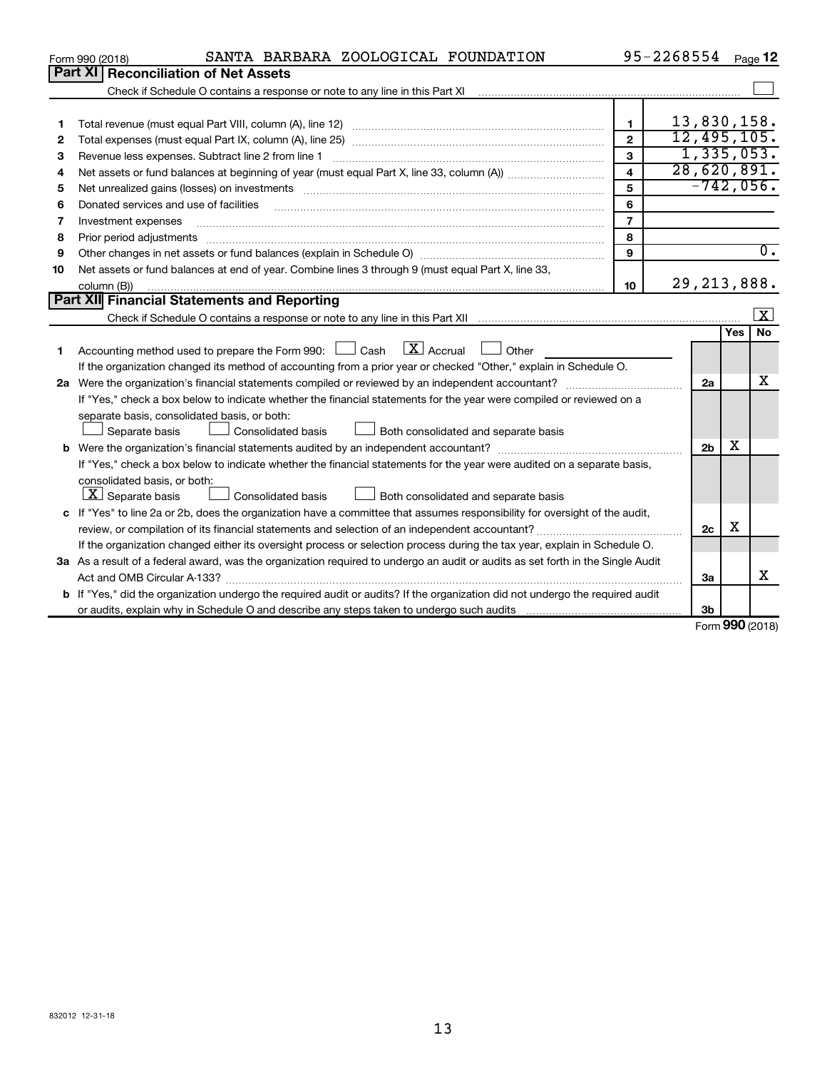Form 990 (2018) SANTA BARBARA ZOOLOGICAL FOUNDATION 95-2268554 Page 12

## Part XI Reconciliation of Net Assets

Check if Schedule O contains a response or note to any line in this Part XI ☐

| | | | |
|---|---|---|---|
| 1 | Total revenue (must equal Part VIII, column (A), line 12) | 1 | 13,830,158. |
| 2 | Total expenses (must equal Part IX, column (A), line 25) | 2 | 12,495,105. |
| 3 | Revenue less expenses. Subtract line 2 from line 1 | 3 | 1,335,053. |
| 4 | Net assets or fund balances at beginning of year (must equal Part X, line 33, column (A)) | 4 | 28,620,891. |
| 5 | Net unrealized gains (losses) on investments | 5 | -742,056. |
| 6 | Donated services and use of facilities | 6 | |
| 7 | Investment expenses | 7 | |
| 8 | Prior period adjustments | 8 | |
| 9 | Other changes in net assets or fund balances (explain in Schedule O) | 9 | 0. |
| 10 | Net assets or fund balances at end of year. Combine lines 3 through 9 (must equal Part X, line 33, column (B)) | 10 | 29,213,888. |

## Part XII Financial Statements and Reporting

Check if Schedule O contains a response or note to any line in this Part XII ☒

| | | | Yes | No |
|---|---|---|---|---|
| 1 | Accounting method used to prepare the Form 990: ☐ Cash ☒ Accrual ☐ Other<br>If the organization changed its method of accounting from a prior year or checked "Other," explain in Schedule O. | | | |
| 2a | Were the organization's financial statements compiled or reviewed by an independent accountant? | 2a | | X |
| | If "Yes," check a box below to indicate whether the financial statements for the year were compiled or reviewed on a separate basis, consolidated basis, or both:<br>☐ Separate basis ☐ Consolidated basis ☐ Both consolidated and separate basis | | | |
| b | Were the organization's financial statements audited by an independent accountant? | 2b | X | |
| | If "Yes," check a box below to indicate whether the financial statements for the year were audited on a separate basis, consolidated basis, or both:<br>☒ Separate basis ☐ Consolidated basis ☐ Both consolidated and separate basis | | | |
| c | If "Yes" to line 2a or 2b, does the organization have a committee that assumes responsibility for oversight of the audit, review, or compilation of its financial statements and selection of an independent accountant? | 2c | X | |
| | If the organization changed either its oversight process or selection process during the tax year, explain in Schedule O. | | | |
| 3a | As a result of a federal award, was the organization required to undergo an audit or audits as set forth in the Single Audit Act and OMB Circular A-133? | 3a | | X |
| b | If "Yes," did the organization undergo the required audit or audits? If the organization did not undergo the required audit or audits, explain why in Schedule O and describe any steps taken to undergo such audits | 3b | | |

Form 990 (2018)

832012 12-31-18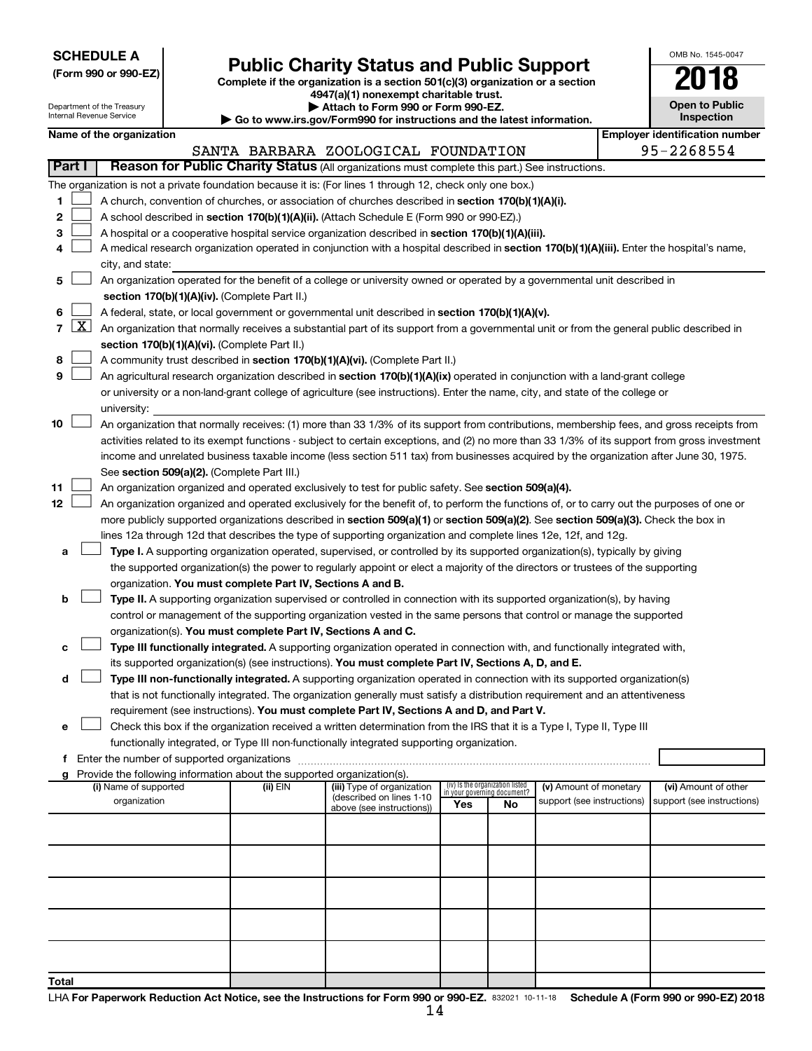**SCHEDULE A**
**(Form 990 or 990-EZ)**

Department of the Treasury
Internal Revenue Service

# Public Charity Status and Public Support

**Complete if the organization is a section 501(c)(3) organization or a section 4947(a)(1) nonexempt charitable trust.**
**▶ Attach to Form 990 or Form 990-EZ.**
**▶ Go to www.irs.gov/Form990 for instructions and the latest information.**

OMB No. 1545-0047
**2018**
**Open to Public Inspection**

**Name of the organization:** SANTA BARBARA ZOOLOGICAL FOUNDATION
**Employer identification number:** 95-2268554

**Part I | Reason for Public Charity Status** (All organizations must complete this part.) See instructions.

The organization is not a private foundation because it is: (For lines 1 through 12, check only one box.)

1 ☐ A church, convention of churches, or association of churches described in **section 170(b)(1)(A)(i).**

2 ☐ A school described in **section 170(b)(1)(A)(ii).** (Attach Schedule E (Form 990 or 990-EZ).)

3 ☐ A hospital or a cooperative hospital service organization described in **section 170(b)(1)(A)(iii).**

4 ☐ A medical research organization operated in conjunction with a hospital described in **section 170(b)(1)(A)(iii).** Enter the hospital's name, city, and state:

5 ☐ An organization operated for the benefit of a college or university owned or operated by a governmental unit described in **section 170(b)(1)(A)(iv).** (Complete Part II.)

6 ☐ A federal, state, or local government or governmental unit described in **section 170(b)(1)(A)(v).**

7 ☒ An organization that normally receives a substantial part of its support from a governmental unit or from the general public described in **section 170(b)(1)(A)(vi).** (Complete Part II.)

8 ☐ A community trust described in **section 170(b)(1)(A)(vi).** (Complete Part II.)

9 ☐ An agricultural research organization described in **section 170(b)(1)(A)(ix)** operated in conjunction with a land-grant college or university or a non-land-grant college of agriculture (see instructions). Enter the name, city, and state of the college or university:

10 ☐ An organization that normally receives: (1) more than 33 1/3% of its support from contributions, membership fees, and gross receipts from activities related to its exempt functions - subject to certain exceptions, and (2) no more than 33 1/3% of its support from gross investment income and unrelated business taxable income (less section 511 tax) from businesses acquired by the organization after June 30, 1975. See **section 509(a)(2).** (Complete Part III.)

11 ☐ An organization organized and operated exclusively to test for public safety. See **section 509(a)(4).**

12 ☐ An organization organized and operated exclusively for the benefit of, to perform the functions of, or to carry out the purposes of one or more publicly supported organizations described in **section 509(a)(1)** or **section 509(a)(2)**. See **section 509(a)(3).** Check the box in lines 12a through 12d that describes the type of supporting organization and complete lines 12e, 12f, and 12g.

a ☐ **Type I.** A supporting organization operated, supervised, or controlled by its supported organization(s), typically by giving the supported organization(s) the power to regularly appoint or elect a majority of the directors or trustees of the supporting organization. **You must complete Part IV, Sections A and B.**

b ☐ **Type II.** A supporting organization supervised or controlled in connection with its supported organization(s), by having control or management of the supporting organization vested in the same persons that control or manage the supported organization(s). **You must complete Part IV, Sections A and C.**

c ☐ **Type III functionally integrated.** A supporting organization operated in connection with, and functionally integrated with, its supported organization(s) (see instructions). **You must complete Part IV, Sections A, D, and E.**

d ☐ **Type III non-functionally integrated.** A supporting organization operated in connection with its supported organization(s) that is not functionally integrated. The organization generally must satisfy a distribution requirement and an attentiveness requirement (see instructions). **You must complete Part IV, Sections A and D, and Part V.**

e ☐ Check this box if the organization received a written determination from the IRS that it is a Type I, Type II, Type III functionally integrated, or Type III non-functionally integrated supporting organization.

f Enter the number of supported organizations

g Provide the following information about the supported organization(s).

| (i) Name of supported organization | (ii) EIN | (iii) Type of organization (described on lines 1-10 above (see instructions)) | (iv) Is the organization listed in your governing document? Yes | No | (v) Amount of monetary support (see instructions) | (vi) Amount of other support (see instructions) |
|---|---|---|---|---|---|---|
| | | | | | | |
| | | | | | | |
| | | | | | | |
| | | | | | | |
| | | | | | | |
| **Total** | | | | | | |

LHA **For Paperwork Reduction Act Notice, see the Instructions for Form 990 or 990-EZ.** 832021 10-11-18 **Schedule A (Form 990 or 990-EZ) 2018**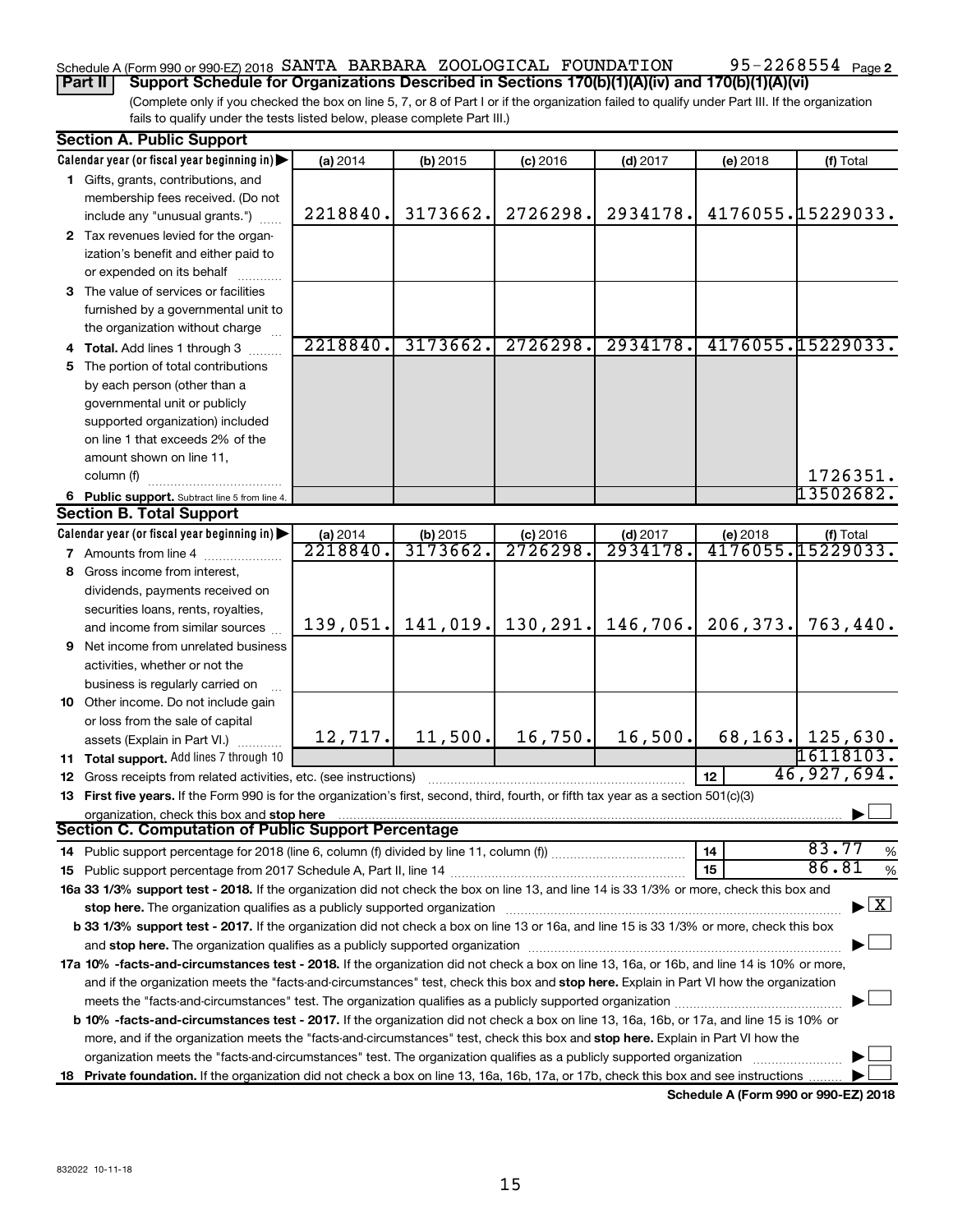Schedule A (Form 990 or 990-EZ) 2018 SANTA BARBARA ZOOLOGICAL FOUNDATION 95-2268554 Page 2

**Part II** **Support Schedule for Organizations Described in Sections 170(b)(1)(A)(iv) and 170(b)(1)(A)(vi)**

(Complete only if you checked the box on line 5, 7, or 8 of Part I or if the organization failed to qualify under Part III. If the organization fails to qualify under the tests listed below, please complete Part III.)

**Section A. Public Support**

| Calendar year (or fiscal year beginning in) ▶ | (a) 2014 | (b) 2015 | (c) 2016 | (d) 2017 | (e) 2018 | (f) Total |
|---|---|---|---|---|---|---|
| 1 Gifts, grants, contributions, and membership fees received. (Do not include any "unusual grants.") | 2218840. | 3173662. | 2726298. | 2934178. | 4176055. | 15229033. |
| 2 Tax revenues levied for the organization's benefit and either paid to or expended on its behalf | | | | | | |
| 3 The value of services or facilities furnished by a governmental unit to the organization without charge | | | | | | |
| 4 Total. Add lines 1 through 3 | 2218840. | 3173662. | 2726298. | 2934178. | 4176055. | 15229033. |
| 5 The portion of total contributions by each person (other than a governmental unit or publicly supported organization) included on line 1 that exceeds 2% of the amount shown on line 11, column (f) | | | | | | 1726351. |
| 6 Public support. Subtract line 5 from line 4. | | | | | | 13502682. |

**Section B. Total Support**

| Calendar year (or fiscal year beginning in) ▶ | (a) 2014 | (b) 2015 | (c) 2016 | (d) 2017 | (e) 2018 | (f) Total |
|---|---|---|---|---|---|---|
| 7 Amounts from line 4 | 2218840. | 3173662. | 2726298. | 2934178. | 4176055. | 15229033. |
| 8 Gross income from interest, dividends, payments received on securities loans, rents, royalties, and income from similar sources | 139,051. | 141,019. | 130,291. | 146,706. | 206,373. | 763,440. |
| 9 Net income from unrelated business activities, whether or not the business is regularly carried on | | | | | | |
| 10 Other income. Do not include gain or loss from the sale of capital assets (Explain in Part VI.) | 12,717. | 11,500. | 16,750. | 16,500. | 68,163. | 125,630. |
| 11 Total support. Add lines 7 through 10 | | | | | | 16118103. |

12 Gross receipts from related activities, etc. (see instructions) | 12 | 46,927,694.

13 **First five years.** If the Form 990 is for the organization's first, second, third, fourth, or fifth tax year as a section 501(c)(3) organization, check this box and **stop here** ▶ ☐

**Section C. Computation of Public Support Percentage**

14 Public support percentage for 2018 (line 6, column (f) divided by line 11, column (f)) | 14 | 83.77 %

15 Public support percentage from 2017 Schedule A, Part II, line 14 | 15 | 86.81 %

16a **33 1/3% support test - 2018.** If the organization did not check the box on line 13, and line 14 is 33 1/3% or more, check this box and **stop here.** The organization qualifies as a publicly supported organization ▶ ☒

b **33 1/3% support test - 2017.** If the organization did not check a box on line 13 or 16a, and line 15 is 33 1/3% or more, check this box and **stop here.** The organization qualifies as a publicly supported organization ▶ ☐

17a **10% -facts-and-circumstances test - 2018.** If the organization did not check a box on line 13, 16a, or 16b, and line 14 is 10% or more, and if the organization meets the "facts-and-circumstances" test, check this box and **stop here.** Explain in Part VI how the organization meets the "facts-and-circumstances" test. The organization qualifies as a publicly supported organization ▶ ☐

b **10% -facts-and-circumstances test - 2017.** If the organization did not check a box on line 13, 16a, 16b, or 17a, and line 15 is 10% or more, and if the organization meets the "facts-and-circumstances" test, check this box and **stop here.** Explain in Part VI how the organization meets the "facts-and-circumstances" test. The organization qualifies as a publicly supported organization ▶ ☐

18 **Private foundation.** If the organization did not check a box on line 13, 16a, 16b, 17a, or 17b, check this box and see instructions ▶ ☐

**Schedule A (Form 990 or 990-EZ) 2018**

832022 10-11-18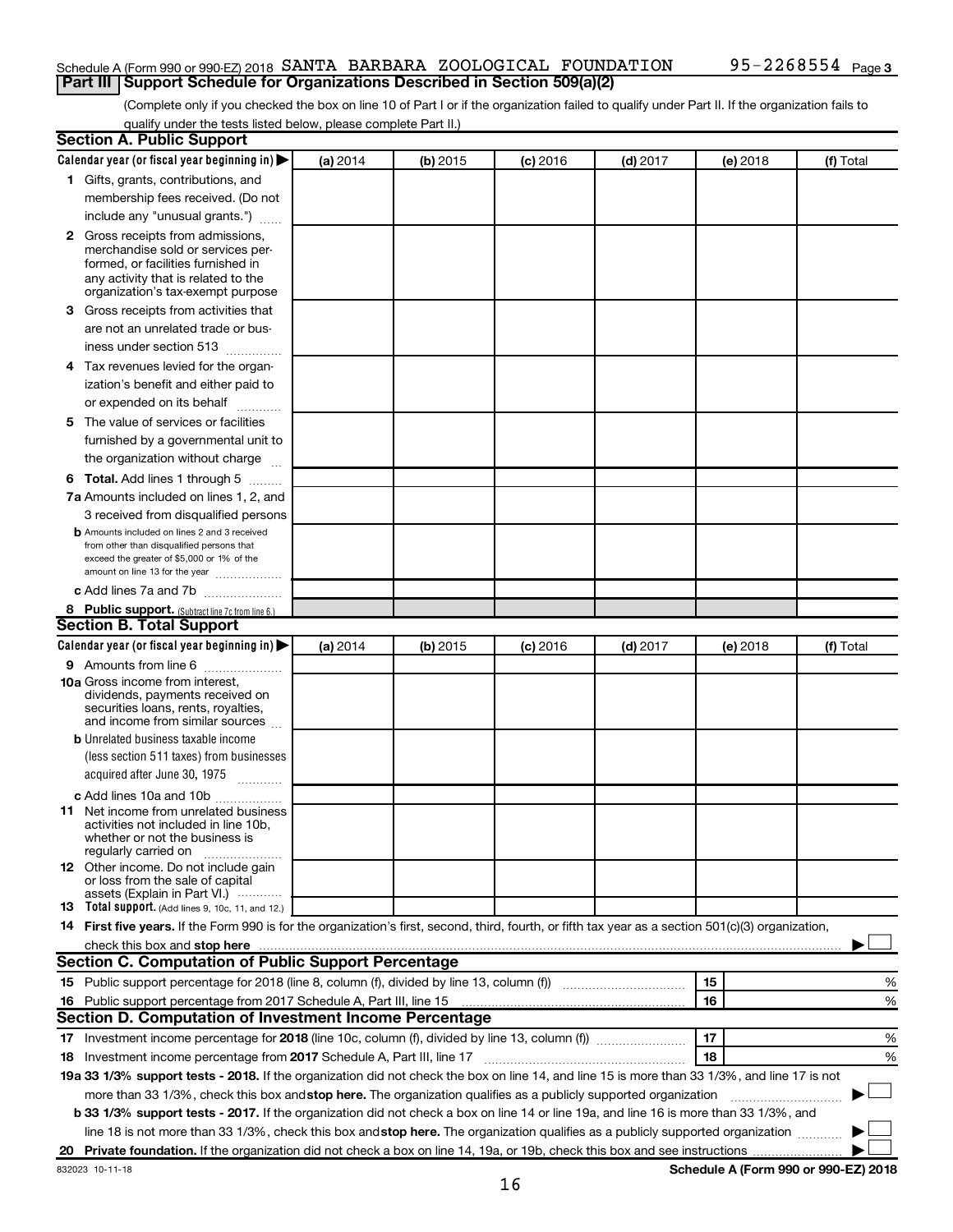Schedule A (Form 990 or 990-EZ) 2018 SANTA BARBARA ZOOLOGICAL FOUNDATION 95-2268554 Page 3

## Part III Support Schedule for Organizations Described in Section 509(a)(2)

(Complete only if you checked the box on line 10 of Part I or if the organization failed to qualify under Part II. If the organization fails to qualify under the tests listed below, please complete Part II.)

### Section A. Public Support

| Calendar year (or fiscal year beginning in) | (a) 2014 | (b) 2015 | (c) 2016 | (d) 2017 | (e) 2018 | (f) Total |
|---|---|---|---|---|---|---|
| 1 Gifts, grants, contributions, and membership fees received. (Do not include any "unusual grants.") | | | | | | |
| 2 Gross receipts from admissions, merchandise sold or services performed, or facilities furnished in any activity that is related to the organization's tax-exempt purpose | | | | | | |
| 3 Gross receipts from activities that are not an unrelated trade or business under section 513 | | | | | | |
| 4 Tax revenues levied for the organization's benefit and either paid to or expended on its behalf | | | | | | |
| 5 The value of services or facilities furnished by a governmental unit to the organization without charge | | | | | | |
| 6 Total. Add lines 1 through 5 | | | | | | |
| 7a Amounts included on lines 1, 2, and 3 received from disqualified persons | | | | | | |
| b Amounts included on lines 2 and 3 received from other than disqualified persons that exceed the greater of $5,000 or 1% of the amount on line 13 for the year | | | | | | |
| c Add lines 7a and 7b | | | | | | |
| 8 Public support. (Subtract line 7c from line 6.) | | | | | | |

### Section B. Total Support

| Calendar year (or fiscal year beginning in) | (a) 2014 | (b) 2015 | (c) 2016 | (d) 2017 | (e) 2018 | (f) Total |
|---|---|---|---|---|---|---|
| 9 Amounts from line 6 | | | | | | |
| 10a Gross income from interest, dividends, payments received on securities loans, rents, royalties, and income from similar sources | | | | | | |
| b Unrelated business taxable income (less section 511 taxes) from businesses acquired after June 30, 1975 | | | | | | |
| c Add lines 10a and 10b | | | | | | |
| 11 Net income from unrelated business activities not included in line 10b, whether or not the business is regularly carried on | | | | | | |
| 12 Other income. Do not include gain or loss from the sale of capital assets (Explain in Part VI.) | | | | | | |
| 13 Total support. (Add lines 9, 10c, 11, and 12.) | | | | | | |

14 First five years. If the Form 990 is for the organization's first, second, third, fourth, or fifth tax year as a section 501(c)(3) organization, check this box and stop here ▶ ☐

### Section C. Computation of Public Support Percentage

| | | | |
|---|---|---|---|
| 15 | Public support percentage for 2018 (line 8, column (f), divided by line 13, column (f)) | 15 | % |
| 16 | Public support percentage from 2017 Schedule A, Part III, line 15 | 16 | % |

### Section D. Computation of Investment Income Percentage

| | | | |
|---|---|---|---|
| 17 | Investment income percentage for 2018 (line 10c, column (f), divided by line 13, column (f)) | 17 | % |
| 18 | Investment income percentage from 2017 Schedule A, Part III, line 17 | 18 | % |

19a 33 1/3% support tests - 2018. If the organization did not check the box on line 14, and line 15 is more than 33 1/3%, and line 17 is not more than 33 1/3%, check this box and stop here. The organization qualifies as a publicly supported organization ▶ ☐

b 33 1/3% support tests - 2017. If the organization did not check a box on line 14 or line 19a, and line 16 is more than 33 1/3%, and line 18 is not more than 33 1/3%, check this box and stop here. The organization qualifies as a publicly supported organization ▶ ☐

20 Private foundation. If the organization did not check a box on line 14, 19a, or 19b, check this box and see instructions ▶ ☐

832023 10-11-18

Schedule A (Form 990 or 990-EZ) 2018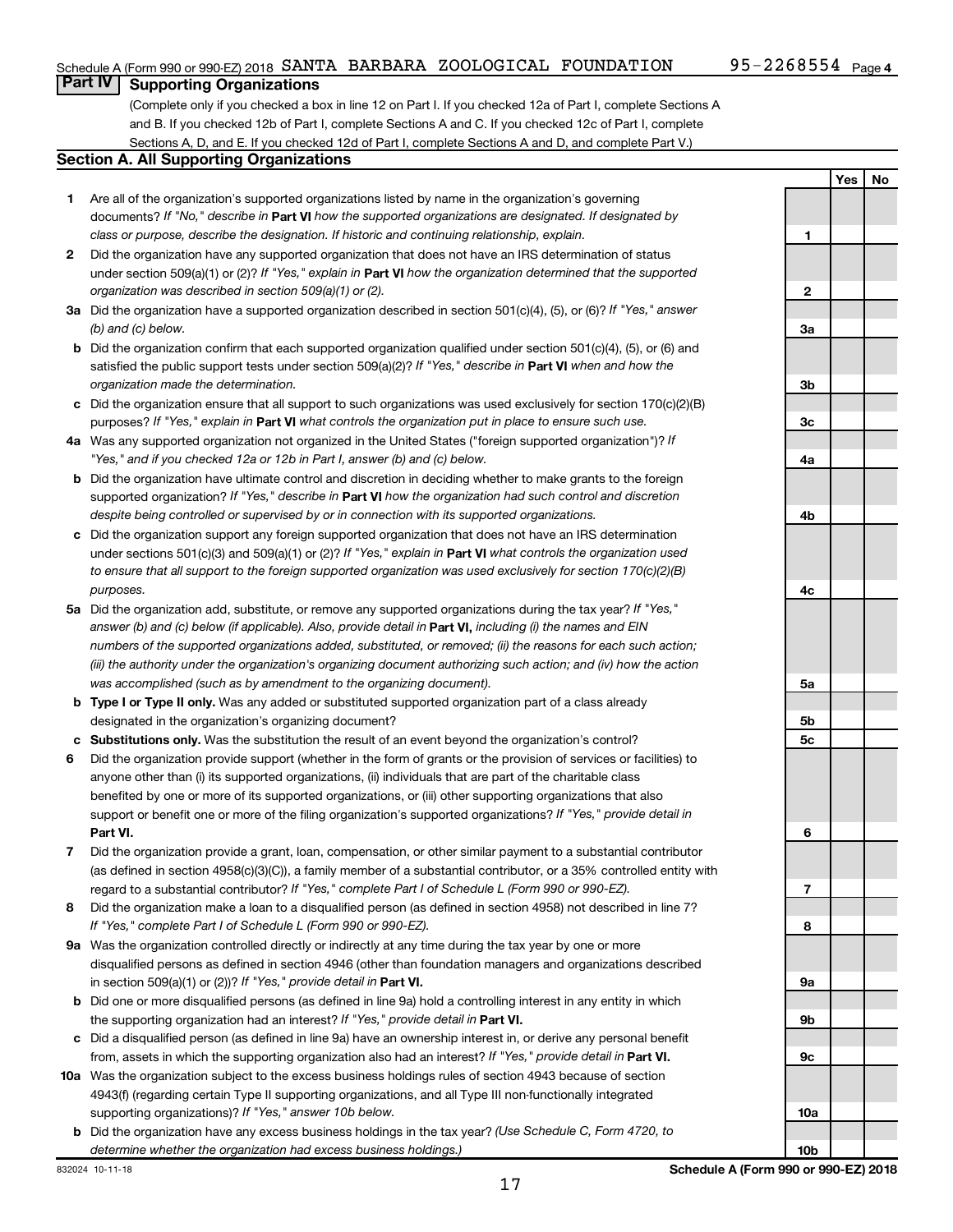Schedule A (Form 990 or 990-EZ) 2018 SANTA BARBARA ZOOLOGICAL FOUNDATION 95-2268554 Page 4

## Part IV Supporting Organizations

(Complete only if you checked a box in line 12 on Part I. If you checked 12a of Part I, complete Sections A and B. If you checked 12b of Part I, complete Sections A and C. If you checked 12c of Part I, complete Sections A, D, and E. If you checked 12d of Part I, complete Sections A and D, and complete Part V.)

### Section A. All Supporting Organizations

| | | | Yes | No |
|---|---|---|---|---|
| **1** | Are all of the organization's supported organizations listed by name in the organization's governing documents? *If "No," describe in* **Part VI** *how the supported organizations are designated. If designated by class or purpose, describe the designation. If historic and continuing relationship, explain.* | 1 | | |
| **2** | Did the organization have any supported organization that does not have an IRS determination of status under section 509(a)(1) or (2)? *If "Yes," explain in* **Part VI** *how the organization determined that the supported organization was described in section 509(a)(1) or (2).* | 2 | | |
| **3a** | Did the organization have a supported organization described in section 501(c)(4), (5), or (6)? *If "Yes," answer (b) and (c) below.* | 3a | | |
| **b** | Did the organization confirm that each supported organization qualified under section 501(c)(4), (5), or (6) and satisfied the public support tests under section 509(a)(2)? *If "Yes," describe in* **Part VI** *when and how the organization made the determination.* | 3b | | |
| **c** | Did the organization ensure that all support to such organizations was used exclusively for section 170(c)(2)(B) purposes? *If "Yes," explain in* **Part VI** *what controls the organization put in place to ensure such use.* | 3c | | |
| **4a** | Was any supported organization not organized in the United States ("foreign supported organization")? *If "Yes," and if you checked 12a or 12b in Part I, answer (b) and (c) below.* | 4a | | |
| **b** | Did the organization have ultimate control and discretion in deciding whether to make grants to the foreign supported organization? *If "Yes," describe in* **Part VI** *how the organization had such control and discretion despite being controlled or supervised by or in connection with its supported organizations.* | 4b | | |
| **c** | Did the organization support any foreign supported organization that does not have an IRS determination under sections 501(c)(3) and 509(a)(1) or (2)? *If "Yes," explain in* **Part VI** *what controls the organization used to ensure that all support to the foreign supported organization was used exclusively for section 170(c)(2)(B) purposes.* | 4c | | |
| **5a** | Did the organization add, substitute, or remove any supported organizations during the tax year? *If "Yes," answer (b) and (c) below (if applicable). Also, provide detail in* **Part VI,** *including (i) the names and EIN numbers of the supported organizations added, substituted, or removed; (ii) the reasons for each such action; (iii) the authority under the organization's organizing document authorizing such action; and (iv) how the action was accomplished (such as by amendment to the organizing document).* | 5a | | |
| **b** | **Type I or Type II only.** Was any added or substituted supported organization part of a class already designated in the organization's organizing document? | 5b | | |
| **c** | **Substitutions only.** Was the substitution the result of an event beyond the organization's control? | 5c | | |
| **6** | Did the organization provide support (whether in the form of grants or the provision of services or facilities) to anyone other than (i) its supported organizations, (ii) individuals that are part of the charitable class benefited by one or more of its supported organizations, or (iii) other supporting organizations that also support or benefit one or more of the filing organization's supported organizations? *If "Yes," provide detail in* **Part VI.** | 6 | | |
| **7** | Did the organization provide a grant, loan, compensation, or other similar payment to a substantial contributor (as defined in section 4958(c)(3)(C)), a family member of a substantial contributor, or a 35% controlled entity with regard to a substantial contributor? *If "Yes," complete Part I of Schedule L (Form 990 or 990-EZ).* | 7 | | |
| **8** | Did the organization make a loan to a disqualified person (as defined in section 4958) not described in line 7? *If "Yes," complete Part I of Schedule L (Form 990 or 990-EZ).* | 8 | | |
| **9a** | Was the organization controlled directly or indirectly at any time during the tax year by one or more disqualified persons as defined in section 4946 (other than foundation managers and organizations described in section 509(a)(1) or (2))? *If "Yes," provide detail in* **Part VI.** | 9a | | |
| **b** | Did one or more disqualified persons (as defined in line 9a) hold a controlling interest in any entity in which the supporting organization had an interest? *If "Yes," provide detail in* **Part VI.** | 9b | | |
| **c** | Did a disqualified person (as defined in line 9a) have an ownership interest in, or derive any personal benefit from, assets in which the supporting organization also had an interest? *If "Yes," provide detail in* **Part VI.** | 9c | | |
| **10a** | Was the organization subject to the excess business holdings rules of section 4943 because of section 4943(f) (regarding certain Type II supporting organizations, and all Type III non-functionally integrated supporting organizations)? *If "Yes," answer 10b below.* | 10a | | |
| **b** | Did the organization have any excess business holdings in the tax year? *(Use Schedule C, Form 4720, to determine whether the organization had excess business holdings.)* | 10b | | |

832024 10-11-18 **Schedule A (Form 990 or 990-EZ) 2018**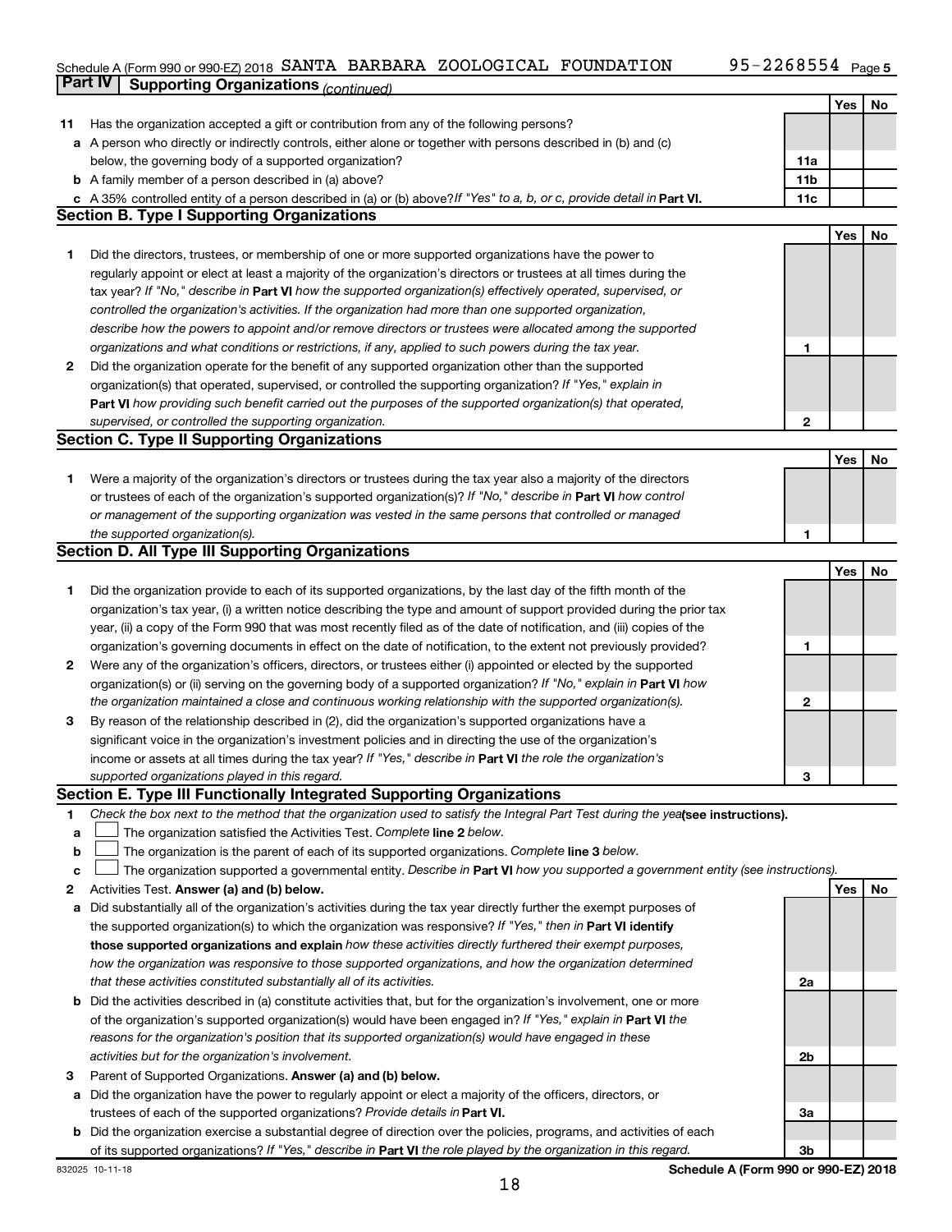Schedule A (Form 990 or 990-EZ) 2018 SANTA BARBARA ZOOLOGICAL FOUNDATION 95-2268554 Page 5

**Part IV | Supporting Organizations** *(continued)*

| | | | Yes | No |
|---|---|---|---|---|
| **11** | Has the organization accepted a gift or contribution from any of the following persons? | | | |
| **a** | A person who directly or indirectly controls, either alone or together with persons described in (b) and (c) below, the governing body of a supported organization? | 11a | | |
| **b** | A family member of a person described in (a) above? | 11b | | |
| **c** | A 35% controlled entity of a person described in (a) or (b) above? *If "Yes" to a, b, or c, provide detail in* **Part VI.** | 11c | | |

**Section B. Type I Supporting Organizations**

| | | | Yes | No |
|---|---|---|---|---|
| **1** | Did the directors, trustees, or membership of one or more supported organizations have the power to regularly appoint or elect at least a majority of the organization's directors or trustees at all times during the tax year? *If "No," describe in* **Part VI** *how the supported organization(s) effectively operated, supervised, or controlled the organization's activities. If the organization had more than one supported organization, describe how the powers to appoint and/or remove directors or trustees were allocated among the supported organizations and what conditions or restrictions, if any, applied to such powers during the tax year.* | 1 | | |
| **2** | Did the organization operate for the benefit of any supported organization other than the supported organization(s) that operated, supervised, or controlled the supporting organization? *If "Yes," explain in* **Part VI** *how providing such benefit carried out the purposes of the supported organization(s) that operated, supervised, or controlled the supporting organization.* | 2 | | |

**Section C. Type II Supporting Organizations**

| | | | Yes | No |
|---|---|---|---|---|
| **1** | Were a majority of the organization's directors or trustees during the tax year also a majority of the directors or trustees of each of the organization's supported organization(s)? *If "No," describe in* **Part VI** *how control or management of the supporting organization was vested in the same persons that controlled or managed the supported organization(s).* | 1 | | |

**Section D. All Type III Supporting Organizations**

| | | | Yes | No |
|---|---|---|---|---|
| **1** | Did the organization provide to each of its supported organizations, by the last day of the fifth month of the organization's tax year, (i) a written notice describing the type and amount of support provided during the prior tax year, (ii) a copy of the Form 990 that was most recently filed as of the date of notification, and (iii) copies of the organization's governing documents in effect on the date of notification, to the extent not previously provided? | 1 | | |
| **2** | Were any of the organization's officers, directors, or trustees either (i) appointed or elected by the supported organization(s) or (ii) serving on the governing body of a supported organization? *If "No," explain in* **Part VI** *how the organization maintained a close and continuous working relationship with the supported organization(s).* | 2 | | |
| **3** | By reason of the relationship described in (2), did the organization's supported organizations have a significant voice in the organization's investment policies and in directing the use of the organization's income or assets at all times during the tax year? *If "Yes," describe in* **Part VI** *the role the organization's supported organizations played in this regard.* | 3 | | |

**Section E. Type III Functionally Integrated Supporting Organizations**

**1** *Check the box next to the method that the organization used to satisfy the Integral Part Test during the year* **(see instructions).**

**a** ☐ The organization satisfied the Activities Test. *Complete* **line 2** *below.*

**b** ☐ The organization is the parent of each of its supported organizations. *Complete* **line 3** *below.*

**c** ☐ The organization supported a governmental entity. *Describe in* **Part VI** *how you supported a government entity (see instructions).*

| | | | Yes | No |
|---|---|---|---|---|
| **2** | Activities Test. **Answer (a) and (b) below.** | | | |
| **a** | Did substantially all of the organization's activities during the tax year directly further the exempt purposes of the supported organization(s) to which the organization was responsive? *If "Yes," then in* **Part VI identify those supported organizations and explain** *how these activities directly furthered their exempt purposes, how the organization was responsive to those supported organizations, and how the organization determined that these activities constituted substantially all of its activities.* | 2a | | |
| **b** | Did the activities described in (a) constitute activities that, but for the organization's involvement, one or more of the organization's supported organization(s) would have been engaged in? *If "Yes," explain in* **Part VI** *the reasons for the organization's position that its supported organization(s) would have engaged in these activities but for the organization's involvement.* | 2b | | |
| **3** | Parent of Supported Organizations. **Answer (a) and (b) below.** | | | |
| **a** | Did the organization have the power to regularly appoint or elect a majority of the officers, directors, or trustees of each of the supported organizations? *Provide details in* **Part VI.** | 3a | | |
| **b** | Did the organization exercise a substantial degree of direction over the policies, programs, and activities of each of its supported organizations? *If "Yes," describe in* **Part VI** *the role played by the organization in this regard.* | 3b | | |

832025 10-11-18 **Schedule A (Form 990 or 990-EZ) 2018**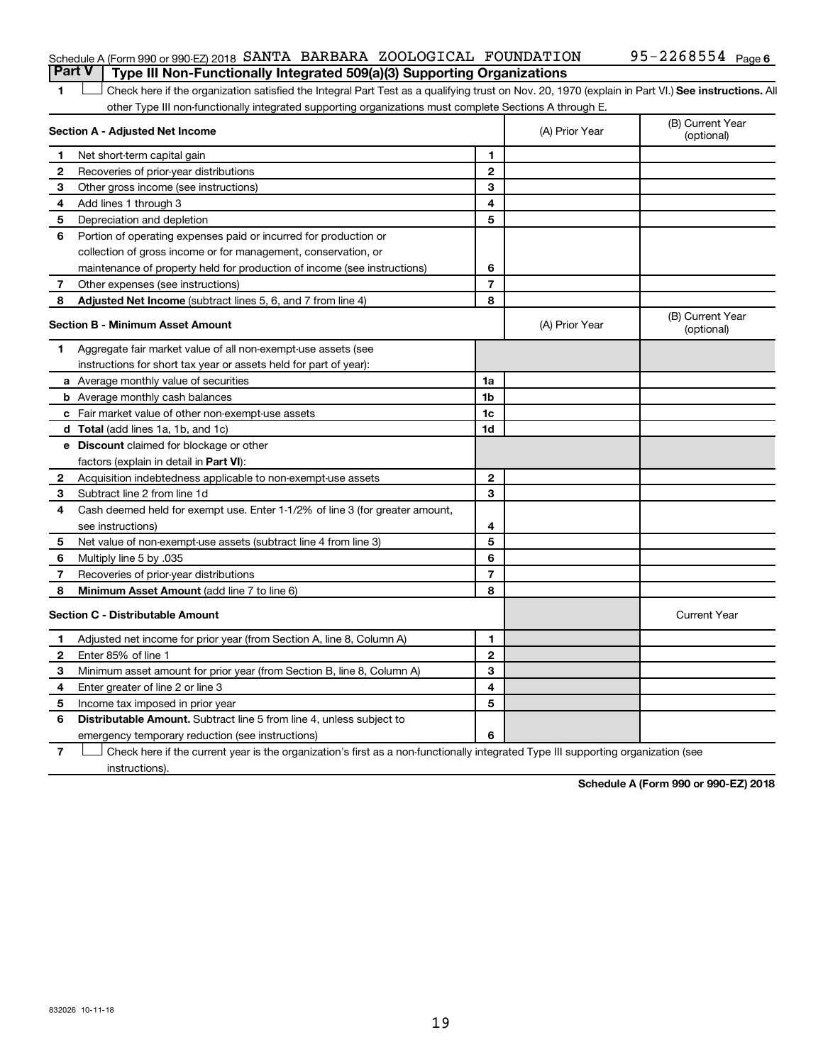Schedule A (Form 990 or 990-EZ) 2018 SANTA BARBARA ZOOLOGICAL FOUNDATION 95-2268554 Page 6

## Part V Type III Non-Functionally Integrated 509(a)(3) Supporting Organizations

1 ☐ Check here if the organization satisfied the Integral Part Test as a qualifying trust on Nov. 20, 1970 (explain in Part VI.) **See instructions.** All other Type III non-functionally integrated supporting organizations must complete Sections A through E.

| **Section A - Adjusted Net Income** | | | (A) Prior Year | (B) Current Year (optional) |
|---|---|---|---|---|
| 1 | Net short-term capital gain | 1 | | |
| 2 | Recoveries of prior-year distributions | 2 | | |
| 3 | Other gross income (see instructions) | 3 | | |
| 4 | Add lines 1 through 3 | 4 | | |
| 5 | Depreciation and depletion | 5 | | |
| 6 | Portion of operating expenses paid or incurred for production or collection of gross income or for management, conservation, or maintenance of property held for production of income (see instructions) | 6 | | |
| 7 | Other expenses (see instructions) | 7 | | |
| 8 | **Adjusted Net Income** (subtract lines 5, 6, and 7 from line 4) | 8 | | |

| **Section B - Minimum Asset Amount** | | | (A) Prior Year | (B) Current Year (optional) |
|---|---|---|---|---|
| 1 | Aggregate fair market value of all non-exempt-use assets (see instructions for short tax year or assets held for part of year): | | | |
| a | Average monthly value of securities | 1a | | |
| b | Average monthly cash balances | 1b | | |
| c | Fair market value of other non-exempt-use assets | 1c | | |
| d | **Total** (add lines 1a, 1b, and 1c) | 1d | | |
| e | **Discount** claimed for blockage or other factors (explain in detail in **Part VI**): | | | |
| 2 | Acquisition indebtedness applicable to non-exempt-use assets | 2 | | |
| 3 | Subtract line 2 from line 1d | 3 | | |
| 4 | Cash deemed held for exempt use. Enter 1-1/2% of line 3 (for greater amount, see instructions) | 4 | | |
| 5 | Net value of non-exempt-use assets (subtract line 4 from line 3) | 5 | | |
| 6 | Multiply line 5 by .035 | 6 | | |
| 7 | Recoveries of prior-year distributions | 7 | | |
| 8 | **Minimum Asset Amount** (add line 7 to line 6) | 8 | | |

| **Section C - Distributable Amount** | | | | Current Year |
|---|---|---|---|---|
| 1 | Adjusted net income for prior year (from Section A, line 8, Column A) | 1 | | |
| 2 | Enter 85% of line 1 | 2 | | |
| 3 | Minimum asset amount for prior year (from Section B, line 8, Column A) | 3 | | |
| 4 | Enter greater of line 2 or line 3 | 4 | | |
| 5 | Income tax imposed in prior year | 5 | | |
| 6 | **Distributable Amount.** Subtract line 5 from line 4, unless subject to emergency temporary reduction (see instructions) | 6 | | |

7 ☐ Check here if the current year is the organization's first as a non-functionally integrated Type III supporting organization (see instructions).

**Schedule A (Form 990 or 990-EZ) 2018**

832026 10-11-18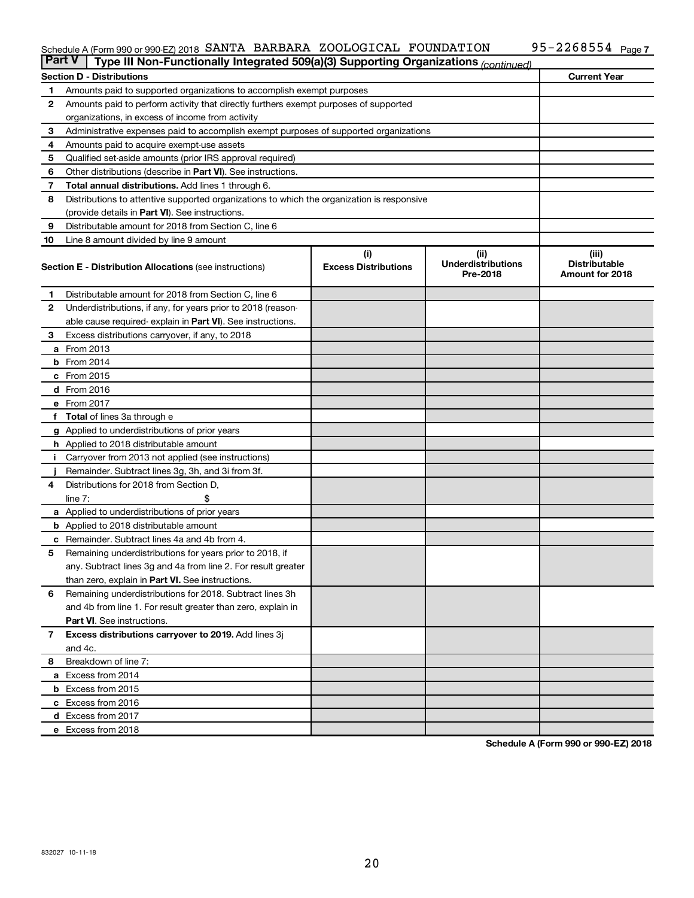Schedule A (Form 990 or 990-EZ) 2018 SANTA BARBARA ZOOLOGICAL FOUNDATION 95-2268554 Page 7

**Part V | Type III Non-Functionally Integrated 509(a)(3) Supporting Organizations** *(continued)*

| **Section D - Distributions** | **Current Year** |
|---|---|
| **1** Amounts paid to supported organizations to accomplish exempt purposes | |
| **2** Amounts paid to perform activity that directly furthers exempt purposes of supported organizations, in excess of income from activity | |
| **3** Administrative expenses paid to accomplish exempt purposes of supported organizations | |
| **4** Amounts paid to acquire exempt-use assets | |
| **5** Qualified set-aside amounts (prior IRS approval required) | |
| **6** Other distributions (describe in **Part VI**). See instructions. | |
| **7** **Total annual distributions.** Add lines 1 through 6. | |
| **8** Distributions to attentive supported organizations to which the organization is responsive (provide details in **Part VI**). See instructions. | |
| **9** Distributable amount for 2018 from Section C, line 6 | |
| **10** Line 8 amount divided by line 9 amount | |

| **Section E - Distribution Allocations** (see instructions) | (i) **Excess Distributions** | (ii) **Underdistributions Pre-2018** | (iii) **Distributable Amount for 2018** |
|---|---|---|---|
| **1** Distributable amount for 2018 from Section C, line 6 | | | |
| **2** Underdistributions, if any, for years prior to 2018 (reasonable cause required- explain in **Part VI**). See instructions. | | | |
| **3** Excess distributions carryover, if any, to 2018 | | | |
| **a** From 2013 | | | |
| **b** From 2014 | | | |
| **c** From 2015 | | | |
| **d** From 2016 | | | |
| **e** From 2017 | | | |
| **f** **Total** of lines 3a through e | | | |
| **g** Applied to underdistributions of prior years | | | |
| **h** Applied to 2018 distributable amount | | | |
| **i** Carryover from 2013 not applied (see instructions) | | | |
| **j** Remainder. Subtract lines 3g, 3h, and 3i from 3f. | | | |
| **4** Distributions for 2018 from Section D, line 7: $ | | | |
| **a** Applied to underdistributions of prior years | | | |
| **b** Applied to 2018 distributable amount | | | |
| **c** Remainder. Subtract lines 4a and 4b from 4. | | | |
| **5** Remaining underdistributions for years prior to 2018, if any. Subtract lines 3g and 4a from line 2. For result greater than zero, explain in **Part VI.** See instructions. | | | |
| **6** Remaining underdistributions for 2018. Subtract lines 3h and 4b from line 1. For result greater than zero, explain in **Part VI**. See instructions. | | | |
| **7** **Excess distributions carryover to 2019.** Add lines 3j and 4c. | | | |
| **8** Breakdown of line 7: | | | |
| **a** Excess from 2014 | | | |
| **b** Excess from 2015 | | | |
| **c** Excess from 2016 | | | |
| **d** Excess from 2017 | | | |
| **e** Excess from 2018 | | | |

**Schedule A (Form 990 or 990-EZ) 2018**

832027 10-11-18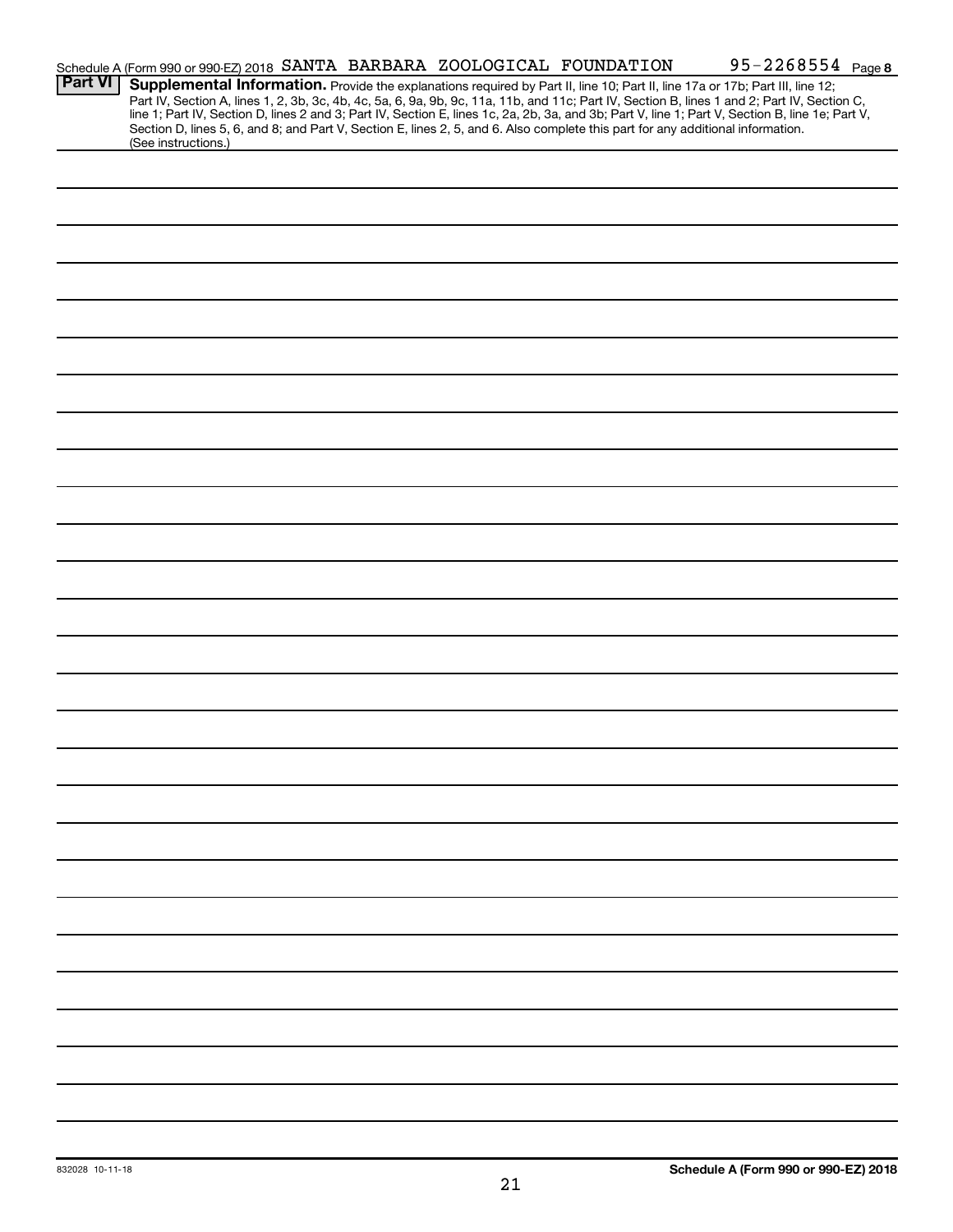Schedule A (Form 990 or 990-EZ) 2018 SANTA BARBARA ZOOLOGICAL FOUNDATION 95-2268554 Page 8

**Part VI** **Supplemental Information.** Provide the explanations required by Part II, line 10; Part II, line 17a or 17b; Part III, line 12; Part IV, Section A, lines 1, 2, 3b, 3c, 4b, 4c, 5a, 6, 9a, 9b, 9c, 11a, 11b, and 11c; Part IV, Section B, lines 1 and 2; Part IV, Section C, line 1; Part IV, Section D, lines 2 and 3; Part IV, Section E, lines 1c, 2a, 2b, 3a, and 3b; Part V, line 1; Part V, Section B, line 1e; Part V, Section D, lines 5, 6, and 8; and Part V, Section E, lines 2, 5, and 6. Also complete this part for any additional information. (See instructions.)

832028 10-11-18

**Schedule A (Form 990 or 990-EZ) 2018**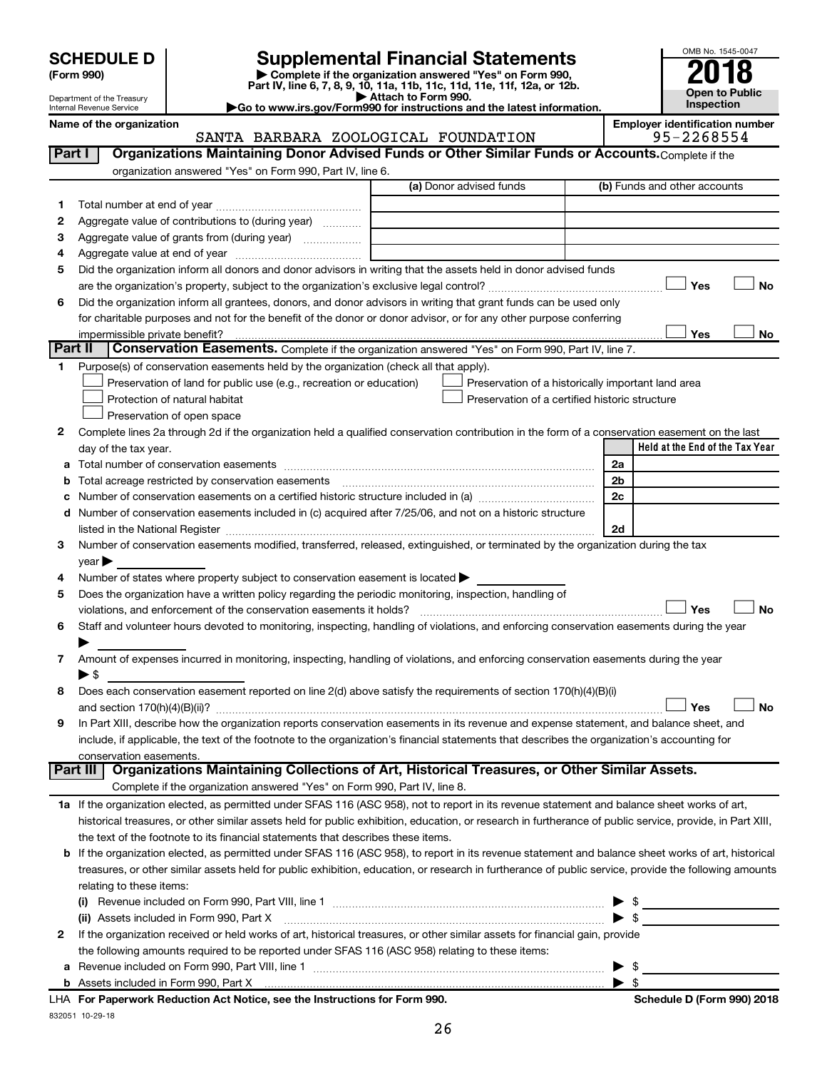**SCHEDULE D (Form 990)**

Department of the Treasury
Internal Revenue Service

# Supplemental Financial Statements

▶ Complete if the organization answered "Yes" on Form 990, Part IV, line 6, 7, 8, 9, 10, 11a, 11b, 11c, 11d, 11e, 11f, 12a, or 12b.
▶ Attach to Form 990.
▶Go to www.irs.gov/Form990 for instructions and the latest information.

OMB No. 1545-0047

**2018**

**Open to Public Inspection**

Name of the organization: SANTA BARBARA ZOOLOGICAL FOUNDATION

Employer identification number: 95-2268554

**Part I — Organizations Maintaining Donor Advised Funds or Other Similar Funds or Accounts.** Complete if the organization answered "Yes" on Form 990, Part IV, line 6.

| | | (a) Donor advised funds | (b) Funds and other accounts |
|---|---|---|---|
| 1 | Total number at end of year | | |
| 2 | Aggregate value of contributions to (during year) | | |
| 3 | Aggregate value of grants from (during year) | | |
| 4 | Aggregate value at end of year | | |

5 Did the organization inform all donors and donor advisors in writing that the assets held in donor advised funds are the organization's property, subject to the organization's exclusive legal control? ☐ Yes ☐ No

6 Did the organization inform all grantees, donors, and donor advisors in writing that grant funds can be used only for charitable purposes and not for the benefit of the donor or donor advisor, or for any other purpose conferring impermissible private benefit? ☐ Yes ☐ No

**Part II — Conservation Easements.** Complete if the organization answered "Yes" on Form 990, Part IV, line 7.

1 Purpose(s) of conservation easements held by the organization (check all that apply).

☐ Preservation of land for public use (e.g., recreation or education)
☐ Preservation of a historically important land area
☐ Protection of natural habitat
☐ Preservation of a certified historic structure
☐ Preservation of open space

2 Complete lines 2a through 2d if the organization held a qualified conservation contribution in the form of a conservation easement on the last day of the tax year.

| | | | Held at the End of the Tax Year |
|---|---|---|---|
| a | Total number of conservation easements | 2a | |
| b | Total acreage restricted by conservation easements | 2b | |
| c | Number of conservation easements on a certified historic structure included in (a) | 2c | |
| d | Number of conservation easements included in (c) acquired after 7/25/06, and not on a historic structure listed in the National Register | 2d | |

3 Number of conservation easements modified, transferred, released, extinguished, or terminated by the organization during the tax year ▶

4 Number of states where property subject to conservation easement is located ▶

5 Does the organization have a written policy regarding the periodic monitoring, inspection, handling of violations, and enforcement of the conservation easements it holds? ☐ Yes ☐ No

6 Staff and volunteer hours devoted to monitoring, inspecting, handling of violations, and enforcing conservation easements during the year ▶

7 Amount of expenses incurred in monitoring, inspecting, handling of violations, and enforcing conservation easements during the year ▶ $

8 Does each conservation easement reported on line 2(d) above satisfy the requirements of section 170(h)(4)(B)(i) and section 170(h)(4)(B)(ii)? ☐ Yes ☐ No

9 In Part XIII, describe how the organization reports conservation easements in its revenue and expense statement, and balance sheet, and include, if applicable, the text of the footnote to the organization's financial statements that describes the organization's accounting for conservation easements.

**Part III — Organizations Maintaining Collections of Art, Historical Treasures, or Other Similar Assets.** Complete if the organization answered "Yes" on Form 990, Part IV, line 8.

1a If the organization elected, as permitted under SFAS 116 (ASC 958), not to report in its revenue statement and balance sheet works of art, historical treasures, or other similar assets held for public exhibition, education, or research in furtherance of public service, provide, in Part XIII, the text of the footnote to its financial statements that describes these items.

b If the organization elected, as permitted under SFAS 116 (ASC 958), to report in its revenue statement and balance sheet works of art, historical treasures, or other similar assets held for public exhibition, education, or research in furtherance of public service, provide the following amounts relating to these items:

(i) Revenue included on Form 990, Part VIII, line 1 ▶ $

(ii) Assets included in Form 990, Part X ▶ $

2 If the organization received or held works of art, historical treasures, or other similar assets for financial gain, provide the following amounts required to be reported under SFAS 116 (ASC 958) relating to these items:

a Revenue included on Form 990, Part VIII, line 1 ▶ $

b Assets included in Form 990, Part X ▶ $

LHA For Paperwork Reduction Act Notice, see the Instructions for Form 990. Schedule D (Form 990) 2018

832051 10-29-18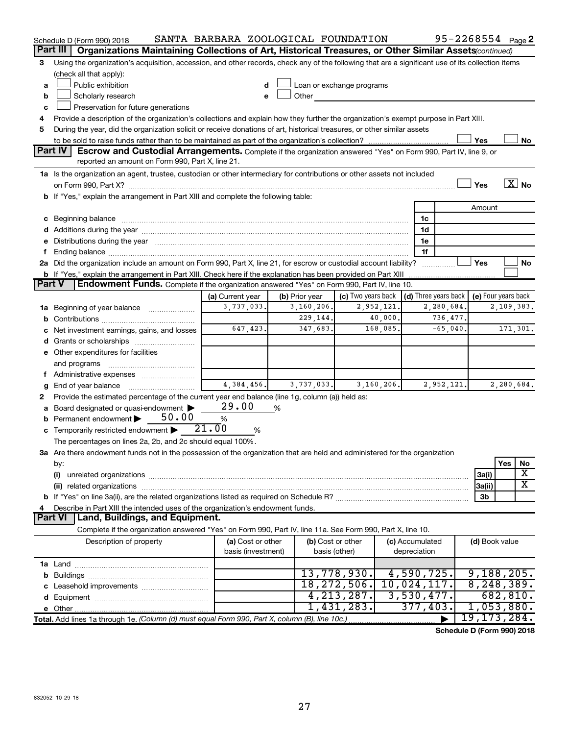Schedule D (Form 990) 2018 SANTA BARBARA ZOOLOGICAL FOUNDATION 95-2268554 Page 2

**Part III | Organizations Maintaining Collections of Art, Historical Treasures, or Other Similar Assets** *(continued)*

3 Using the organization's acquisition, accession, and other records, check any of the following that are a significant use of its collection items (check all that apply):

a ☐ Public exhibition
b ☐ Scholarly research
c ☐ Preservation for future generations
d ☐ Loan or exchange programs
e ☐ Other

4 Provide a description of the organization's collections and explain how they further the organization's exempt purpose in Part XIII.

5 During the year, did the organization solicit or receive donations of art, historical treasures, or other similar assets to be sold to raise funds rather than to be maintained as part of the organization's collection? ☐ Yes ☐ No

**Part IV | Escrow and Custodial Arrangements.** Complete if the organization answered "Yes" on Form 990, Part IV, line 9, or reported an amount on Form 990, Part X, line 21.

1a Is the organization an agent, trustee, custodian or other intermediary for contributions or other assets not included on Form 990, Part X? ☐ Yes ☒ No

b If "Yes," explain the arrangement in Part XIII and complete the following table:

| | | Amount |
|---|---|---|
| c Beginning balance | 1c | |
| d Additions during the year | 1d | |
| e Distributions during the year | 1e | |
| f Ending balance | 1f | |

2a Did the organization include an amount on Form 990, Part X, line 21, for escrow or custodial account liability? ☐ Yes ☐ No

b If "Yes," explain the arrangement in Part XIII. Check here if the explanation has been provided on Part XIII ☐

**Part V | Endowment Funds.** Complete if the organization answered "Yes" on Form 990, Part IV, line 10.

| | (a) Current year | (b) Prior year | (c) Two years back | (d) Three years back | (e) Four years back |
|---|---|---|---|---|---|
| 1a Beginning of year balance | 3,737,033. | 3,160,206. | 2,952,121. | 2,280,684. | 2,109,383. |
| b Contributions | | 229,144. | 40,000. | 736,477. | |
| c Net investment earnings, gains, and losses | 647,423. | 347,683. | 168,085. | -65,040. | 171,301. |
| d Grants or scholarships | | | | | |
| e Other expenditures for facilities and programs | | | | | |
| f Administrative expenses | | | | | |
| g End of year balance | 4,384,456. | 3,737,033. | 3,160,206. | 2,952,121. | 2,280,684. |

2 Provide the estimated percentage of the current year end balance (line 1g, column (a)) held as:

a Board designated or quasi-endowment ▶ 29.00 %
b Permanent endowment ▶ 50.00 %
c Temporarily restricted endowment ▶ 21.00 %

The percentages on lines 2a, 2b, and 2c should equal 100%.

3a Are there endowment funds not in the possession of the organization that are held and administered for the organization by:

| | | Yes | No |
|---|---|---|---|
| (i) unrelated organizations | 3a(i) | | X |
| (ii) related organizations | 3a(ii) | | X |
| b If "Yes" on line 3a(ii), are the related organizations listed as required on Schedule R? | 3b | | |

4 Describe in Part XIII the intended uses of the organization's endowment funds.

**Part VI | Land, Buildings, and Equipment.**

Complete if the organization answered "Yes" on Form 990, Part IV, line 11a. See Form 990, Part X, line 10.

| Description of property | (a) Cost or other basis (investment) | (b) Cost or other basis (other) | (c) Accumulated depreciation | (d) Book value |
|---|---|---|---|---|
| 1a Land | | | | |
| b Buildings | | 13,778,930. | 4,590,725. | 9,188,205. |
| c Leasehold improvements | | 18,272,506. | 10,024,117. | 8,248,389. |
| d Equipment | | 4,213,287. | 3,530,477. | 682,810. |
| e Other | | 1,431,283. | 377,403. | 1,053,880. |
| **Total.** Add lines 1a through 1e. *(Column (d) must equal Form 990, Part X, column (B), line 10c.)* ▶ | | | | 19,173,284. |

**Schedule D (Form 990) 2018**

832052 10-29-18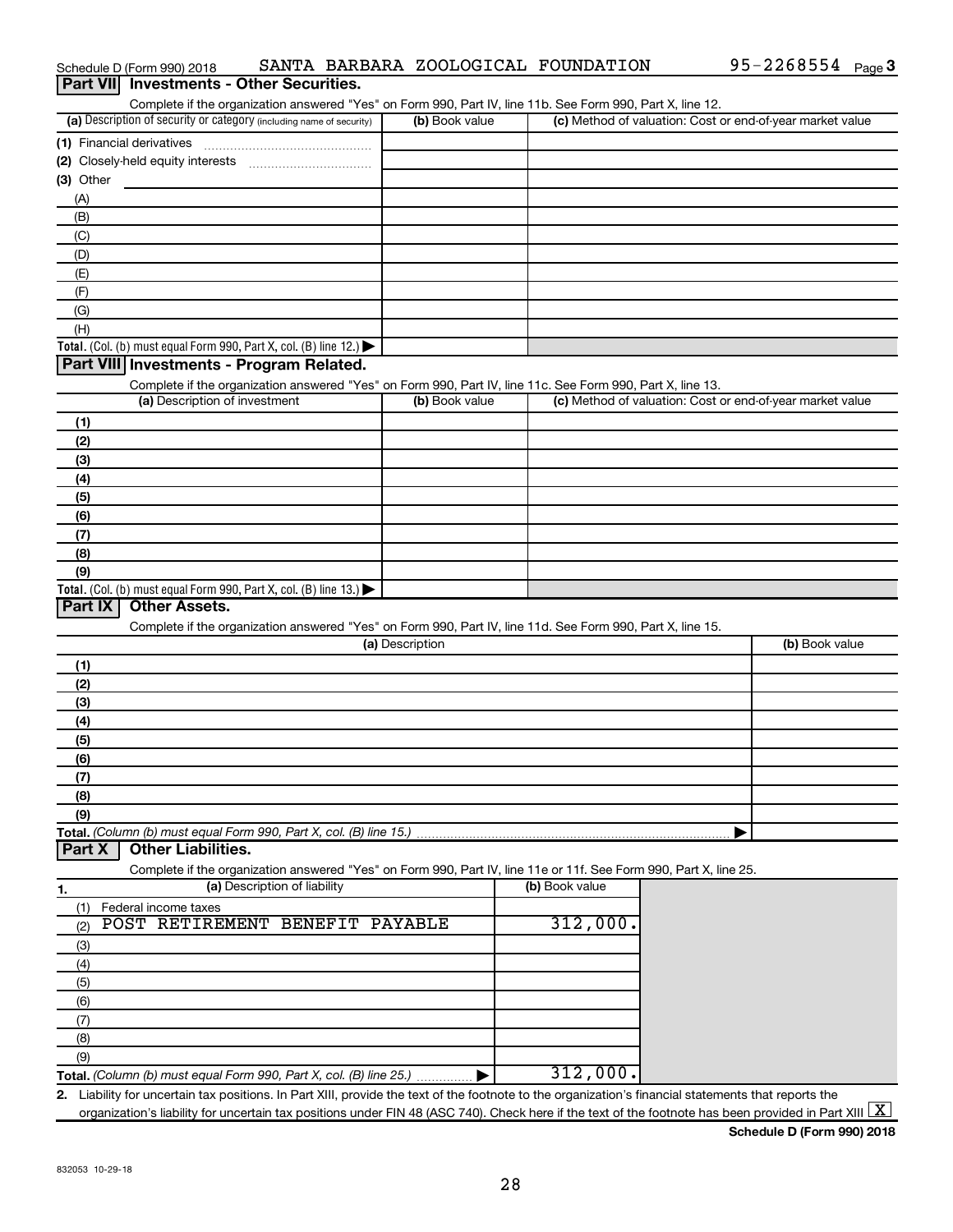Schedule D (Form 990) 2018 SANTA BARBARA ZOOLOGICAL FOUNDATION 95-2268554 Page 3

## Part VII Investments - Other Securities.

Complete if the organization answered "Yes" on Form 990, Part IV, line 11b. See Form 990, Part X, line 12.

| (a) Description of security or category (including name of security) | (b) Book value | (c) Method of valuation: Cost or end-of-year market value |
|---|---|---|
| (1) Financial derivatives | | |
| (2) Closely-held equity interests | | |
| (3) Other | | |
| (A) | | |
| (B) | | |
| (C) | | |
| (D) | | |
| (E) | | |
| (F) | | |
| (G) | | |
| (H) | | |
| **Total.** (Col. (b) must equal Form 990, Part X, col. (B) line 12.) ▶ | | |

## Part VIII Investments - Program Related.

Complete if the organization answered "Yes" on Form 990, Part IV, line 11c. See Form 990, Part X, line 13.

| (a) Description of investment | (b) Book value | (c) Method of valuation: Cost or end-of-year market value |
|---|---|---|
| (1) | | |
| (2) | | |
| (3) | | |
| (4) | | |
| (5) | | |
| (6) | | |
| (7) | | |
| (8) | | |
| (9) | | |
| **Total.** (Col. (b) must equal Form 990, Part X, col. (B) line 13.) ▶ | | |

## Part IX Other Assets.

Complete if the organization answered "Yes" on Form 990, Part IV, line 11d. See Form 990, Part X, line 15.

| (a) Description | (b) Book value |
|---|---|
| (1) | |
| (2) | |
| (3) | |
| (4) | |
| (5) | |
| (6) | |
| (7) | |
| (8) | |
| (9) | |
| **Total.** (Column (b) must equal Form 990, Part X, col. (B) line 15.) ▶ | |

## Part X Other Liabilities.

Complete if the organization answered "Yes" on Form 990, Part IV, line 11e or 11f. See Form 990, Part X, line 25.

| 1. (a) Description of liability | (b) Book value |
|---|---|
| (1) Federal income taxes | |
| (2) POST RETIREMENT BENEFIT PAYABLE | 312,000. |
| (3) | |
| (4) | |
| (5) | |
| (6) | |
| (7) | |
| (8) | |
| (9) | |
| **Total.** (Column (b) must equal Form 990, Part X, col. (B) line 25.) ▶ | 312,000. |

2. Liability for uncertain tax positions. In Part XIII, provide the text of the footnote to the organization's financial statements that reports the organization's liability for uncertain tax positions under FIN 48 (ASC 740). Check here if the text of the footnote has been provided in Part XIII [X]

Schedule D (Form 990) 2018

832053 10-29-18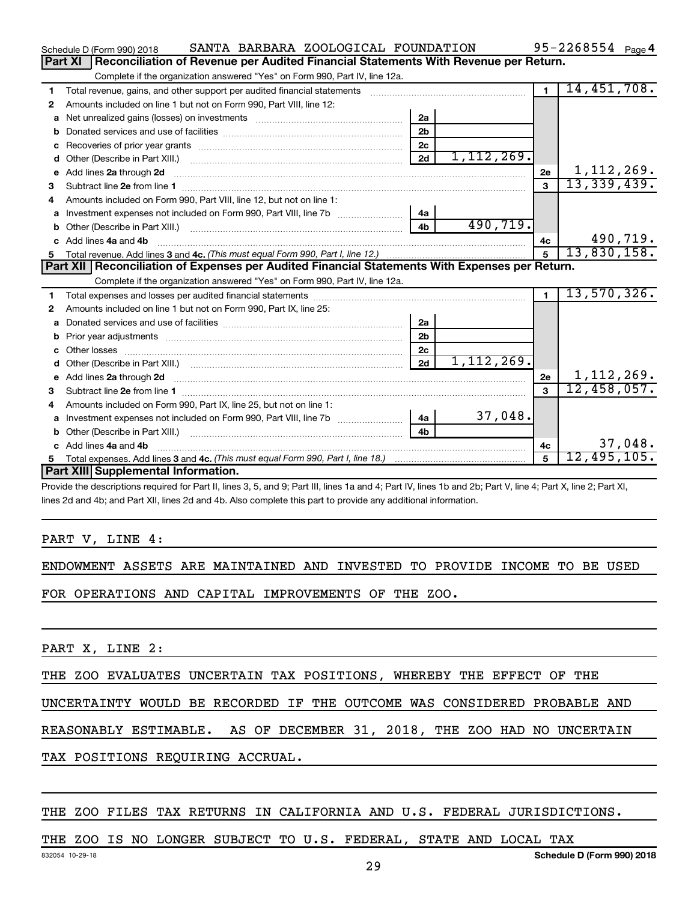Schedule D (Form 990) 2018 SANTA BARBARA ZOOLOGICAL FOUNDATION 95-2268554 Page 4

## Part XI Reconciliation of Revenue per Audited Financial Statements With Revenue per Return.

Complete if the organization answered "Yes" on Form 990, Part IV, line 12a.

| | | | | | |
|---|---|---|---|---|---|
| 1 | Total revenue, gains, and other support per audited financial statements | | | 1 | 14,451,708. |
| 2 | Amounts included on line 1 but not on Form 990, Part VIII, line 12: | | | | |
| a | Net unrealized gains (losses) on investments | 2a | | | |
| b | Donated services and use of facilities | 2b | | | |
| c | Recoveries of prior year grants | 2c | | | |
| d | Other (Describe in Part XIII.) | 2d | 1,112,269. | | |
| e | Add lines 2a through 2d | | | 2e | 1,112,269. |
| 3 | Subtract line 2e from line 1 | | | 3 | 13,339,439. |
| 4 | Amounts included on Form 990, Part VIII, line 12, but not on line 1: | | | | |
| a | Investment expenses not included on Form 990, Part VIII, line 7b | 4a | | | |
| b | Other (Describe in Part XIII.) | 4b | 490,719. | | |
| c | Add lines 4a and 4b | | | 4c | 490,719. |
| 5 | Total revenue. Add lines 3 and 4c. *(This must equal Form 990, Part I, line 12.)* | | | 5 | 13,830,158. |

## Part XII Reconciliation of Expenses per Audited Financial Statements With Expenses per Return.

Complete if the organization answered "Yes" on Form 990, Part IV, line 12a.

| | | | | | |
|---|---|---|---|---|---|
| 1 | Total expenses and losses per audited financial statements | | | 1 | 13,570,326. |
| 2 | Amounts included on line 1 but not on Form 990, Part IX, line 25: | | | | |
| a | Donated services and use of facilities | 2a | | | |
| b | Prior year adjustments | 2b | | | |
| c | Other losses | 2c | | | |
| d | Other (Describe in Part XIII.) | 2d | 1,112,269. | | |
| e | Add lines 2a through 2d | | | 2e | 1,112,269. |
| 3 | Subtract line 2e from line 1 | | | 3 | 12,458,057. |
| 4 | Amounts included on Form 990, Part IX, line 25, but not on line 1: | | | | |
| a | Investment expenses not included on Form 990, Part VIII, line 7b | 4a | 37,048. | | |
| b | Other (Describe in Part XIII.) | 4b | | | |
| c | Add lines 4a and 4b | | | 4c | 37,048. |
| 5 | Total expenses. Add lines 3 and 4c. *(This must equal Form 990, Part I, line 18.)* | | | 5 | 12,495,105. |

## Part XIII Supplemental Information.

Provide the descriptions required for Part II, lines 3, 5, and 9; Part III, lines 1a and 4; Part IV, lines 1b and 2b; Part V, line 4; Part X, line 2; Part XI, lines 2d and 4b; and Part XII, lines 2d and 4b. Also complete this part to provide any additional information.

PART V, LINE 4:

ENDOWMENT ASSETS ARE MAINTAINED AND INVESTED TO PROVIDE INCOME TO BE USED FOR OPERATIONS AND CAPITAL IMPROVEMENTS OF THE ZOO.

PART X, LINE 2:

THE ZOO EVALUATES UNCERTAIN TAX POSITIONS, WHEREBY THE EFFECT OF THE UNCERTAINTY WOULD BE RECORDED IF THE OUTCOME WAS CONSIDERED PROBABLE AND REASONABLY ESTIMABLE. AS OF DECEMBER 31, 2018, THE ZOO HAD NO UNCERTAIN TAX POSITIONS REQUIRING ACCRUAL.

THE ZOO FILES TAX RETURNS IN CALIFORNIA AND U.S. FEDERAL JURISDICTIONS.

THE ZOO IS NO LONGER SUBJECT TO U.S. FEDERAL, STATE AND LOCAL TAX

832054 10-29-18 Schedule D (Form 990) 2018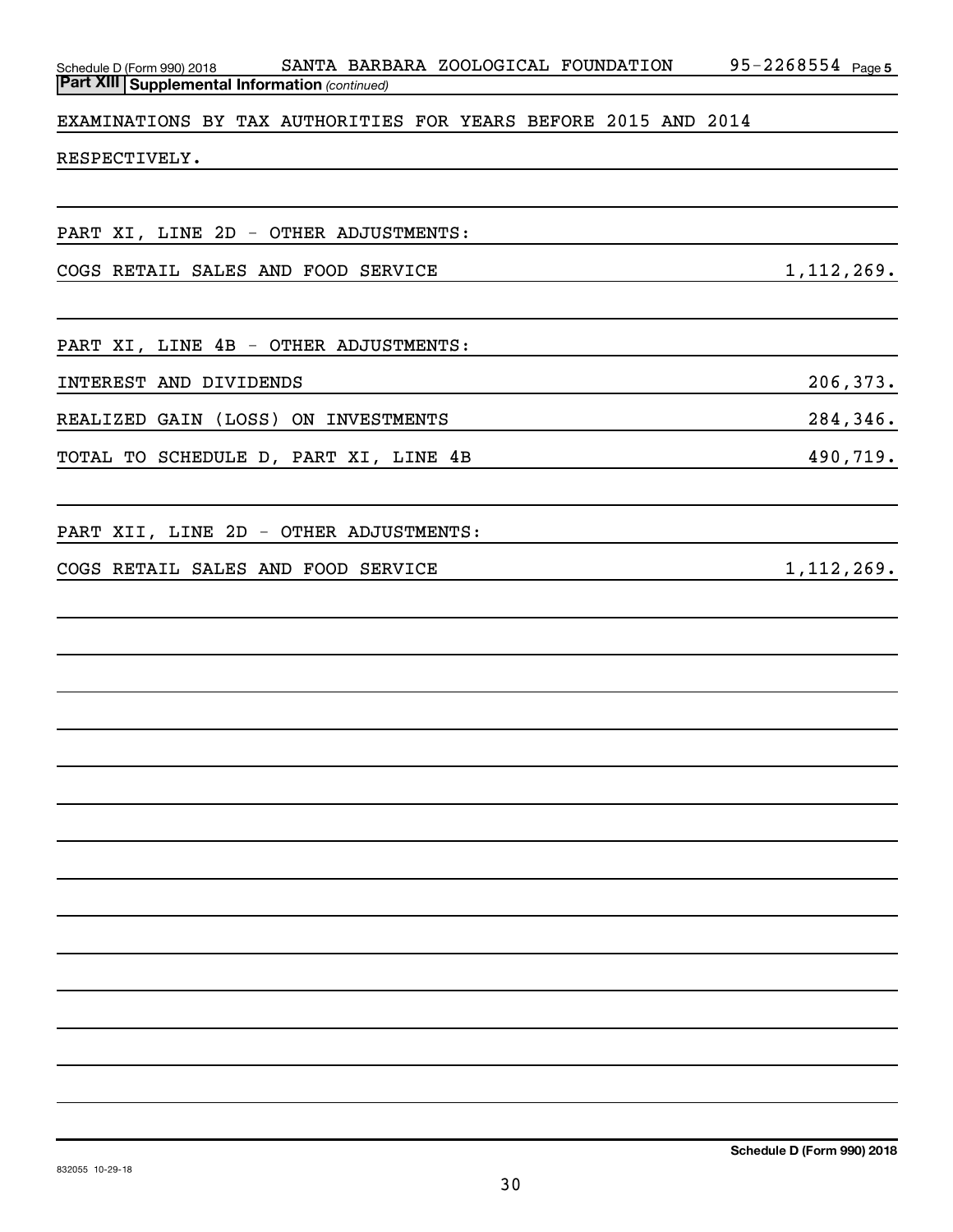Schedule D (Form 990) 2018 SANTA BARBARA ZOOLOGICAL FOUNDATION 95-2268554 Page 5

**Part XIII Supplemental Information** *(continued)*

EXAMINATIONS BY TAX AUTHORITIES FOR YEARS BEFORE 2015 AND 2014 RESPECTIVELY.

PART XI, LINE 2D - OTHER ADJUSTMENTS:

| | |
|---|---|
| COGS RETAIL SALES AND FOOD SERVICE | 1,112,269. |

PART XI, LINE 4B - OTHER ADJUSTMENTS:

| | |
|---|---|
| INTEREST AND DIVIDENDS | 206,373. |
| REALIZED GAIN (LOSS) ON INVESTMENTS | 284,346. |
| TOTAL TO SCHEDULE D, PART XI, LINE 4B | 490,719. |

PART XII, LINE 2D - OTHER ADJUSTMENTS:

| | |
|---|---|
| COGS RETAIL SALES AND FOOD SERVICE | 1,112,269. |

832055 10-29-18

**Schedule D (Form 990) 2018**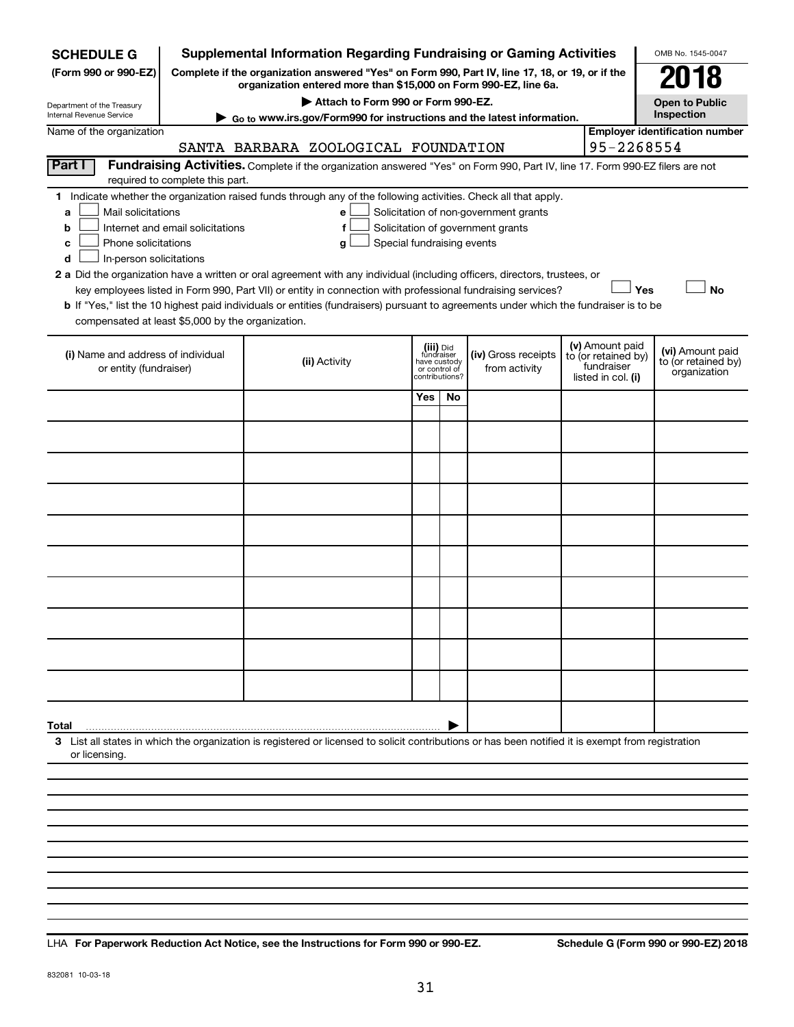**SCHEDULE G**
**(Form 990 or 990-EZ)**

Department of the Treasury
Internal Revenue Service

# Supplemental Information Regarding Fundraising or Gaming Activities

**Complete if the organization answered "Yes" on Form 990, Part IV, line 17, 18, or 19, or if the organization entered more than $15,000 on Form 990-EZ, line 6a.**

▶ Attach to Form 990 or Form 990-EZ.

▶ Go to www.irs.gov/Form990 for instructions and the latest information.

OMB No. 1545-0047

**2018**

**Open to Public Inspection**

Name of the organization: SANTA BARBARA ZOOLOGICAL FOUNDATION

**Employer identification number**: 95-2268554

**Part I** **Fundraising Activities.** Complete if the organization answered "Yes" on Form 990, Part IV, line 17. Form 990-EZ filers are not required to complete this part.

**1** Indicate whether the organization raised funds through any of the following activities. Check all that apply.

- **a** ☐ Mail solicitations
- **b** ☐ Internet and email solicitations
- **c** ☐ Phone solicitations
- **d** ☐ In-person solicitations
- **e** ☐ Solicitation of non-government grants
- **f** ☐ Solicitation of government grants
- **g** ☐ Special fundraising events

**2 a** Did the organization have a written or oral agreement with any individual (including officers, directors, trustees, or key employees listed in Form 990, Part VII) or entity in connection with professional fundraising services? ☐ **Yes** ☐ **No**

**b** If "Yes," list the 10 highest paid individuals or entities (fundraisers) pursuant to agreements under which the fundraiser is to be compensated at least $5,000 by the organization.

| (i) Name and address of individual or entity (fundraiser) | (ii) Activity | (iii) Did fundraiser have custody or control of contributions? | | (iv) Gross receipts from activity | (v) Amount paid to (or retained by) fundraiser listed in col. (i) | (vi) Amount paid to (or retained by) organization |
|---|---|---|---|---|---|---|
| | | Yes | No | | | |
| | | | | | | |
| | | | | | | |
| | | | | | | |
| | | | | | | |
| | | | | | | |
| | | | | | | |
| | | | | | | |
| | | | | | | |
| | | | | | | |
| | | | | | | |
| **Total** ▶ | | | | | | |

**3** List all states in which the organization is registered or licensed to solicit contributions or has been notified it is exempt from registration or licensing.

LHA **For Paperwork Reduction Act Notice, see the Instructions for Form 990 or 990-EZ.** **Schedule G (Form 990 or 990-EZ) 2018**

832081 10-03-18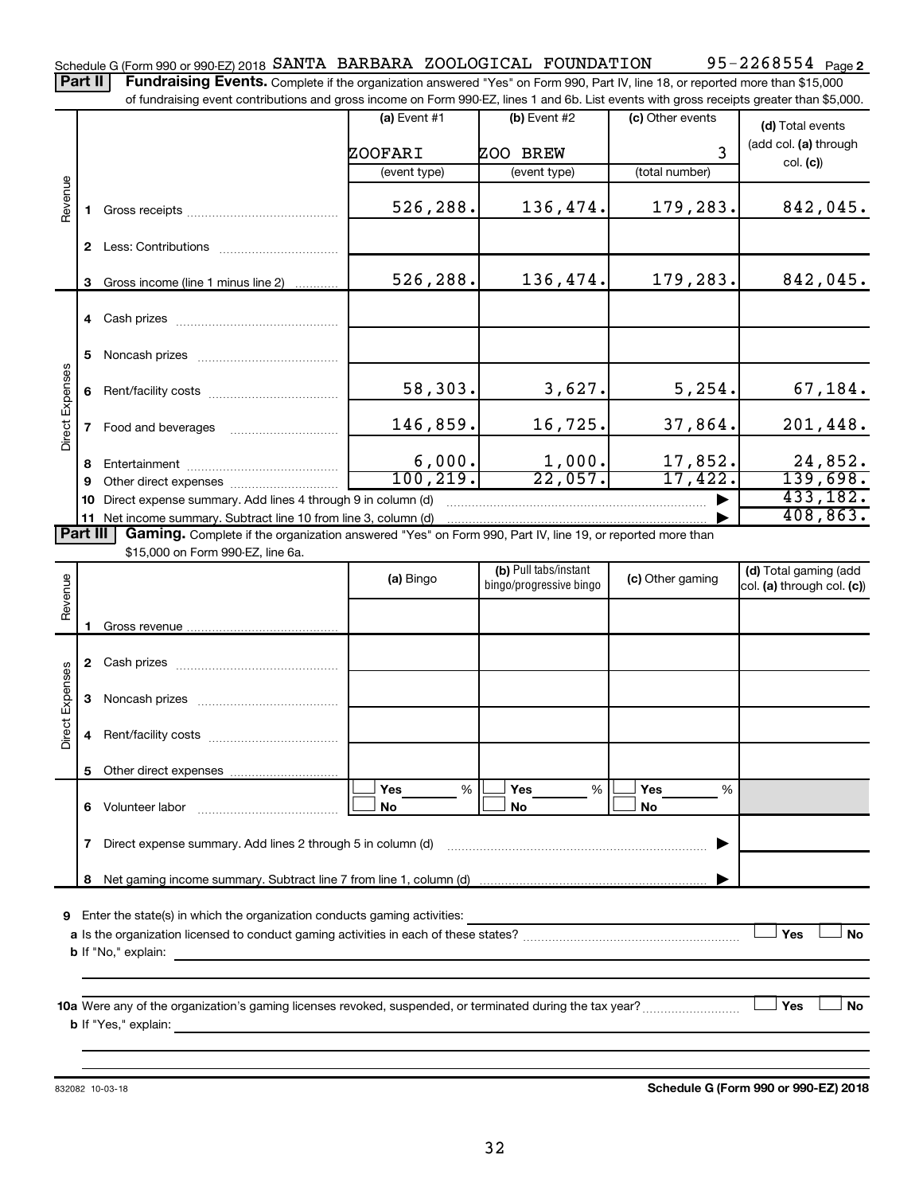Schedule G (Form 990 or 990-EZ) 2018 SANTA BARBARA ZOOLOGICAL FOUNDATION 95-2268554 Page 2

**Part II** **Fundraising Events.** Complete if the organization answered "Yes" on Form 990, Part IV, line 18, or reported more than $15,000 of fundraising event contributions and gross income on Form 990-EZ, lines 1 and 6b. List events with gross receipts greater than $5,000.

| | | (a) Event #1 | (b) Event #2 | (c) Other events | (d) Total events (add col. (a) through col. (c)) |
|---|---|---|---|---|---|
| | | ZOOFARI | ZOO BREW | 3 | |
| | | (event type) | (event type) | (total number) | |
| Revenue | 1 Gross receipts | 526,288. | 136,474. | 179,283. | 842,045. |
| | 2 Less: Contributions | | | | |
| | 3 Gross income (line 1 minus line 2) | 526,288. | 136,474. | 179,283. | 842,045. |
| Direct Expenses | 4 Cash prizes | | | | |
| | 5 Noncash prizes | | | | |
| | 6 Rent/facility costs | 58,303. | 3,627. | 5,254. | 67,184. |
| | 7 Food and beverages | 146,859. | 16,725. | 37,864. | 201,448. |
| | 8 Entertainment | 6,000. | 1,000. | 17,852. | 24,852. |
| | 9 Other direct expenses | 100,219. | 22,057. | 17,422. | 139,698. |
| | 10 Direct expense summary. Add lines 4 through 9 in column (d) | | | ▶ | 433,182. |
| | 11 Net income summary. Subtract line 10 from line 3, column (d) | | | ▶ | 408,863. |

**Part III** **Gaming.** Complete if the organization answered "Yes" on Form 990, Part IV, line 19, or reported more than $15,000 on Form 990-EZ, line 6a.

| | | (a) Bingo | (b) Pull tabs/instant bingo/progressive bingo | (c) Other gaming | (d) Total gaming (add col. (a) through col. (c)) |
|---|---|---|---|---|---|
| Revenue | 1 Gross revenue | | | | |
| Direct Expenses | 2 Cash prizes | | | | |
| | 3 Noncash prizes | | | | |
| | 4 Rent/facility costs | | | | |
| | 5 Other direct expenses | | | | |
| | 6 Volunteer labor | ☐ Yes ___ % ☐ No | ☐ Yes ___ % ☐ No | ☐ Yes ___ % ☐ No | |
| | 7 Direct expense summary. Add lines 2 through 5 in column (d) | | | ▶ | |
| | 8 Net gaming income summary. Subtract line 7 from line 1, column (d) | | | ▶ | |

**9** Enter the state(s) in which the organization conducts gaming activities: ____________

**a** Is the organization licensed to conduct gaming activities in each of these states? ☐ Yes ☐ No

**b** If "No," explain: ____________

**10a** Were any of the organization's gaming licenses revoked, suspended, or terminated during the tax year? ☐ Yes ☐ No

**b** If "Yes," explain: ____________

832082 10-03-18 **Schedule G (Form 990 or 990-EZ) 2018**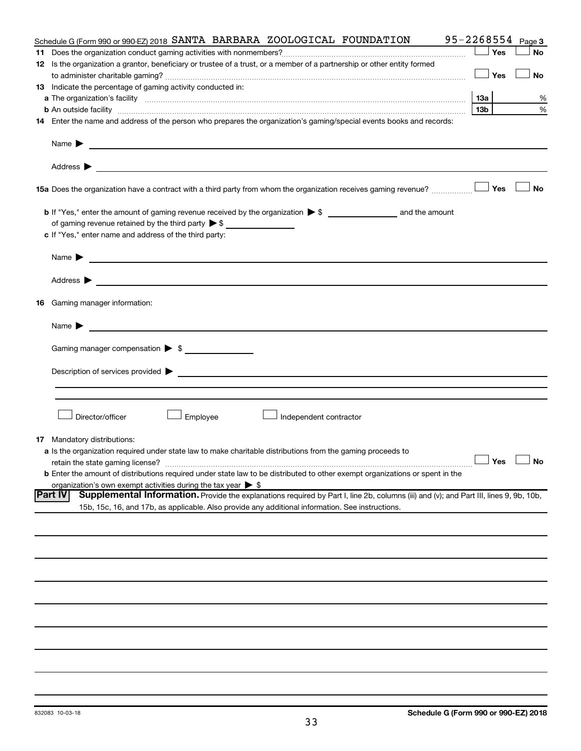Schedule G (Form 990 or 990-EZ) 2018 SANTA BARBARA ZOOLOGICAL FOUNDATION 95-2268554 Page 3

**11** Does the organization conduct gaming activities with nonmembers? ☐ Yes ☐ No

**12** Is the organization a grantor, beneficiary or trustee of a trust, or a member of a partnership or other entity formed to administer charitable gaming? ☐ Yes ☐ No

**13** Indicate the percentage of gaming activity conducted in:

**a** The organization's facility **13a** %

**b** An outside facility **13b** %

**14** Enter the name and address of the person who prepares the organization's gaming/special events books and records:

Name ▶

Address ▶

**15a** Does the organization have a contract with a third party from whom the organization receives gaming revenue? ☐ Yes ☐ No

**b** If "Yes," enter the amount of gaming revenue received by the organization ▶ $ _______ and the amount of gaming revenue retained by the third party ▶ $ _______

**c** If "Yes," enter name and address of the third party:

Name ▶

Address ▶

**16** Gaming manager information:

Name ▶

Gaming manager compensation ▶ $

Description of services provided ▶

☐ Director/officer ☐ Employee ☐ Independent contractor

**17** Mandatory distributions:

**a** Is the organization required under state law to make charitable distributions from the gaming proceeds to retain the state gaming license? ☐ Yes ☐ No

**b** Enter the amount of distributions required under state law to be distributed to other exempt organizations or spent in the organization's own exempt activities during the tax year ▶ $

**Part IV** **Supplemental Information.** Provide the explanations required by Part I, line 2b, columns (iii) and (v); and Part III, lines 9, 9b, 10b, 15b, 15c, 16, and 17b, as applicable. Also provide any additional information. See instructions.

832083 10-03-18

Schedule G (Form 990 or 990-EZ) 2018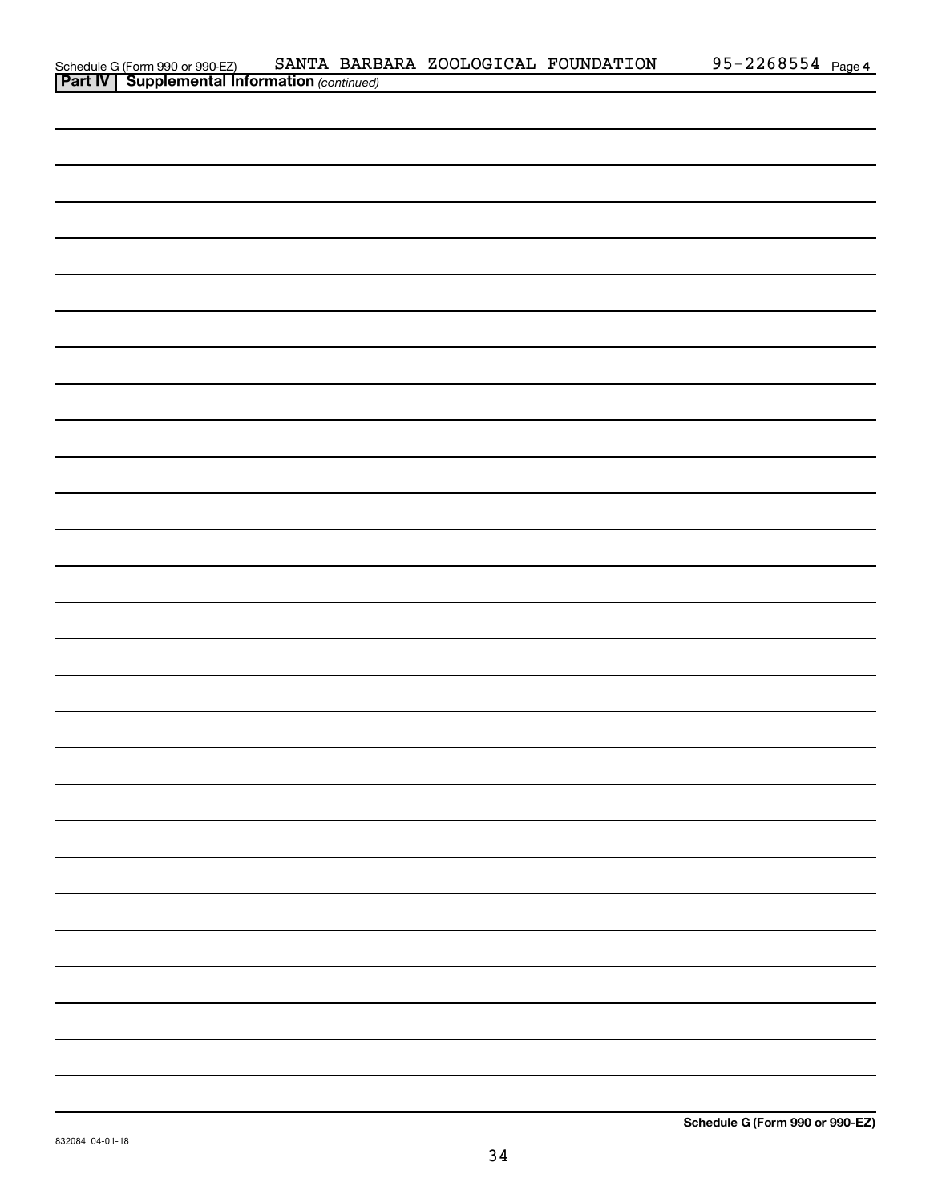Schedule G (Form 990 or 990-EZ) SANTA BARBARA ZOOLOGICAL FOUNDATION 95-2268554 Page **4**

**Part IV** **Supplemental Information** *(continued)*

**Schedule G (Form 990 or 990-EZ)**

832084 04-01-18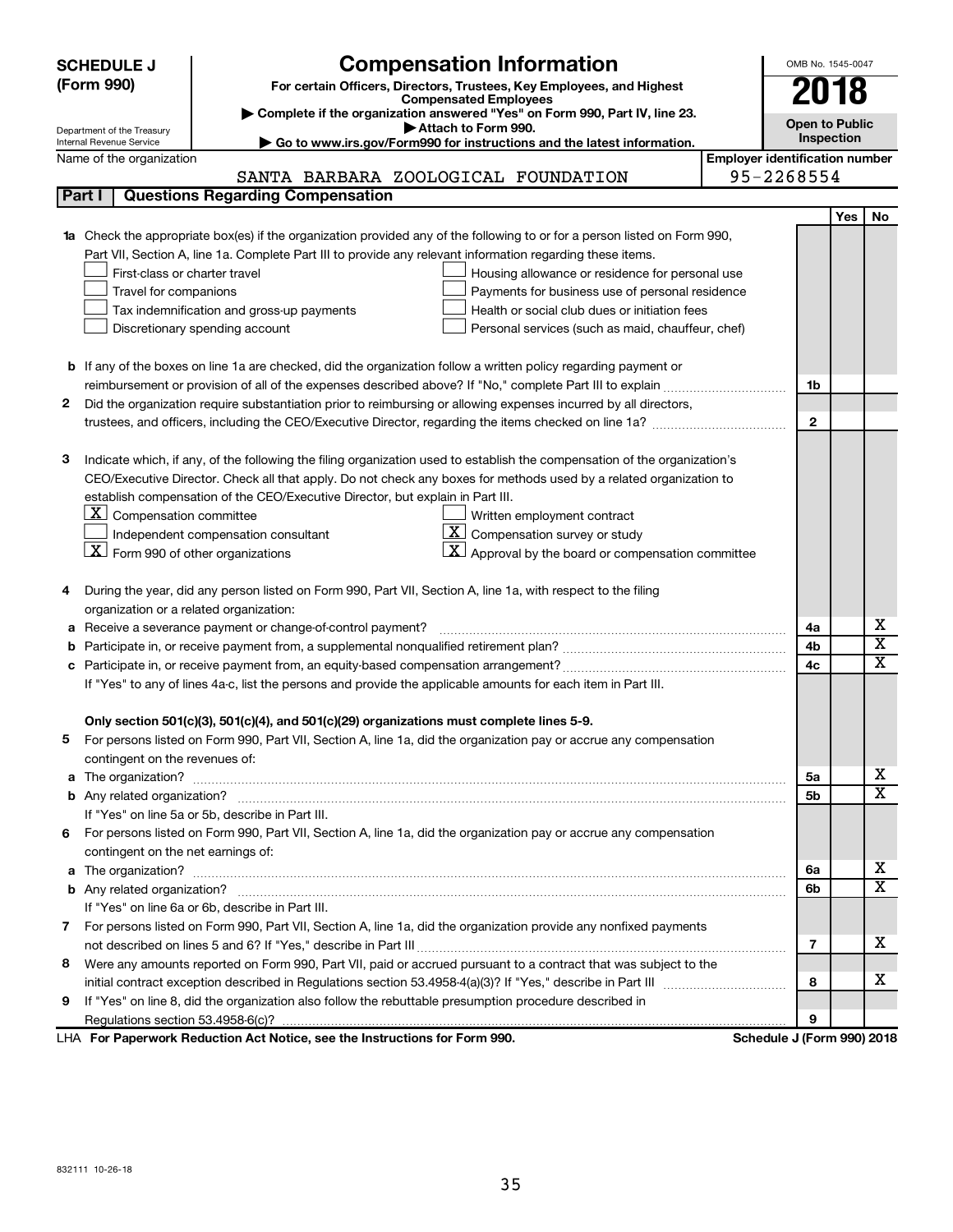**SCHEDULE J**
**(Form 990)**

Department of the Treasury
Internal Revenue Service

# Compensation Information

**For certain Officers, Directors, Trustees, Key Employees, and Highest Compensated Employees**

▶ Complete if the organization answered "Yes" on Form 990, Part IV, line 23.
▶ Attach to Form 990.
▶ Go to www.irs.gov/Form990 for instructions and the latest information.

OMB No. 1545-0047

**2018**

**Open to Public Inspection**

Name of the organization: SANTA BARBARA ZOOLOGICAL FOUNDATION

Employer identification number: 95-2268554

## Part I | Questions Regarding Compensation

| | | | Yes | No |
|---|---|---|---|---|
| **1a** | Check the appropriate box(es) if the organization provided any of the following to or for a person listed on Form 990, Part VII, Section A, line 1a. Complete Part III to provide any relevant information regarding these items.<br>☐ First-class or charter travel ☐ Housing allowance or residence for personal use<br>☐ Travel for companions ☐ Payments for business use of personal residence<br>☐ Tax indemnification and gross-up payments ☐ Health or social club dues or initiation fees<br>☐ Discretionary spending account ☐ Personal services (such as maid, chauffeur, chef) | | | |
| **b** | If any of the boxes on line 1a are checked, did the organization follow a written policy regarding payment or reimbursement or provision of all of the expenses described above? If "No," complete Part III to explain | 1b | | |
| **2** | Did the organization require substantiation prior to reimbursing or allowing expenses incurred by all directors, trustees, and officers, including the CEO/Executive Director, regarding the items checked on line 1a? | 2 | | |
| **3** | Indicate which, if any, of the following the filing organization used to establish the compensation of the organization's CEO/Executive Director. Check all that apply. Do not check any boxes for methods used by a related organization to establish compensation of the CEO/Executive Director, but explain in Part III.<br>☒ Compensation committee ☐ Written employment contract<br>☐ Independent compensation consultant ☒ Compensation survey or study<br>☒ Form 990 of other organizations ☒ Approval by the board or compensation committee | | | |
| **4** | During the year, did any person listed on Form 990, Part VII, Section A, line 1a, with respect to the filing organization or a related organization: | | | |
| **a** | Receive a severance payment or change-of-control payment? | 4a | | X |
| **b** | Participate in, or receive payment from, a supplemental nonqualified retirement plan? | 4b | | X |
| **c** | Participate in, or receive payment from, an equity-based compensation arrangement? | 4c | | X |
| | If "Yes" to any of lines 4a-c, list the persons and provide the applicable amounts for each item in Part III. | | | |
| | **Only section 501(c)(3), 501(c)(4), and 501(c)(29) organizations must complete lines 5-9.** | | | |
| **5** | For persons listed on Form 990, Part VII, Section A, line 1a, did the organization pay or accrue any compensation contingent on the revenues of: | | | |
| **a** | The organization? | 5a | | X |
| **b** | Any related organization? | 5b | | X |
| | If "Yes" on line 5a or 5b, describe in Part III. | | | |
| **6** | For persons listed on Form 990, Part VII, Section A, line 1a, did the organization pay or accrue any compensation contingent on the net earnings of: | | | |
| **a** | The organization? | 6a | | X |
| **b** | Any related organization? | 6b | | X |
| | If "Yes" on line 6a or 6b, describe in Part III. | | | |
| **7** | For persons listed on Form 990, Part VII, Section A, line 1a, did the organization provide any nonfixed payments not described on lines 5 and 6? If "Yes," describe in Part III | 7 | | X |
| **8** | Were any amounts reported on Form 990, Part VII, paid or accrued pursuant to a contract that was subject to the initial contract exception described in Regulations section 53.4958-4(a)(3)? If "Yes," describe in Part III | 8 | | X |
| **9** | If "Yes" on line 8, did the organization also follow the rebuttable presumption procedure described in Regulations section 53.4958-6(c)? | 9 | | |

LHA **For Paperwork Reduction Act Notice, see the Instructions for Form 990.** **Schedule J (Form 990) 2018**

832111 10-26-18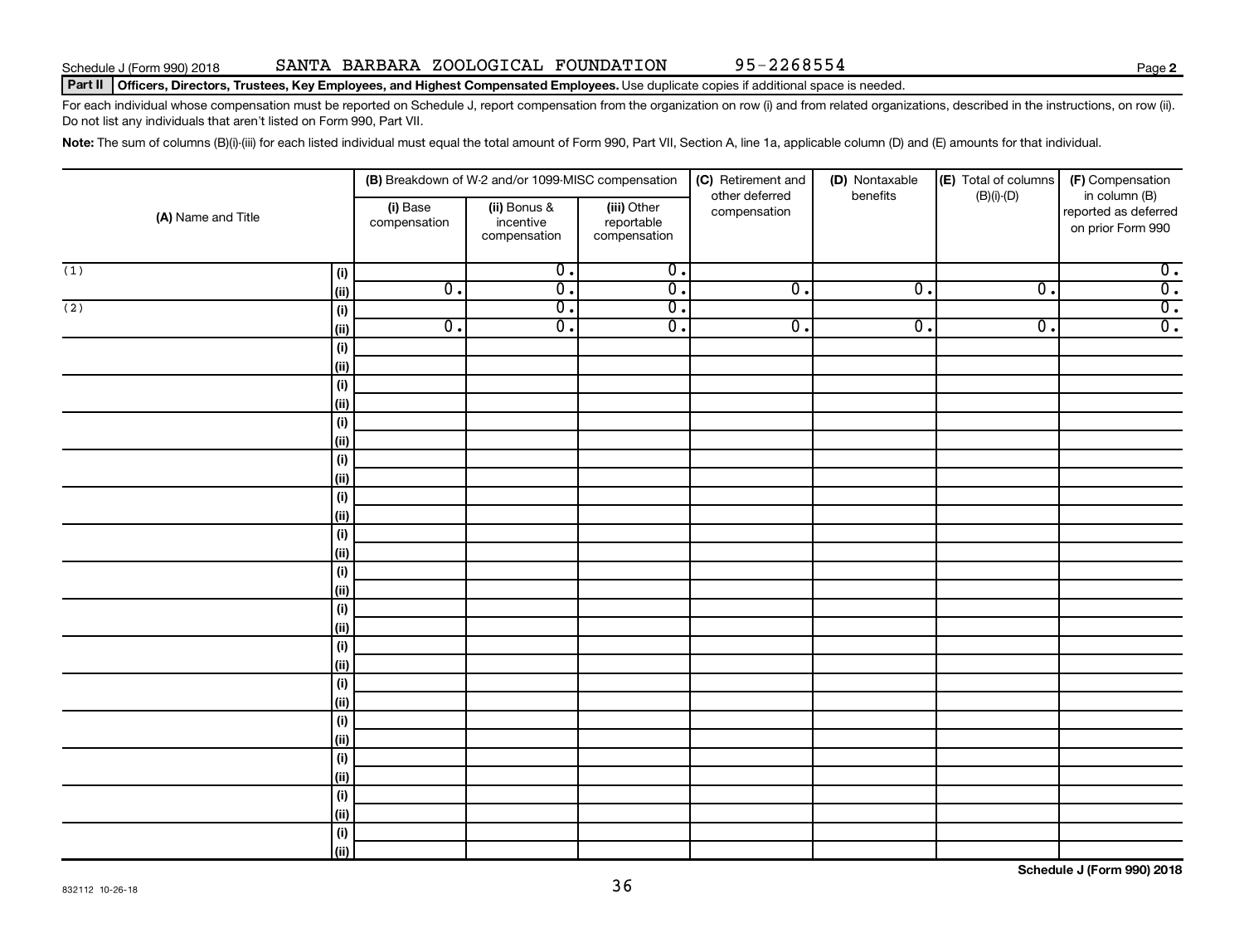Schedule J (Form 990) 2018 SANTA BARBARA ZOOLOGICAL FOUNDATION 95-2268554 Page **2**

**Part II** **Officers, Directors, Trustees, Key Employees, and Highest Compensated Employees.** Use duplicate copies if additional space is needed.

For each individual whose compensation must be reported on Schedule J, report compensation from the organization on row (i) and from related organizations, described in the instructions, on row (ii). Do not list any individuals that aren't listed on Form 990, Part VII.

**Note:** The sum of columns (B)(i)-(iii) for each listed individual must equal the total amount of Form 990, Part VII, Section A, line 1a, applicable column (D) and (E) amounts for that individual.

| (A) Name and Title | | (B) Breakdown of W-2 and/or 1099-MISC compensation | | | (C) Retirement and other deferred compensation | (D) Nontaxable benefits | (E) Total of columns (B)(i)-(D) | (F) Compensation in column (B) reported as deferred on prior Form 990 |
|---|---|---|---|---|---|---|---|---|
| | | (i) Base compensation | (ii) Bonus & incentive compensation | (iii) Other reportable compensation | | | | |
| (1) | (i) | | 0. | 0. | | | | 0. |
| | (ii) | 0. | 0. | 0. | 0. | 0. | 0. | 0. |
| (2) | (i) | | 0. | 0. | | | | 0. |
| | (ii) | 0. | 0. | 0. | 0. | 0. | 0. | 0. |
| | (i) | | | | | | | |
| | (ii) | | | | | | | |
| | (i) | | | | | | | |
| | (ii) | | | | | | | |
| | (i) | | | | | | | |
| | (ii) | | | | | | | |
| | (i) | | | | | | | |
| | (ii) | | | | | | | |
| | (i) | | | | | | | |
| | (ii) | | | | | | | |
| | (i) | | | | | | | |
| | (ii) | | | | | | | |
| | (i) | | | | | | | |
| | (ii) | | | | | | | |
| | (i) | | | | | | | |
| | (ii) | | | | | | | |
| | (i) | | | | | | | |
| | (ii) | | | | | | | |
| | (i) | | | | | | | |
| | (ii) | | | | | | | |
| | (i) | | | | | | | |
| | (ii) | | | | | | | |
| | (i) | | | | | | | |
| | (ii) | | | | | | | |
| | (i) | | | | | | | |
| | (ii) | | | | | | | |
| | (i) | | | | | | | |
| | (ii) | | | | | | | |

832112 10-26-18

**Schedule J (Form 990) 2018**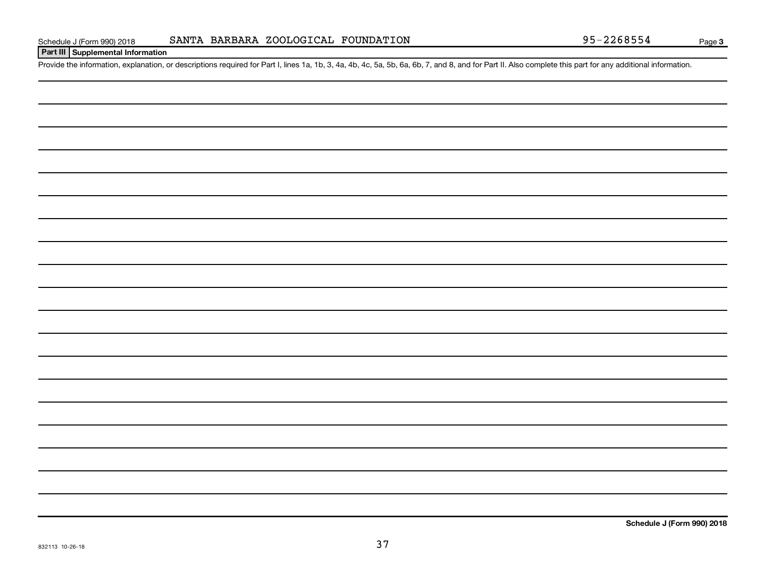Schedule J (Form 990) 2018 SANTA BARBARA ZOOLOGICAL FOUNDATION 95-2268554 Page 3

**Part III Supplemental Information**

Provide the information, explanation, or descriptions required for Part I, lines 1a, 1b, 3, 4a, 4b, 4c, 5a, 5b, 6a, 6b, 7, and 8, and for Part II. Also complete this part for any additional information.

**Schedule J (Form 990) 2018**

832113 10-26-18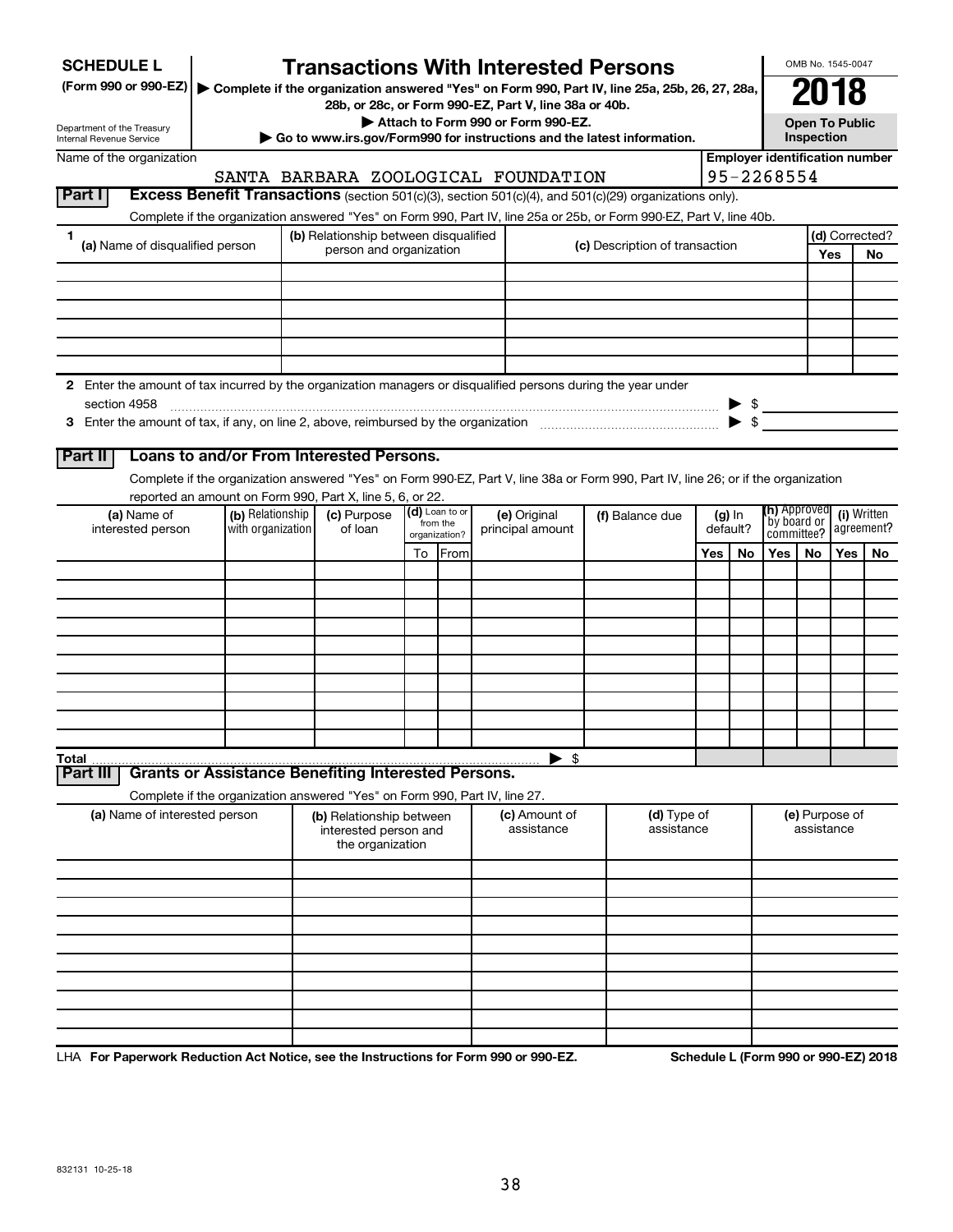**SCHEDULE L** (Form 990 or 990-EZ)

Department of the Treasury
Internal Revenue Service

# Transactions With Interested Persons

▶ Complete if the organization answered "Yes" on Form 990, Part IV, line 25a, 25b, 26, 27, 28a, 28b, or 28c, or Form 990-EZ, Part V, line 38a or 40b.

▶ Attach to Form 990 or Form 990-EZ.

▶ Go to www.irs.gov/Form990 for instructions and the latest information.

OMB No. 1545-0047

**2018**

**Open To Public Inspection**

Name of the organization: SANTA BARBARA ZOOLOGICAL FOUNDATION

Employer identification number: 95-2268554

## Part I Excess Benefit Transactions (section 501(c)(3), section 501(c)(4), and 501(c)(29) organizations only).

Complete if the organization answered "Yes" on Form 990, Part IV, line 25a or 25b, or Form 990-EZ, Part V, line 40b.

| 1 (a) Name of disqualified person | (b) Relationship between disqualified person and organization | (c) Description of transaction | (d) Corrected? Yes | No |
|---|---|---|---|---|
| | | | | |
| | | | | |
| | | | | |
| | | | | |
| | | | | |
| | | | | |

**2** Enter the amount of tax incurred by the organization managers or disqualified persons during the year under section 4958 ▶ $

**3** Enter the amount of tax, if any, on line 2, above, reimbursed by the organization ▶ $

## Part II Loans to and/or From Interested Persons.

Complete if the organization answered "Yes" on Form 990-EZ, Part V, line 38a or Form 990, Part IV, line 26; or if the organization reported an amount on Form 990, Part X, line 5, 6, or 22.

| (a) Name of interested person | (b) Relationship with organization | (c) Purpose of loan | (d) Loan to or from the organization? To | From | (e) Original principal amount | (f) Balance due | (g) In default? Yes | No | (h) Approved by board or committee? Yes | No | (i) Written agreement? Yes | No |
|---|---|---|---|---|---|---|---|---|---|---|---|---|
| | | | | | | | | | | | | |
| | | | | | | | | | | | | |
| | | | | | | | | | | | | |
| | | | | | | | | | | | | |
| | | | | | | | | | | | | |
| | | | | | | | | | | | | |
| | | | | | | | | | | | | |
| | | | | | | | | | | | | |
| | | | | | | | | | | | | |
| | | | | | | | | | | | | |
| **Total** | | | | | ▶ $ | | | | | | | |

## Part III Grants or Assistance Benefiting Interested Persons.

Complete if the organization answered "Yes" on Form 990, Part IV, line 27.

| (a) Name of interested person | (b) Relationship between interested person and the organization | (c) Amount of assistance | (d) Type of assistance | (e) Purpose of assistance |
|---|---|---|---|---|
| | | | | |
| | | | | |
| | | | | |
| | | | | |
| | | | | |
| | | | | |
| | | | | |
| | | | | |
| | | | | |
| | | | | |

LHA **For Paperwork Reduction Act Notice, see the Instructions for Form 990 or 990-EZ.** **Schedule L (Form 990 or 990-EZ) 2018**

832131 10-25-18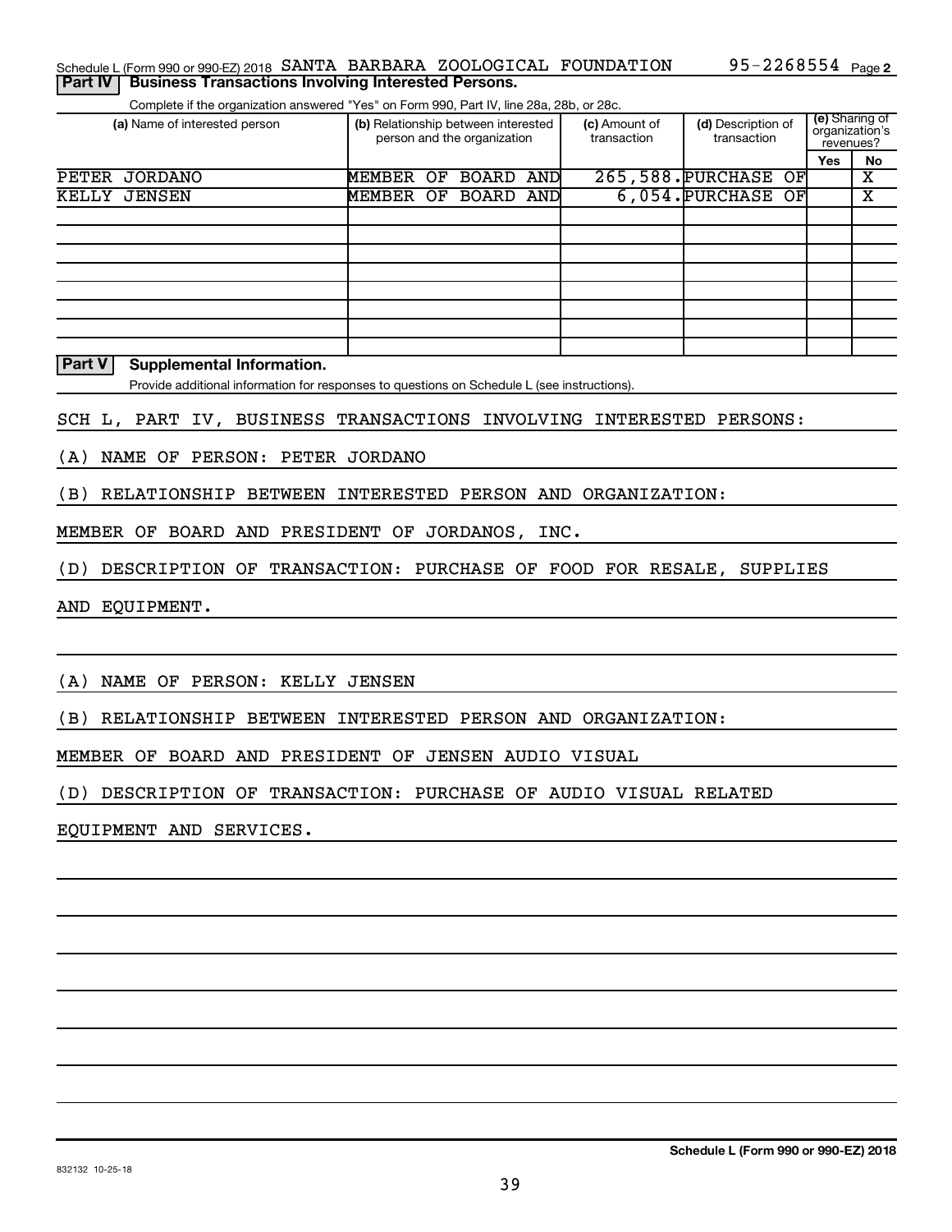Schedule L (Form 990 or 990-EZ) 2018 SANTA BARBARA ZOOLOGICAL FOUNDATION 95-2268554 Page 2

**Part IV | Business Transactions Involving Interested Persons.**

Complete if the organization answered "Yes" on Form 990, Part IV, line 28a, 28b, or 28c.

| (a) Name of interested person | (b) Relationship between interested person and the organization | (c) Amount of transaction | (d) Description of transaction | (e) Sharing of organization's revenues? Yes | No |
|---|---|---|---|---|---|
| PETER JORDANO | MEMBER OF BOARD AND | 265,588. | PURCHASE OF | | X |
| KELLY JENSEN | MEMBER OF BOARD AND | 6,054. | PURCHASE OF | | X |

**Part V | Supplemental Information.**

Provide additional information for responses to questions on Schedule L (see instructions).

SCH L, PART IV, BUSINESS TRANSACTIONS INVOLVING INTERESTED PERSONS:

(A) NAME OF PERSON: PETER JORDANO

(B) RELATIONSHIP BETWEEN INTERESTED PERSON AND ORGANIZATION:

MEMBER OF BOARD AND PRESIDENT OF JORDANOS, INC.

(D) DESCRIPTION OF TRANSACTION: PURCHASE OF FOOD FOR RESALE, SUPPLIES

AND EQUIPMENT.

(A) NAME OF PERSON: KELLY JENSEN

(B) RELATIONSHIP BETWEEN INTERESTED PERSON AND ORGANIZATION:

MEMBER OF BOARD AND PRESIDENT OF JENSEN AUDIO VISUAL

(D) DESCRIPTION OF TRANSACTION: PURCHASE OF AUDIO VISUAL RELATED

EQUIPMENT AND SERVICES.

832132 10-25-18

**Schedule L (Form 990 or 990-EZ) 2018**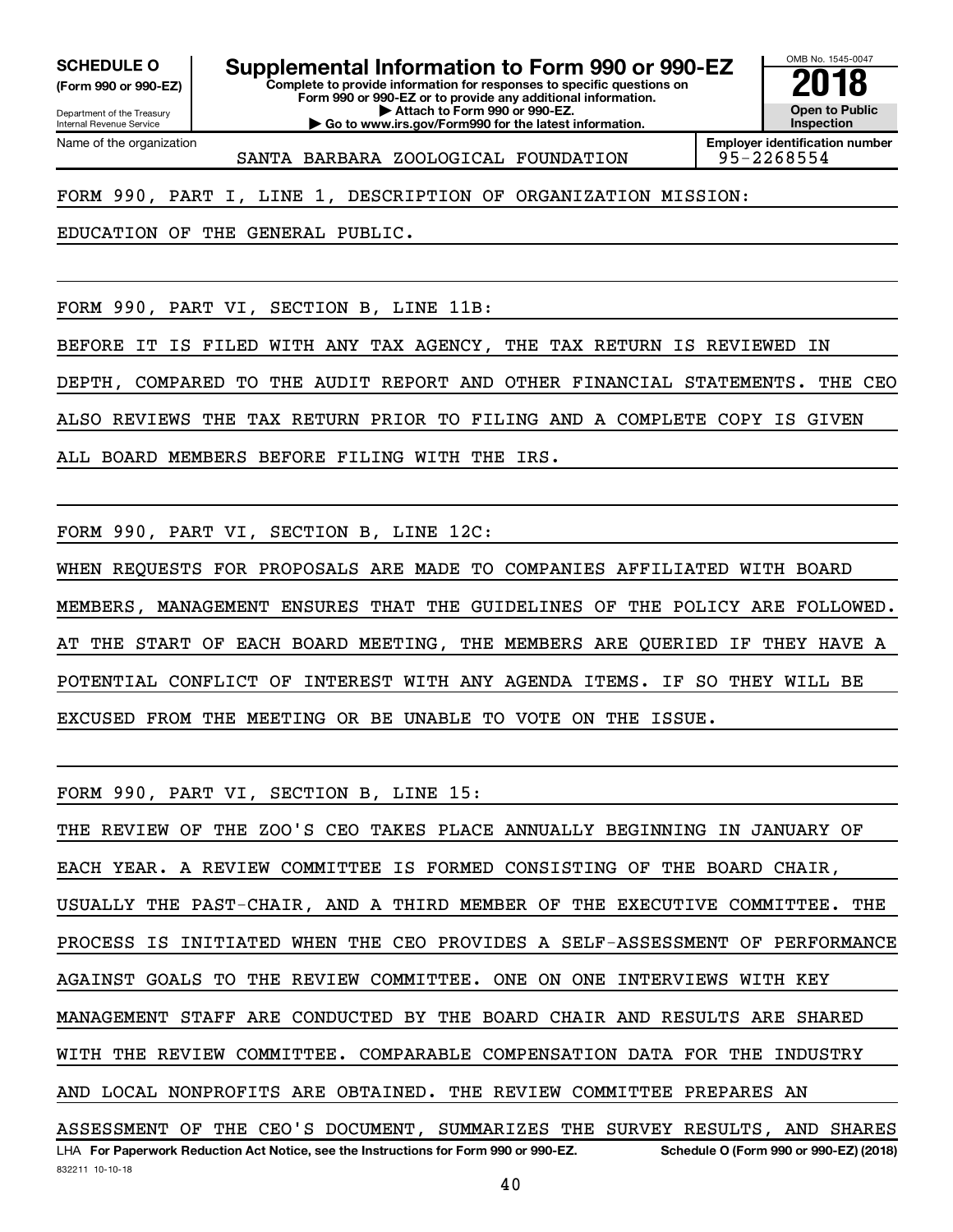**SCHEDULE O**
**(Form 990 or 990-EZ)**

Department of the Treasury
Internal Revenue Service

# Supplemental Information to Form 990 or 990-EZ

**Complete to provide information for responses to specific questions on Form 990 or 990-EZ or to provide any additional information.**
**▶ Attach to Form 990 or 990-EZ.**
**▶ Go to www.irs.gov/Form990 for the latest information.**

OMB No. 1545-0047

**2018**

**Open to Public Inspection**

| Name of the organization | Employer identification number |
|---|---|
| SANTA BARBARA ZOOLOGICAL FOUNDATION | 95-2268554 |

FORM 990, PART I, LINE 1, DESCRIPTION OF ORGANIZATION MISSION:

EDUCATION OF THE GENERAL PUBLIC.

FORM 990, PART VI, SECTION B, LINE 11B:

BEFORE IT IS FILED WITH ANY TAX AGENCY, THE TAX RETURN IS REVIEWED IN DEPTH, COMPARED TO THE AUDIT REPORT AND OTHER FINANCIAL STATEMENTS. THE CEO ALSO REVIEWS THE TAX RETURN PRIOR TO FILING AND A COMPLETE COPY IS GIVEN ALL BOARD MEMBERS BEFORE FILING WITH THE IRS.

FORM 990, PART VI, SECTION B, LINE 12C:

WHEN REQUESTS FOR PROPOSALS ARE MADE TO COMPANIES AFFILIATED WITH BOARD MEMBERS, MANAGEMENT ENSURES THAT THE GUIDELINES OF THE POLICY ARE FOLLOWED. AT THE START OF EACH BOARD MEETING, THE MEMBERS ARE QUERIED IF THEY HAVE A POTENTIAL CONFLICT OF INTEREST WITH ANY AGENDA ITEMS. IF SO THEY WILL BE EXCUSED FROM THE MEETING OR BE UNABLE TO VOTE ON THE ISSUE.

FORM 990, PART VI, SECTION B, LINE 15:

THE REVIEW OF THE ZOO'S CEO TAKES PLACE ANNUALLY BEGINNING IN JANUARY OF EACH YEAR. A REVIEW COMMITTEE IS FORMED CONSISTING OF THE BOARD CHAIR, USUALLY THE PAST-CHAIR, AND A THIRD MEMBER OF THE EXECUTIVE COMMITTEE. THE PROCESS IS INITIATED WHEN THE CEO PROVIDES A SELF-ASSESSMENT OF PERFORMANCE AGAINST GOALS TO THE REVIEW COMMITTEE. ONE ON ONE INTERVIEWS WITH KEY MANAGEMENT STAFF ARE CONDUCTED BY THE BOARD CHAIR AND RESULTS ARE SHARED WITH THE REVIEW COMMITTEE. COMPARABLE COMPENSATION DATA FOR THE INDUSTRY AND LOCAL NONPROFITS ARE OBTAINED. THE REVIEW COMMITTEE PREPARES AN ASSESSMENT OF THE CEO'S DOCUMENT, SUMMARIZES THE SURVEY RESULTS, AND SHARES

LHA **For Paperwork Reduction Act Notice, see the Instructions for Form 990 or 990-EZ.** **Schedule O (Form 990 or 990-EZ) (2018)**

832211 10-10-18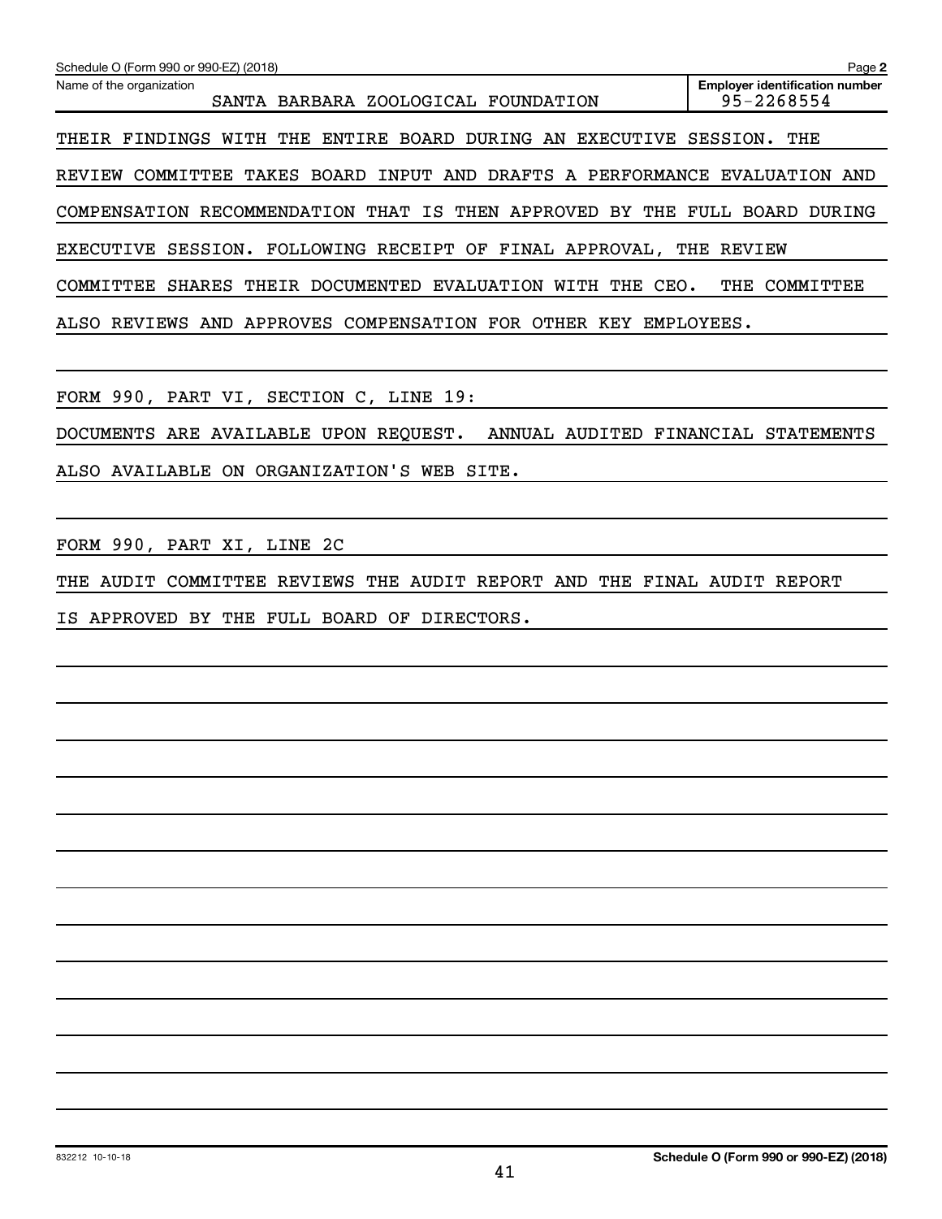Name of the organization: SANTA BARBARA ZOOLOGICAL FOUNDATION

Employer identification number: 95-2268554

THEIR FINDINGS WITH THE ENTIRE BOARD DURING AN EXECUTIVE SESSION. THE REVIEW COMMITTEE TAKES BOARD INPUT AND DRAFTS A PERFORMANCE EVALUATION AND COMPENSATION RECOMMENDATION THAT IS THEN APPROVED BY THE FULL BOARD DURING EXECUTIVE SESSION. FOLLOWING RECEIPT OF FINAL APPROVAL, THE REVIEW COMMITTEE SHARES THEIR DOCUMENTED EVALUATION WITH THE CEO. THE COMMITTEE ALSO REVIEWS AND APPROVES COMPENSATION FOR OTHER KEY EMPLOYEES.

FORM 990, PART VI, SECTION C, LINE 19:

DOCUMENTS ARE AVAILABLE UPON REQUEST. ANNUAL AUDITED FINANCIAL STATEMENTS ALSO AVAILABLE ON ORGANIZATION'S WEB SITE.

FORM 990, PART XI, LINE 2C

THE AUDIT COMMITTEE REVIEWS THE AUDIT REPORT AND THE FINAL AUDIT REPORT IS APPROVED BY THE FULL BOARD OF DIRECTORS.